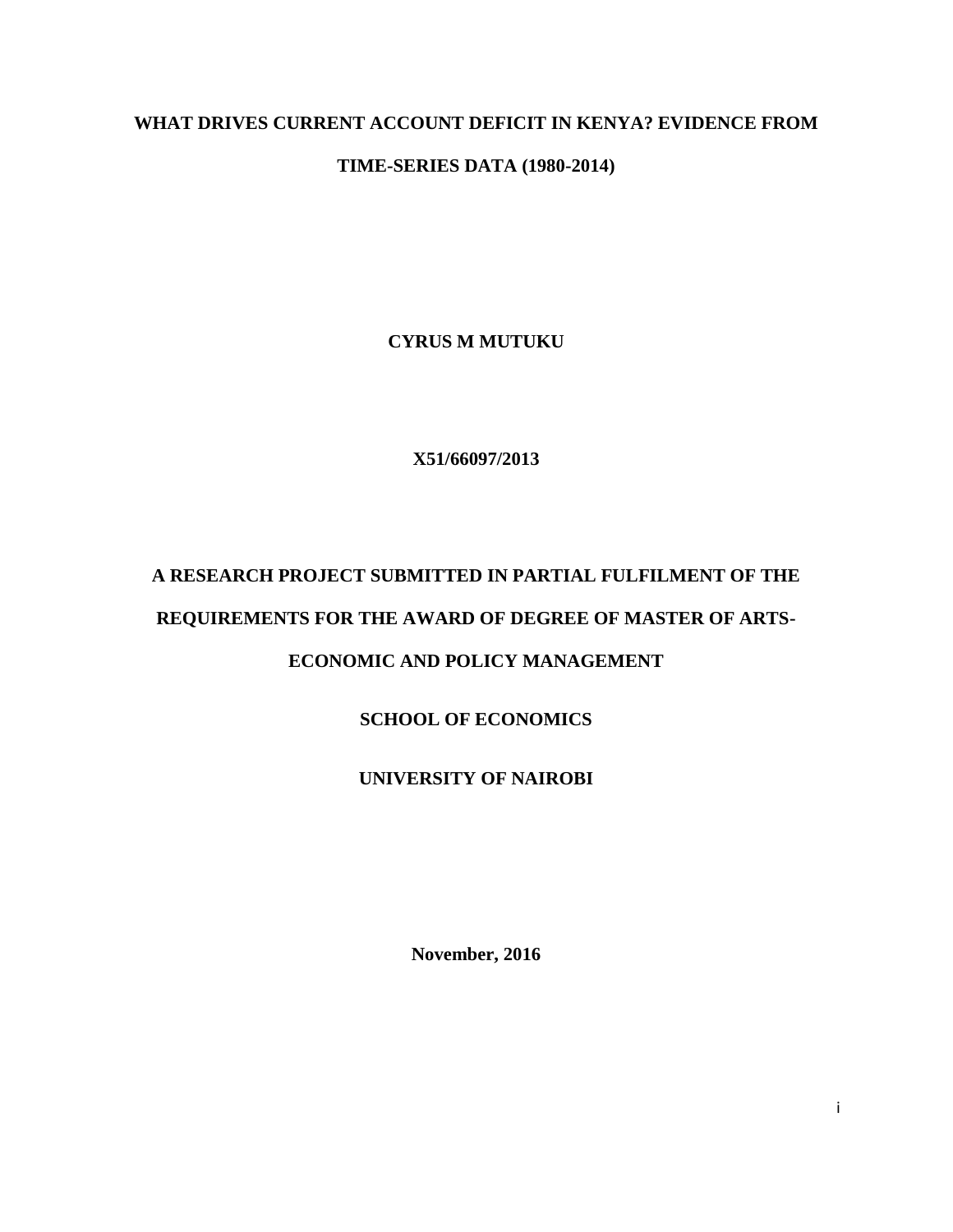# WHAT DRIVES CURRENT ACCOUNT DEFICIT IN KENYA? EVIDENCE FROM TIME-SERIES DATA (1980-2014)

**CYRUS M MUTUKU**

**X51/66097/2013**

**A RESEARCH PROJECT SUBMITTED IN PARTIAL FULFILMENT OF THE REQUIREMENTS FOR THE AWARD OF DEGREE OF MASTER OF ARTS-ECONOMIC AND POLICY MANAGEMENT**

**SCHOOL OF ECONOMICS**

**UNIVERSITY OF NAIROBI**

**November, 2016**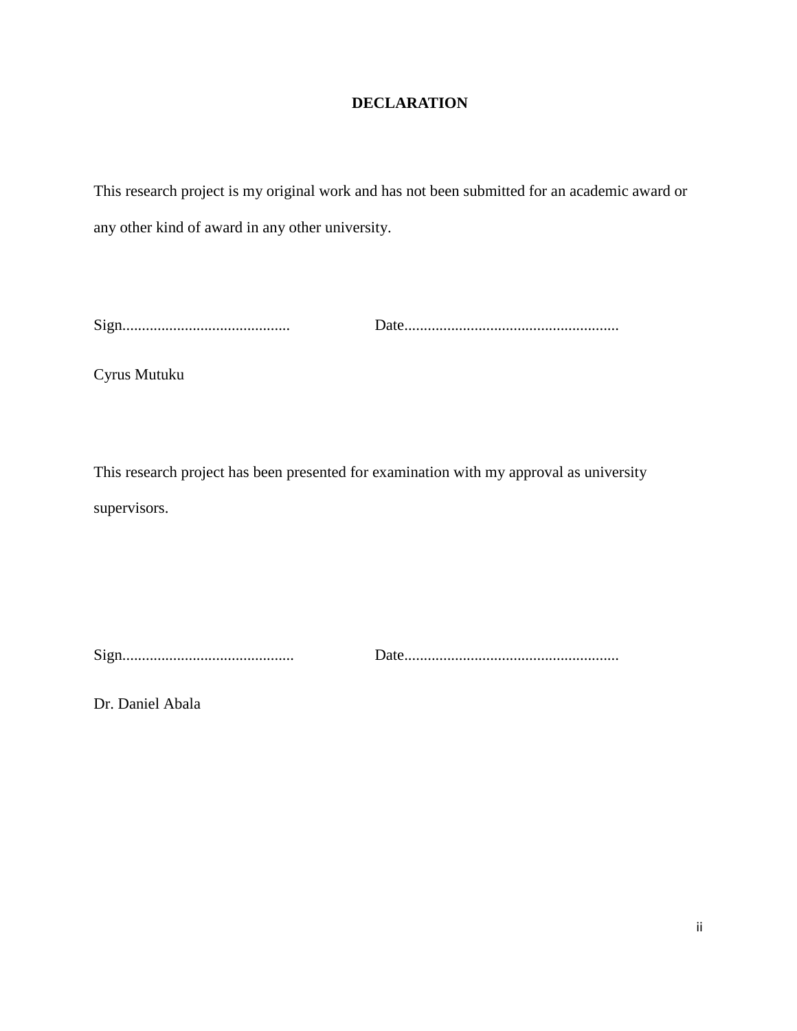# DECLARATION

This research project is my original work and has not been submitted for an academic award or any other kind of award in any other university.

Sign..........................................    Date......................................................

Cyrus Mutuku

This research project has been presented for examination with my approval as university supervisors.

Sign...........................................    Date......................................................

Dr. Daniel Abala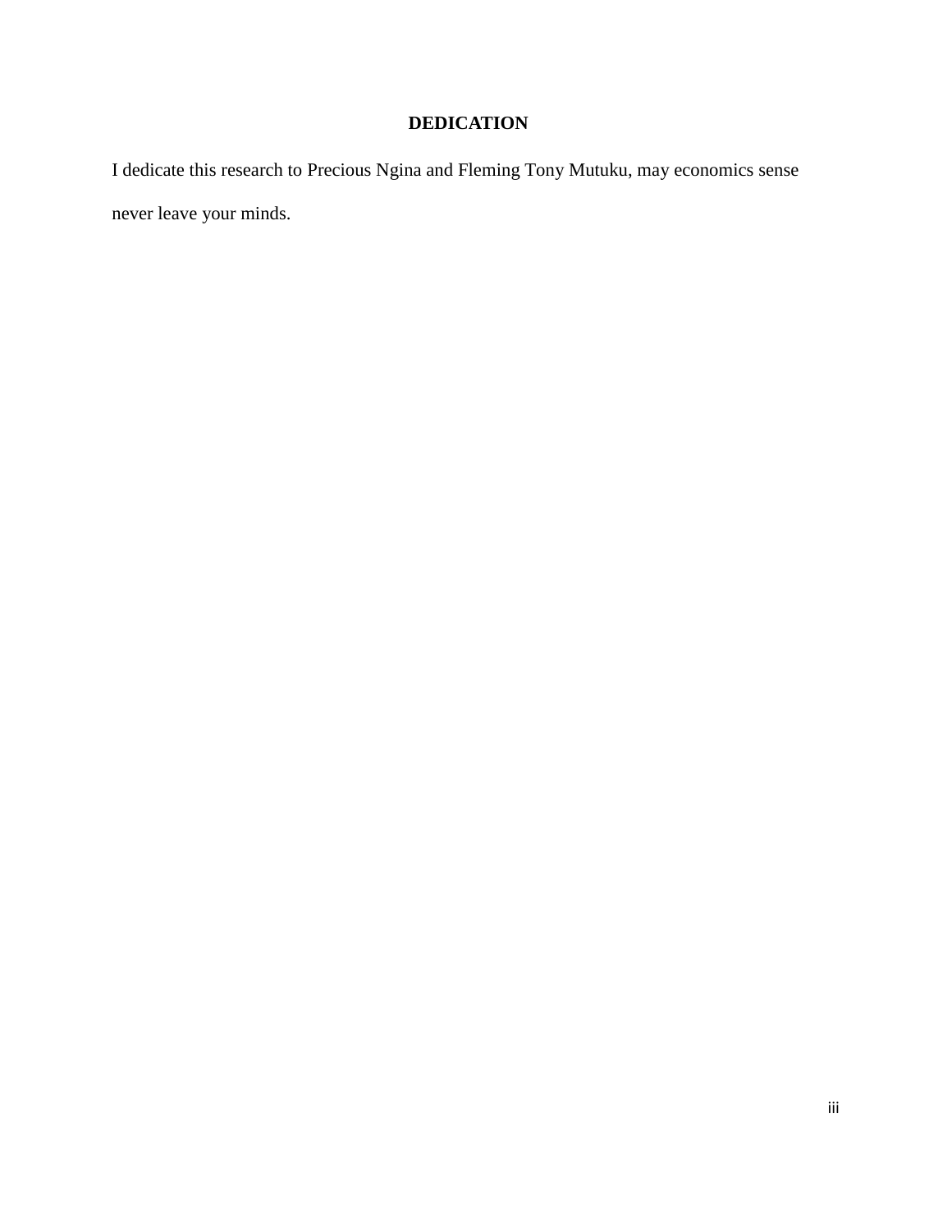# DEDICATION

I dedicate this research to Precious Ngina and Fleming Tony Mutuku, may economics sense never leave your minds.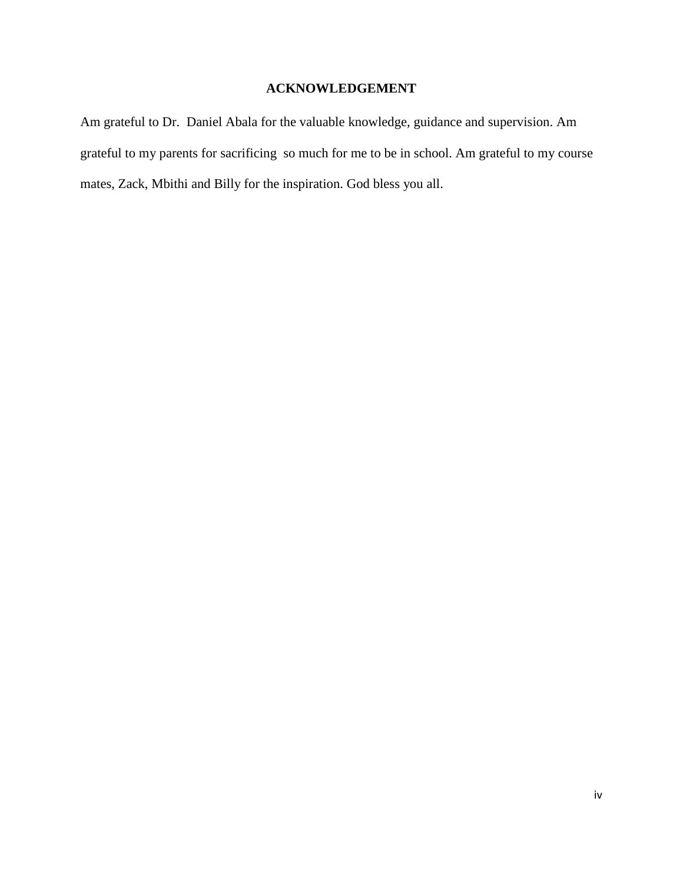## ACKNOWLEDGEMENT

Am grateful to Dr. Daniel Abala for the valuable knowledge, guidance and supervision. Am grateful to my parents for sacrificing so much for me to be in school. Am grateful to my course mates, Zack, Mbithi and Billy for the inspiration. God bless you all.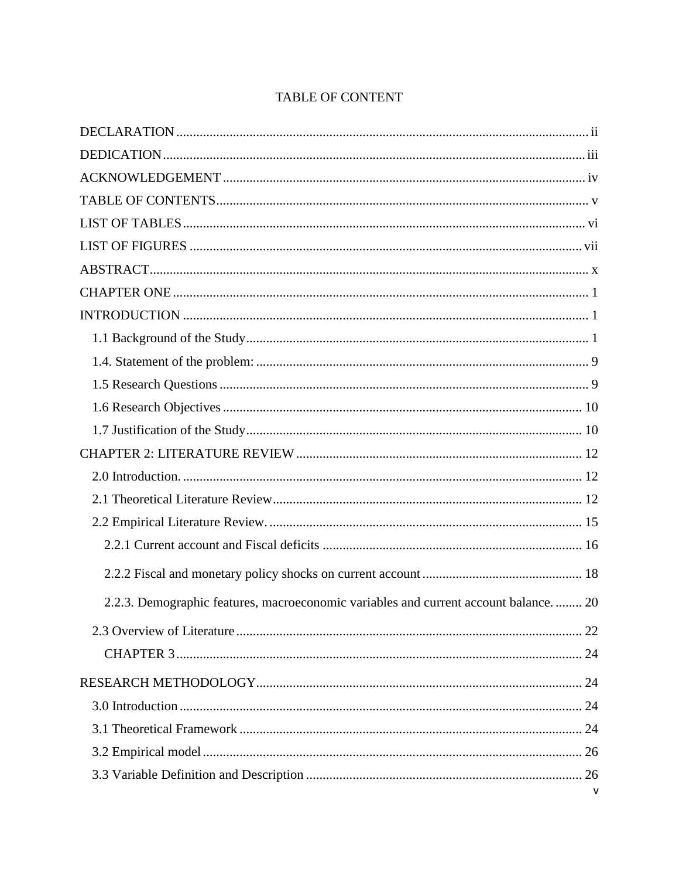# TABLE OF CONTENT

DECLARATION ........................................................................................................................ ii

DEDICATION.......................................................................................................................... iii

ACKNOWLEDGEMENT ......................................................................................................... iv

TABLE OF CONTENTS........................................................................................................... v

LIST OF TABLES .................................................................................................................... vi

LIST OF FIGURES ................................................................................................................. vii

ABSTRACT.............................................................................................................................. x

CHAPTER ONE ........................................................................................................................ 1

INTRODUCTION ..................................................................................................................... 1

- 1.1 Background of the Study .................................................................................................. 1
- 1.4. Statement of the problem: ................................................................................................ 9
- 1.5 Research Questions .......................................................................................................... 9
- 1.6 Research Objectives ........................................................................................................ 10
- 1.7 Justification of the Study................................................................................................. 10

CHAPTER 2: LITERATURE REVIEW.................................................................................. 12

- 2.0 Introduction. ................................................................................................................... 12
- 2.1 Theoretical Literature Review......................................................................................... 12
- 2.2 Empirical Literature Review. .......................................................................................... 15
  - 2.2.1 Current account and Fiscal deficits .......................................................................... 16
  - 2.2.2 Fiscal and monetary policy shocks on current account ............................................. 18
  - 2.2.3. Demographic features, macroeconomic variables and current account balance. ........ 20
- 2.3 Overview of Literature .................................................................................................... 22
  - CHAPTER 3 ...................................................................................................................... 24

RESEARCH METHODOLOGY.............................................................................................. 24

- 3.0 Introduction ..................................................................................................................... 24
- 3.1 Theoretical Framework ................................................................................................... 24
- 3.2 Empirical model .............................................................................................................. 26
- 3.3 Variable Definition and Description ............................................................................... 26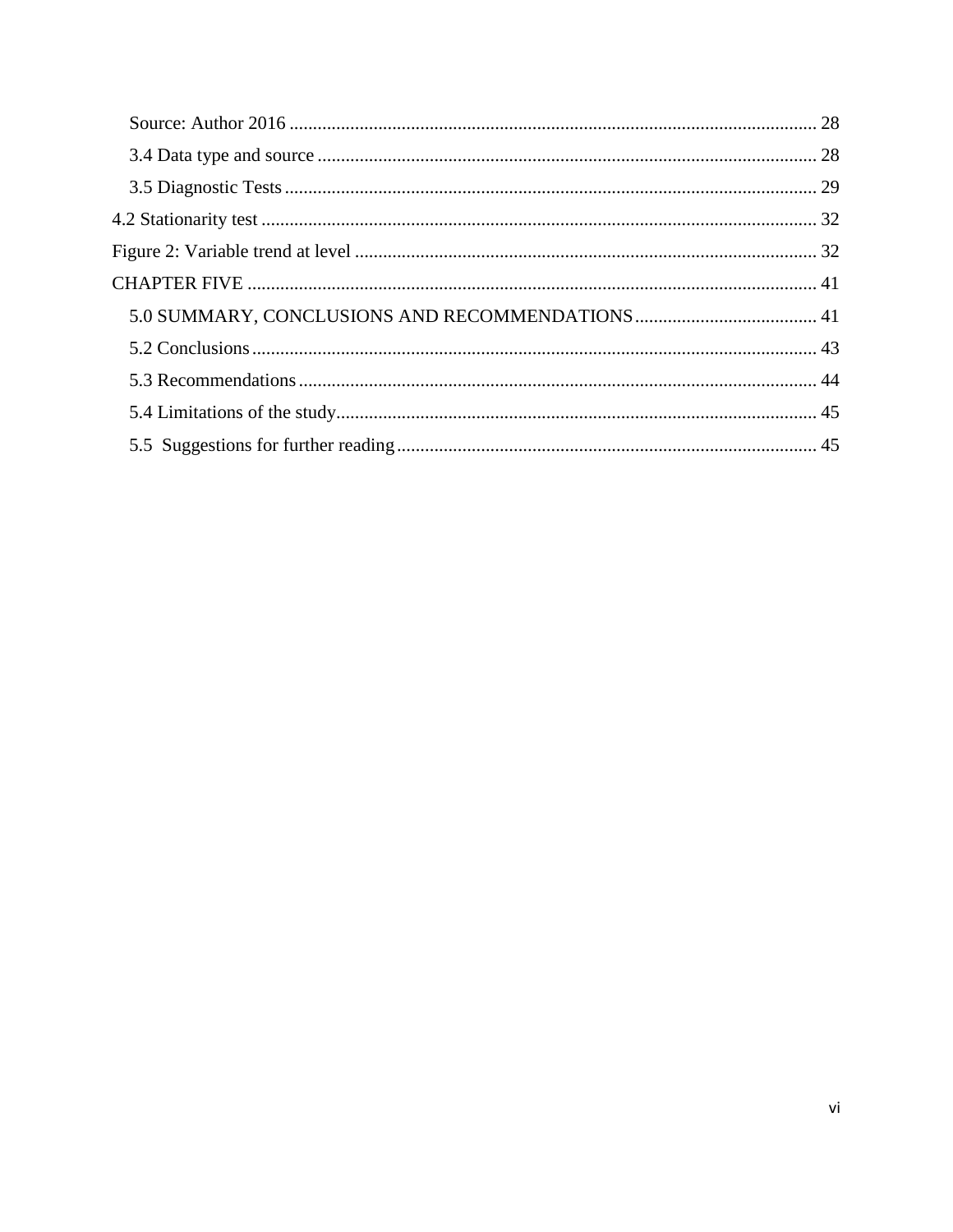Source: Author 2016 ........................................................................................................ 28

3.4 Data type and source ........................................................................................................ 28

3.5 Diagnostic Tests ........................................................................................................ 29

4.2 Stationarity test ........................................................................................................ 32

Figure 2: Variable trend at level ........................................................................................................ 32

CHAPTER FIVE ........................................................................................................ 41

5.0 SUMMARY, CONCLUSIONS AND RECOMMENDATIONS ........................................ 41

5.2 Conclusions ........................................................................................................ 43

5.3 Recommendations ........................................................................................................ 44

5.4 Limitations of the study ........................................................................................................ 45

5.5 Suggestions for further reading ........................................................................................................ 45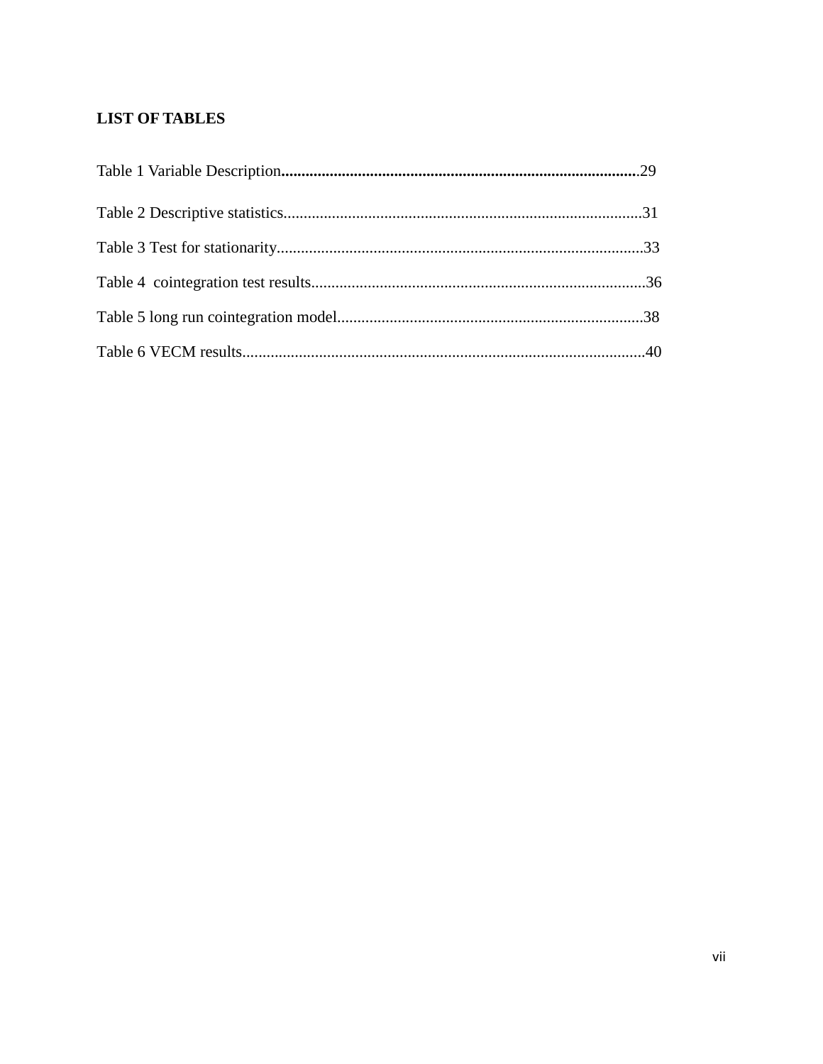## LIST OF TABLES

Table 1 Variable Description........................................................................................29

Table 2 Descriptive statistics........................................................................................31

Table 3 Test for stationarity..........................................................................................33

Table 4  cointegration test results..................................................................................36

Table 5 long run cointegration model...........................................................................38

Table 6 VECM results...................................................................................................40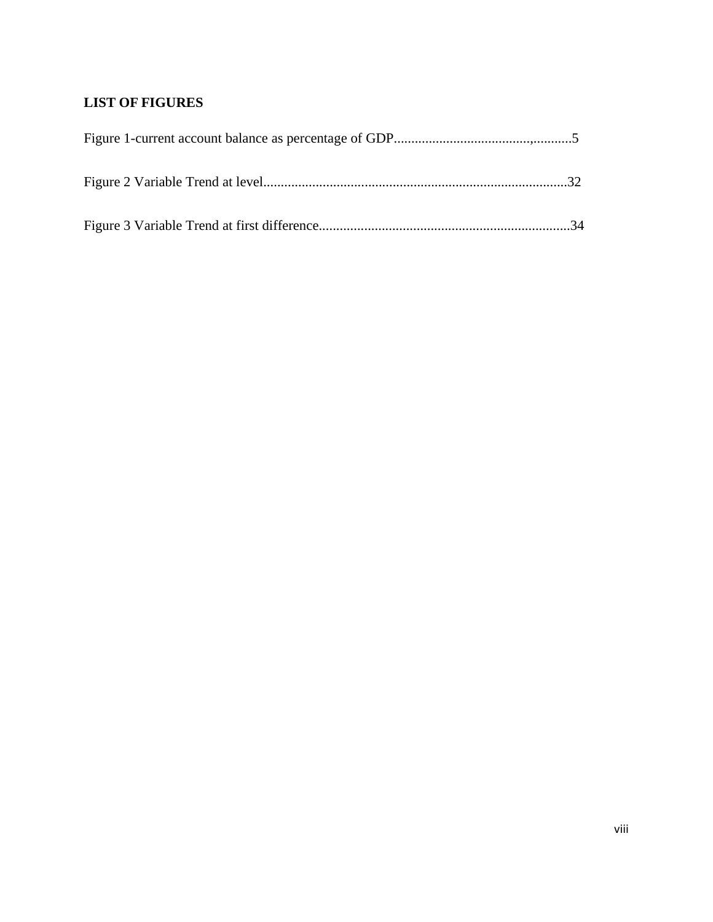**LIST OF FIGURES**

Figure 1-current account balance as percentage of GDP...................................,...........5

Figure 2 Variable Trend at level......................................................................................32

Figure 3 Variable Trend at first difference.......................................................................34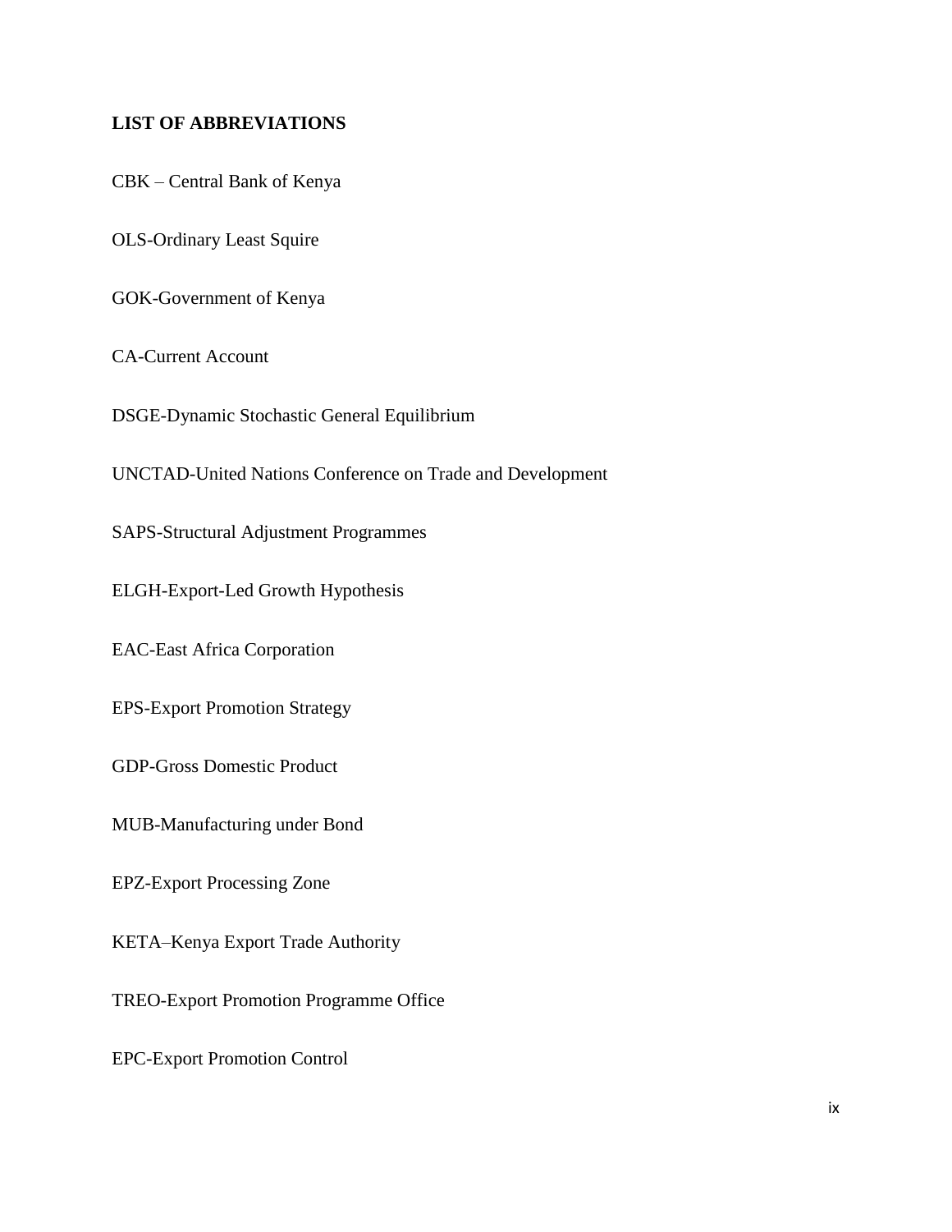**LIST OF ABBREVIATIONS**

CBK – Central Bank of Kenya

OLS-Ordinary Least Squire

GOK-Government of Kenya

CA-Current Account

DSGE-Dynamic Stochastic General Equilibrium

UNCTAD-United Nations Conference on Trade and Development

SAPS-Structural Adjustment Programmes

ELGH-Export-Led Growth Hypothesis

EAC-East Africa Corporation

EPS-Export Promotion Strategy

GDP-Gross Domestic Product

MUB-Manufacturing under Bond

EPZ-Export Processing Zone

KETA–Kenya Export Trade Authority

TREO-Export Promotion Programme Office

EPC-Export Promotion Control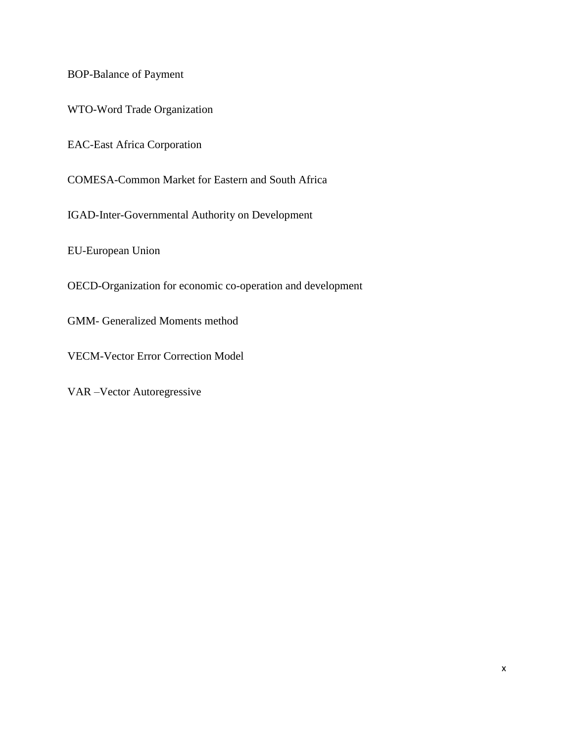BOP-Balance of Payment

WTO-Word Trade Organization

EAC-East Africa Corporation

COMESA-Common Market for Eastern and South Africa

IGAD-Inter-Governmental Authority on Development

EU-European Union

OECD-Organization for economic co-operation and development

GMM- Generalized Moments method

VECM-Vector Error Correction Model

VAR –Vector Autoregressive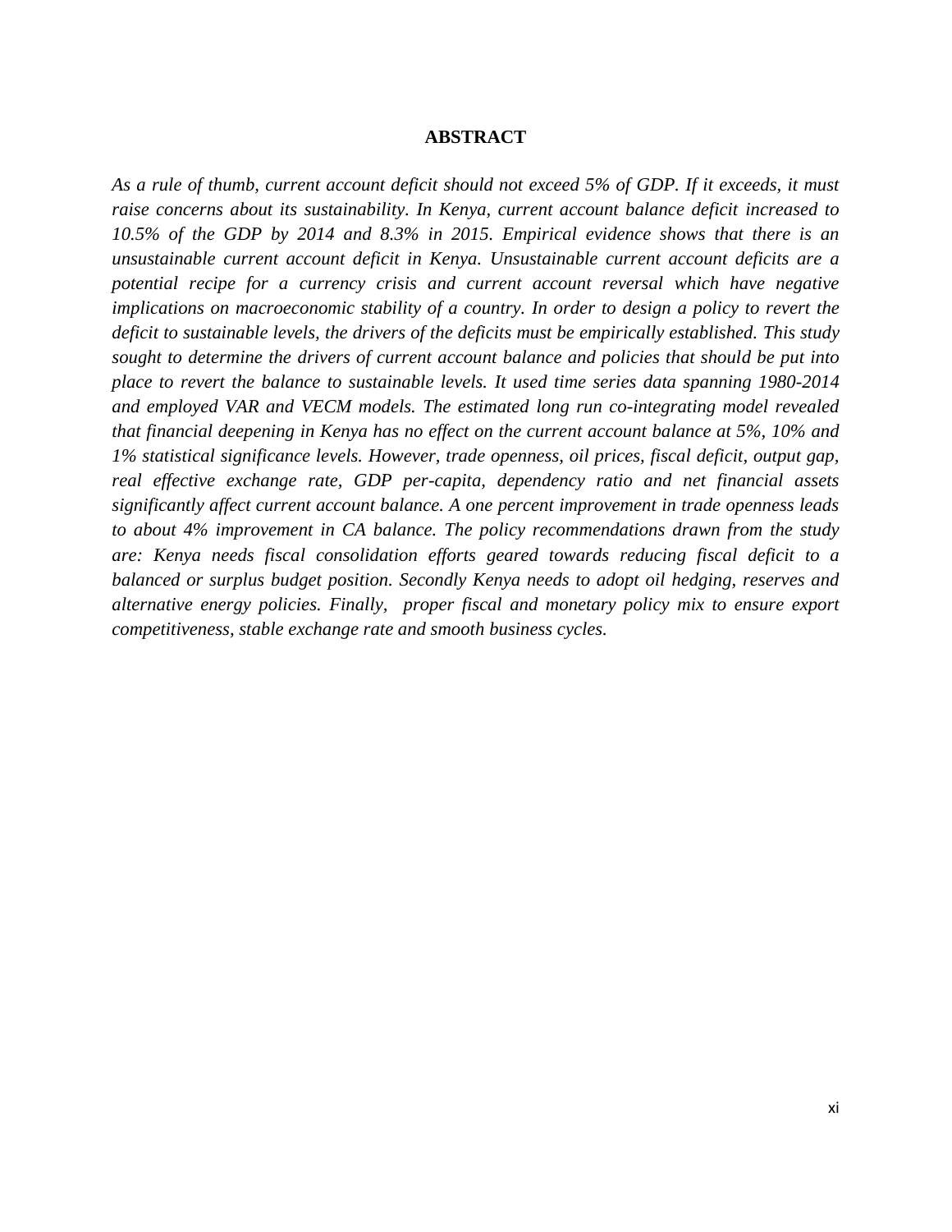## ABSTRACT

*As a rule of thumb, current account deficit should not exceed 5% of GDP. If it exceeds, it must raise concerns about its sustainability. In Kenya, current account balance deficit increased to 10.5% of the GDP by 2014 and 8.3% in 2015. Empirical evidence shows that there is an unsustainable current account deficit in Kenya. Unsustainable current account deficits are a potential recipe for a currency crisis and current account reversal which have negative implications on macroeconomic stability of a country. In order to design a policy to revert the deficit to sustainable levels, the drivers of the deficits must be empirically established. This study sought to determine the drivers of current account balance and policies that should be put into place to revert the balance to sustainable levels. It used time series data spanning 1980-2014 and employed VAR and VECM models. The estimated long run co-integrating model revealed that financial deepening in Kenya has no effect on the current account balance at 5%, 10% and 1% statistical significance levels. However, trade openness, oil prices, fiscal deficit, output gap, real effective exchange rate, GDP per-capita, dependency ratio and net financial assets significantly affect current account balance. A one percent improvement in trade openness leads to about 4% improvement in CA balance. The policy recommendations drawn from the study are: Kenya needs fiscal consolidation efforts geared towards reducing fiscal deficit to a balanced or surplus budget position. Secondly Kenya needs to adopt oil hedging, reserves and alternative energy policies. Finally, proper fiscal and monetary policy mix to ensure export competitiveness, stable exchange rate and smooth business cycles.*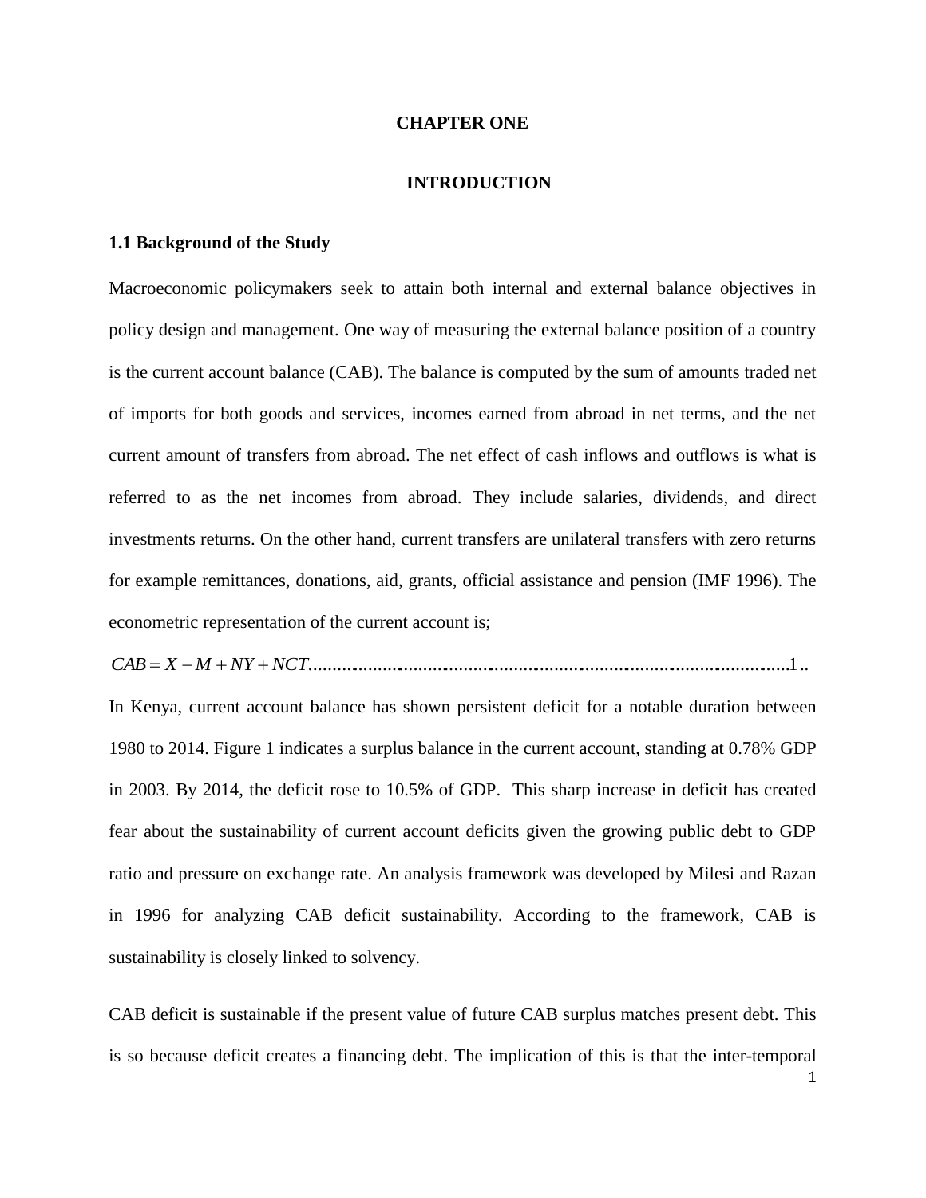# CHAPTER ONE

# INTRODUCTION

## 1.1 Background of the Study

Macroeconomic policymakers seek to attain both internal and external balance objectives in policy design and management. One way of measuring the external balance position of a country is the current account balance (CAB). The balance is computed by the sum of amounts traded net of imports for both goods and services, incomes earned from abroad in net terms, and the net current amount of transfers from abroad. The net effect of cash inflows and outflows is what is referred to as the net incomes from abroad. They include salaries, dividends, and direct investments returns. On the other hand, current transfers are unilateral transfers with zero returns for example remittances, donations, aid, grants, official assistance and pension (IMF 1996). The econometric representation of the current account is;

$$CAB = X - M + NY + NCT \qquad (1)$$

In Kenya, current account balance has shown persistent deficit for a notable duration between 1980 to 2014. Figure 1 indicates a surplus balance in the current account, standing at 0.78% GDP in 2003. By 2014, the deficit rose to 10.5% of GDP. This sharp increase in deficit has created fear about the sustainability of current account deficits given the growing public debt to GDP ratio and pressure on exchange rate. An analysis framework was developed by Milesi and Razan in 1996 for analyzing CAB deficit sustainability. According to the framework, CAB is sustainability is closely linked to solvency.

CAB deficit is sustainable if the present value of future CAB surplus matches present debt. This is so because deficit creates a financing debt. The implication of this is that the inter-temporal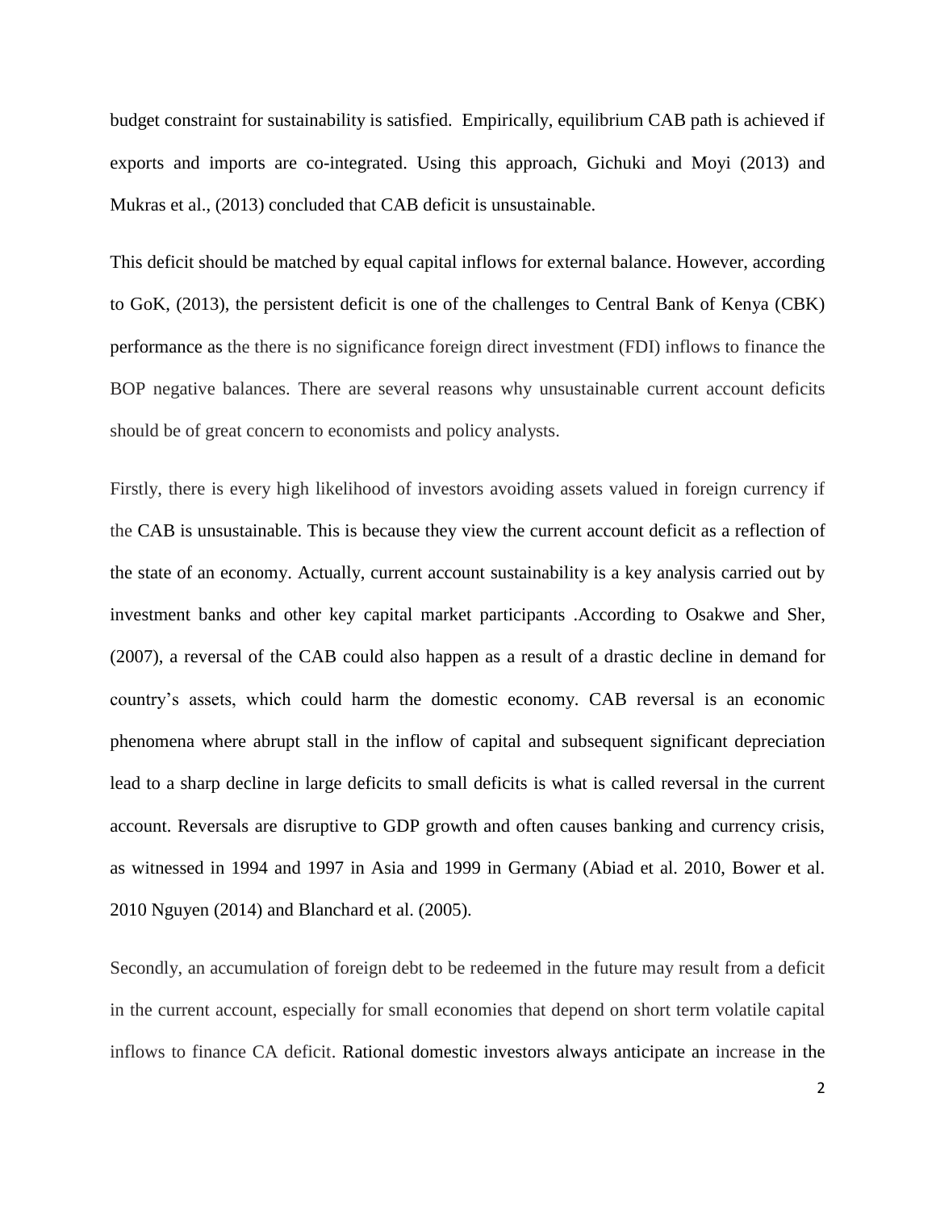budget constraint for sustainability is satisfied. Empirically, equilibrium CAB path is achieved if exports and imports are co-integrated. Using this approach, Gichuki and Moyi (2013) and Mukras et al., (2013) concluded that CAB deficit is unsustainable.

This deficit should be matched by equal capital inflows for external balance. However, according to GoK, (2013), the persistent deficit is one of the challenges to Central Bank of Kenya (CBK) performance as the there is no significance foreign direct investment (FDI) inflows to finance the BOP negative balances. There are several reasons why unsustainable current account deficits should be of great concern to economists and policy analysts.

Firstly, there is every high likelihood of investors avoiding assets valued in foreign currency if the CAB is unsustainable. This is because they view the current account deficit as a reflection of the state of an economy. Actually, current account sustainability is a key analysis carried out by investment banks and other key capital market participants .According to Osakwe and Sher, (2007), a reversal of the CAB could also happen as a result of a drastic decline in demand for country's assets, which could harm the domestic economy. CAB reversal is an economic phenomena where abrupt stall in the inflow of capital and subsequent significant depreciation lead to a sharp decline in large deficits to small deficits is what is called reversal in the current account. Reversals are disruptive to GDP growth and often causes banking and currency crisis, as witnessed in 1994 and 1997 in Asia and 1999 in Germany (Abiad et al. 2010, Bower et al. 2010 Nguyen (2014) and Blanchard et al. (2005).

Secondly, an accumulation of foreign debt to be redeemed in the future may result from a deficit in the current account, especially for small economies that depend on short term volatile capital inflows to finance CA deficit. Rational domestic investors always anticipate an increase in the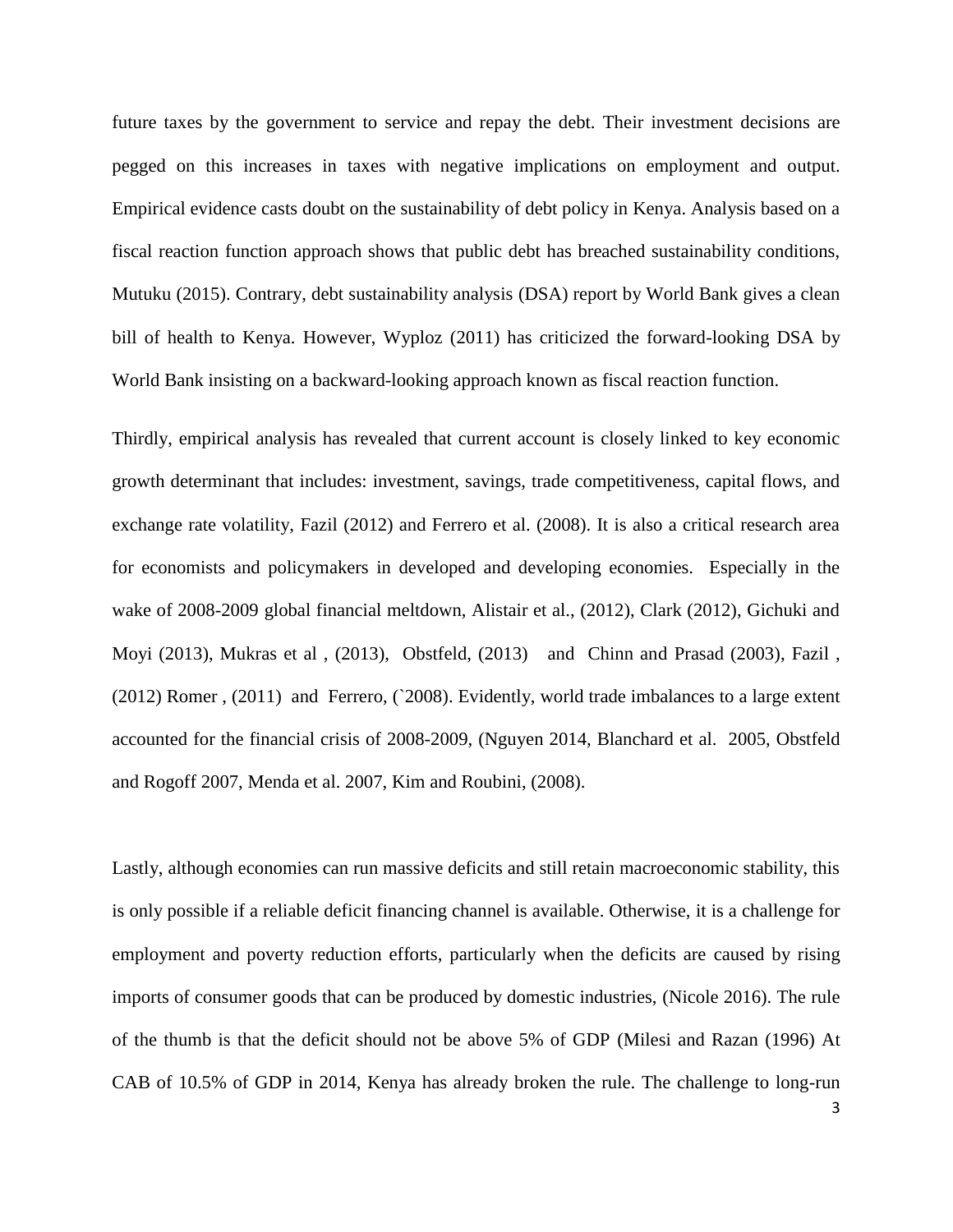future taxes by the government to service and repay the debt. Their investment decisions are pegged on this increases in taxes with negative implications on employment and output. Empirical evidence casts doubt on the sustainability of debt policy in Kenya. Analysis based on a fiscal reaction function approach shows that public debt has breached sustainability conditions, Mutuku (2015). Contrary, debt sustainability analysis (DSA) report by World Bank gives a clean bill of health to Kenya. However, Wyploz (2011) has criticized the forward-looking DSA by World Bank insisting on a backward-looking approach known as fiscal reaction function.

Thirdly, empirical analysis has revealed that current account is closely linked to key economic growth determinant that includes: investment, savings, trade competitiveness, capital flows, and exchange rate volatility, Fazil (2012) and Ferrero et al. (2008). It is also a critical research area for economists and policymakers in developed and developing economies. Especially in the wake of 2008-2009 global financial meltdown, Alistair et al., (2012), Clark (2012), Gichuki and Moyi (2013), Mukras et al , (2013), Obstfeld, (2013) and Chinn and Prasad (2003), Fazil , (2012) Romer , (2011) and Ferrero, (`2008). Evidently, world trade imbalances to a large extent accounted for the financial crisis of 2008-2009, (Nguyen 2014, Blanchard et al. 2005, Obstfeld and Rogoff 2007, Menda et al. 2007, Kim and Roubini, (2008).

Lastly, although economies can run massive deficits and still retain macroeconomic stability, this is only possible if a reliable deficit financing channel is available. Otherwise, it is a challenge for employment and poverty reduction efforts, particularly when the deficits are caused by rising imports of consumer goods that can be produced by domestic industries, (Nicole 2016). The rule of the thumb is that the deficit should not be above 5% of GDP (Milesi and Razan (1996) At CAB of 10.5% of GDP in 2014, Kenya has already broken the rule. The challenge to long-run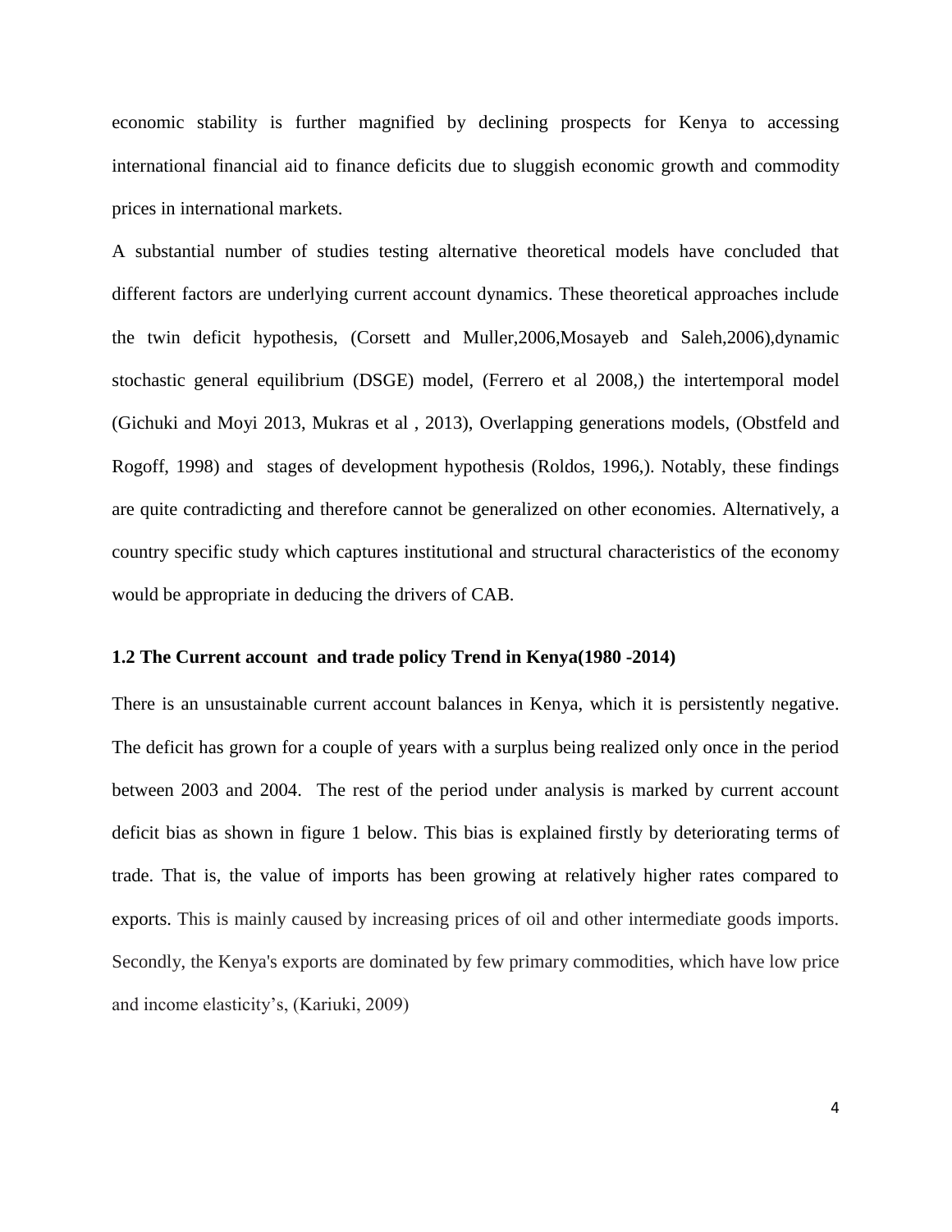economic stability is further magnified by declining prospects for Kenya to accessing international financial aid to finance deficits due to sluggish economic growth and commodity prices in international markets.

A substantial number of studies testing alternative theoretical models have concluded that different factors are underlying current account dynamics. These theoretical approaches include the twin deficit hypothesis, (Corsett and Muller,2006,Mosayeb and Saleh,2006),dynamic stochastic general equilibrium (DSGE) model, (Ferrero et al 2008,) the intertemporal model (Gichuki and Moyi 2013, Mukras et al , 2013), Overlapping generations models, (Obstfeld and Rogoff, 1998) and stages of development hypothesis (Roldos, 1996,). Notably, these findings are quite contradicting and therefore cannot be generalized on other economies. Alternatively, a country specific study which captures institutional and structural characteristics of the economy would be appropriate in deducing the drivers of CAB.

### 1.2 The Current account and trade policy Trend in Kenya(1980 -2014)

There is an unsustainable current account balances in Kenya, which it is persistently negative. The deficit has grown for a couple of years with a surplus being realized only once in the period between 2003 and 2004. The rest of the period under analysis is marked by current account deficit bias as shown in figure 1 below. This bias is explained firstly by deteriorating terms of trade. That is, the value of imports has been growing at relatively higher rates compared to exports. This is mainly caused by increasing prices of oil and other intermediate goods imports. Secondly, the Kenya's exports are dominated by few primary commodities, which have low price and income elasticity's, (Kariuki, 2009)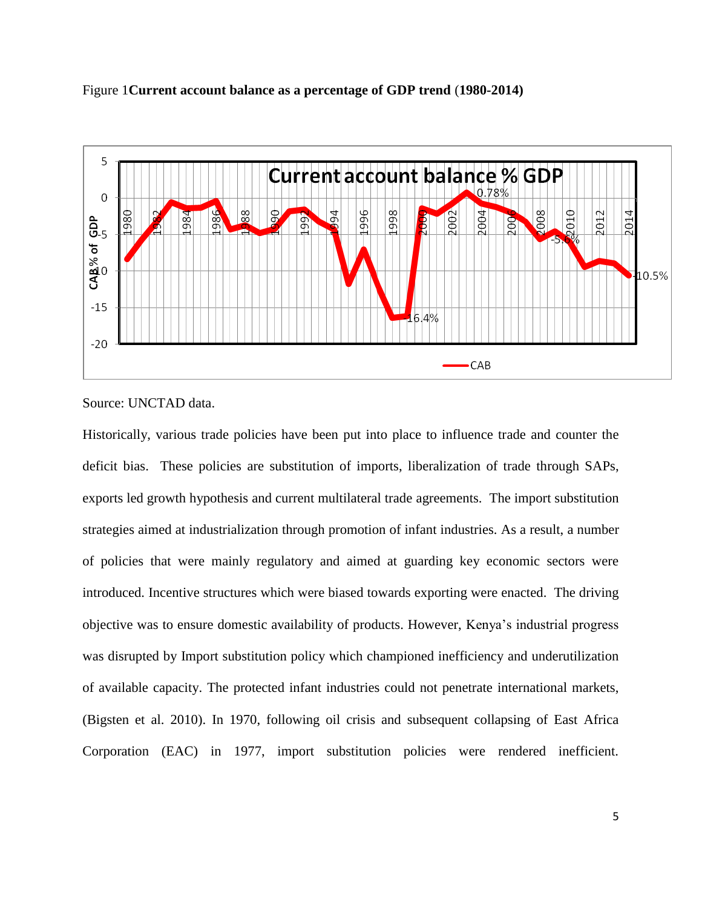Figure 1**Current account balance as a percentage of GDP trend** (**1980-2014)**

Source: UNCTAD data.

Historically, various trade policies have been put into place to influence trade and counter the deficit bias. These policies are substitution of imports, liberalization of trade through SAPs, exports led growth hypothesis and current multilateral trade agreements. The import substitution strategies aimed at industrialization through promotion of infant industries. As a result, a number of policies that were mainly regulatory and aimed at guarding key economic sectors were introduced. Incentive structures which were biased towards exporting were enacted. The driving objective was to ensure domestic availability of products. However, Kenya's industrial progress was disrupted by Import substitution policy which championed inefficiency and underutilization of available capacity. The protected infant industries could not penetrate international markets, (Bigsten et al. 2010). In 1970, following oil crisis and subsequent collapsing of East Africa Corporation (EAC) in 1977, import substitution policies were rendered inefficient.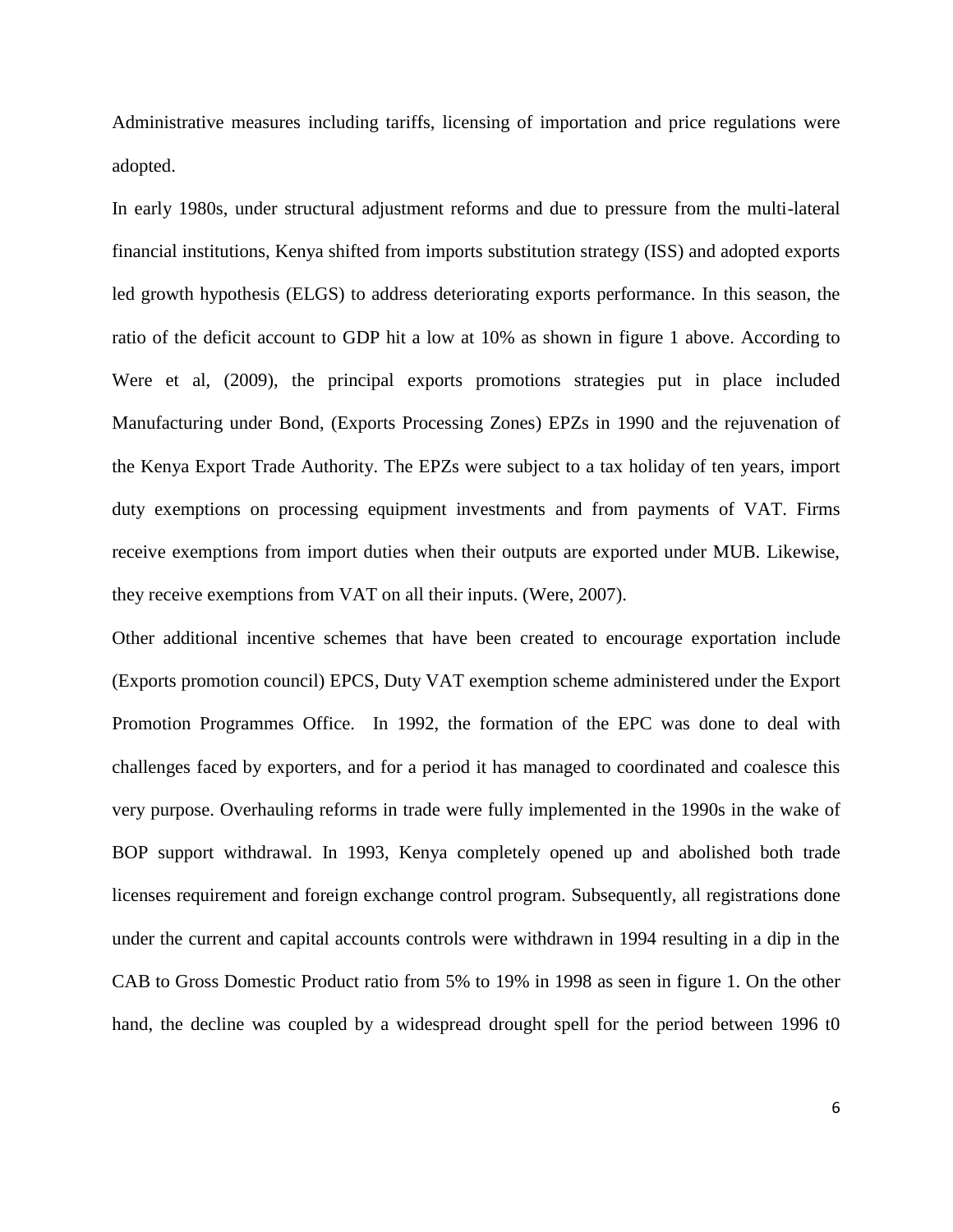Administrative measures including tariffs, licensing of importation and price regulations were adopted.

In early 1980s, under structural adjustment reforms and due to pressure from the multi-lateral financial institutions, Kenya shifted from imports substitution strategy (ISS) and adopted exports led growth hypothesis (ELGS) to address deteriorating exports performance. In this season, the ratio of the deficit account to GDP hit a low at 10% as shown in figure 1 above. According to Were et al, (2009), the principal exports promotions strategies put in place included Manufacturing under Bond, (Exports Processing Zones) EPZs in 1990 and the rejuvenation of the Kenya Export Trade Authority. The EPZs were subject to a tax holiday of ten years, import duty exemptions on processing equipment investments and from payments of VAT. Firms receive exemptions from import duties when their outputs are exported under MUB. Likewise, they receive exemptions from VAT on all their inputs. (Were, 2007).

Other additional incentive schemes that have been created to encourage exportation include (Exports promotion council) EPCS, Duty VAT exemption scheme administered under the Export Promotion Programmes Office. In 1992, the formation of the EPC was done to deal with challenges faced by exporters, and for a period it has managed to coordinated and coalesce this very purpose. Overhauling reforms in trade were fully implemented in the 1990s in the wake of BOP support withdrawal. In 1993, Kenya completely opened up and abolished both trade licenses requirement and foreign exchange control program. Subsequently, all registrations done under the current and capital accounts controls were withdrawn in 1994 resulting in a dip in the CAB to Gross Domestic Product ratio from 5% to 19% in 1998 as seen in figure 1. On the other hand, the decline was coupled by a widespread drought spell for the period between 1996 t0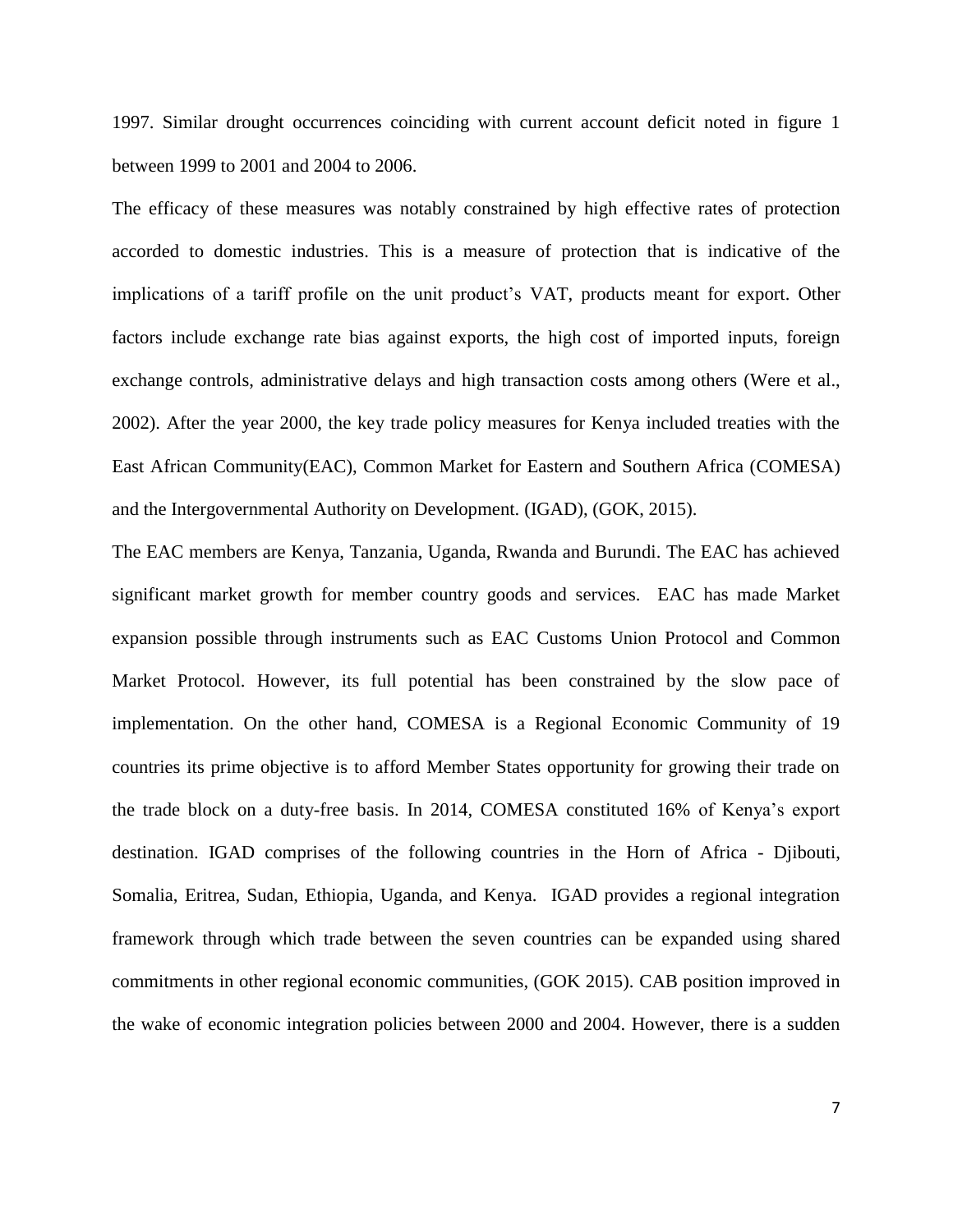1997. Similar drought occurrences coinciding with current account deficit noted in figure 1 between 1999 to 2001 and 2004 to 2006.

The efficacy of these measures was notably constrained by high effective rates of protection accorded to domestic industries. This is a measure of protection that is indicative of the implications of a tariff profile on the unit product's VAT, products meant for export. Other factors include exchange rate bias against exports, the high cost of imported inputs, foreign exchange controls, administrative delays and high transaction costs among others (Were et al., 2002). After the year 2000, the key trade policy measures for Kenya included treaties with the East African Community(EAC), Common Market for Eastern and Southern Africa (COMESA) and the Intergovernmental Authority on Development. (IGAD), (GOK, 2015).

The EAC members are Kenya, Tanzania, Uganda, Rwanda and Burundi. The EAC has achieved significant market growth for member country goods and services. EAC has made Market expansion possible through instruments such as EAC Customs Union Protocol and Common Market Protocol. However, its full potential has been constrained by the slow pace of implementation. On the other hand, COMESA is a Regional Economic Community of 19 countries its prime objective is to afford Member States opportunity for growing their trade on the trade block on a duty-free basis. In 2014, COMESA constituted 16% of Kenya's export destination. IGAD comprises of the following countries in the Horn of Africa - Djibouti, Somalia, Eritrea, Sudan, Ethiopia, Uganda, and Kenya. IGAD provides a regional integration framework through which trade between the seven countries can be expanded using shared commitments in other regional economic communities, (GOK 2015). CAB position improved in the wake of economic integration policies between 2000 and 2004. However, there is a sudden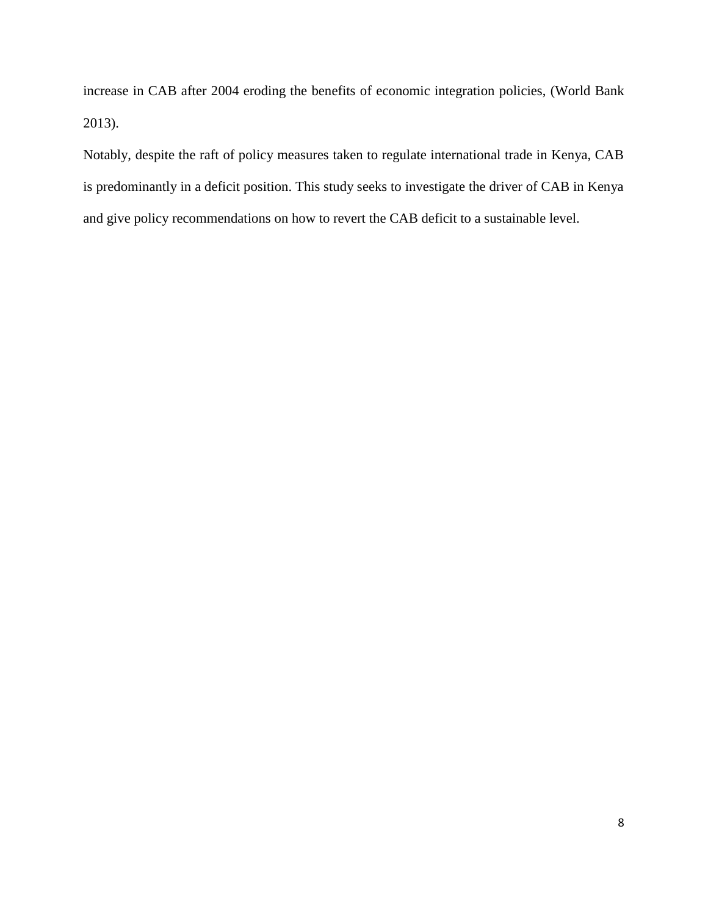increase in CAB after 2004 eroding the benefits of economic integration policies, (World Bank 2013).

Notably, despite the raft of policy measures taken to regulate international trade in Kenya, CAB is predominantly in a deficit position. This study seeks to investigate the driver of CAB in Kenya and give policy recommendations on how to revert the CAB deficit to a sustainable level.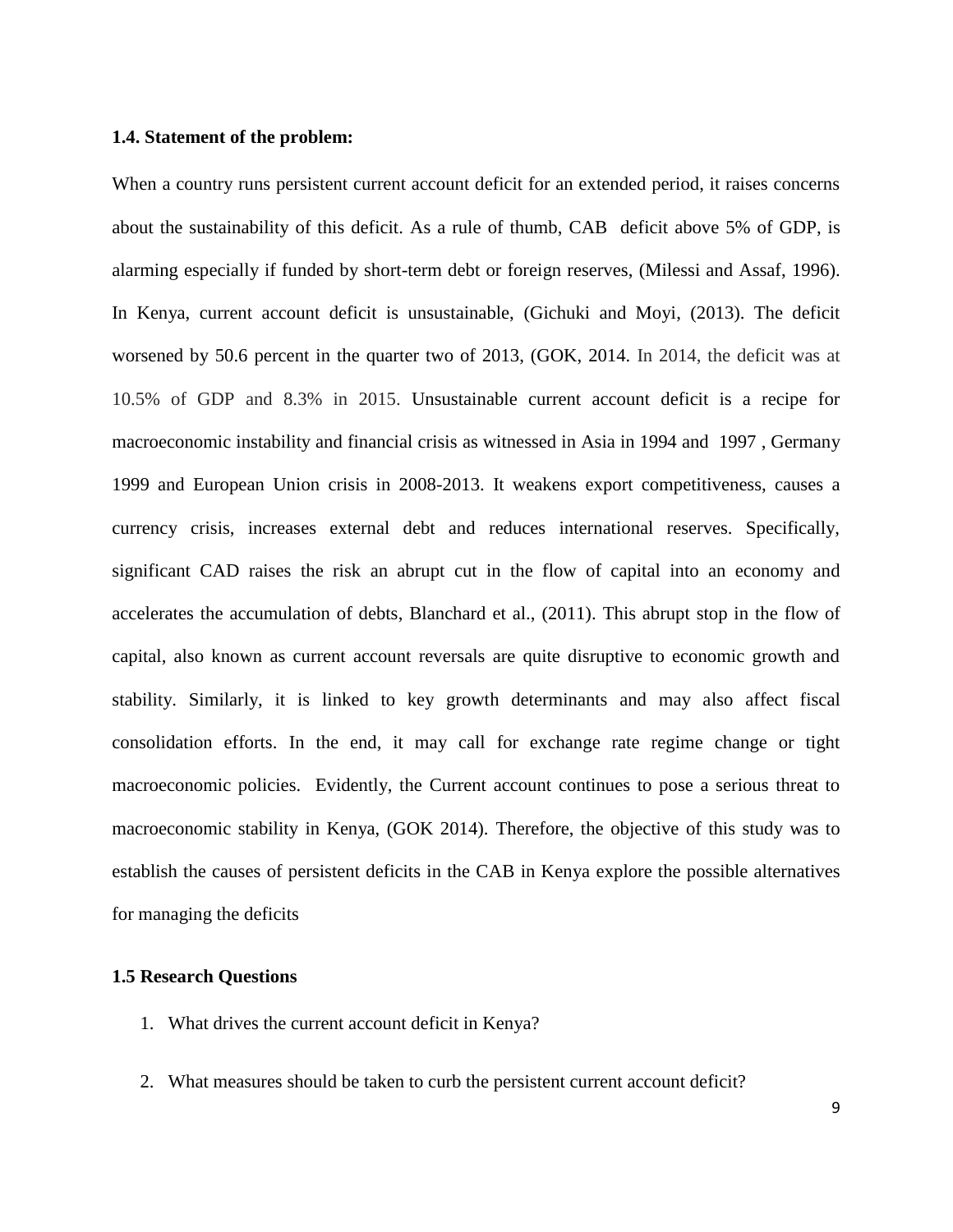### 1.4. Statement of the problem:

When a country runs persistent current account deficit for an extended period, it raises concerns about the sustainability of this deficit. As a rule of thumb, CAB deficit above 5% of GDP, is alarming especially if funded by short-term debt or foreign reserves, (Milessi and Assaf, 1996). In Kenya, current account deficit is unsustainable, (Gichuki and Moyi, (2013). The deficit worsened by 50.6 percent in the quarter two of 2013, (GOK, 2014. In 2014, the deficit was at 10.5% of GDP and 8.3% in 2015. Unsustainable current account deficit is a recipe for macroeconomic instability and financial crisis as witnessed in Asia in 1994 and 1997 , Germany 1999 and European Union crisis in 2008-2013. It weakens export competitiveness, causes a currency crisis, increases external debt and reduces international reserves. Specifically, significant CAD raises the risk an abrupt cut in the flow of capital into an economy and accelerates the accumulation of debts, Blanchard et al., (2011). This abrupt stop in the flow of capital, also known as current account reversals are quite disruptive to economic growth and stability. Similarly, it is linked to key growth determinants and may also affect fiscal consolidation efforts. In the end, it may call for exchange rate regime change or tight macroeconomic policies. Evidently, the Current account continues to pose a serious threat to macroeconomic stability in Kenya, (GOK 2014). Therefore, the objective of this study was to establish the causes of persistent deficits in the CAB in Kenya explore the possible alternatives for managing the deficits

### 1.5 Research Questions

1. What drives the current account deficit in Kenya?
2. What measures should be taken to curb the persistent current account deficit?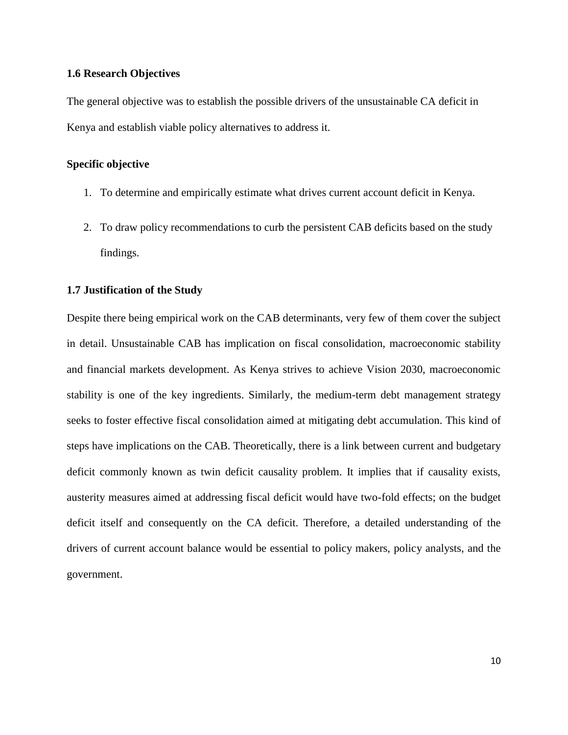### 1.6 Research Objectives

The general objective was to establish the possible drivers of the unsustainable CA deficit in Kenya and establish viable policy alternatives to address it.

#### Specific objective

1. To determine and empirically estimate what drives current account deficit in Kenya.
2. To draw policy recommendations to curb the persistent CAB deficits based on the study findings.

### 1.7 Justification of the Study

Despite there being empirical work on the CAB determinants, very few of them cover the subject in detail. Unsustainable CAB has implication on fiscal consolidation, macroeconomic stability and financial markets development. As Kenya strives to achieve Vision 2030, macroeconomic stability is one of the key ingredients. Similarly, the medium-term debt management strategy seeks to foster effective fiscal consolidation aimed at mitigating debt accumulation. This kind of steps have implications on the CAB. Theoretically, there is a link between current and budgetary deficit commonly known as twin deficit causality problem. It implies that if causality exists, austerity measures aimed at addressing fiscal deficit would have two-fold effects; on the budget deficit itself and consequently on the CA deficit. Therefore, a detailed understanding of the drivers of current account balance would be essential to policy makers, policy analysts, and the government.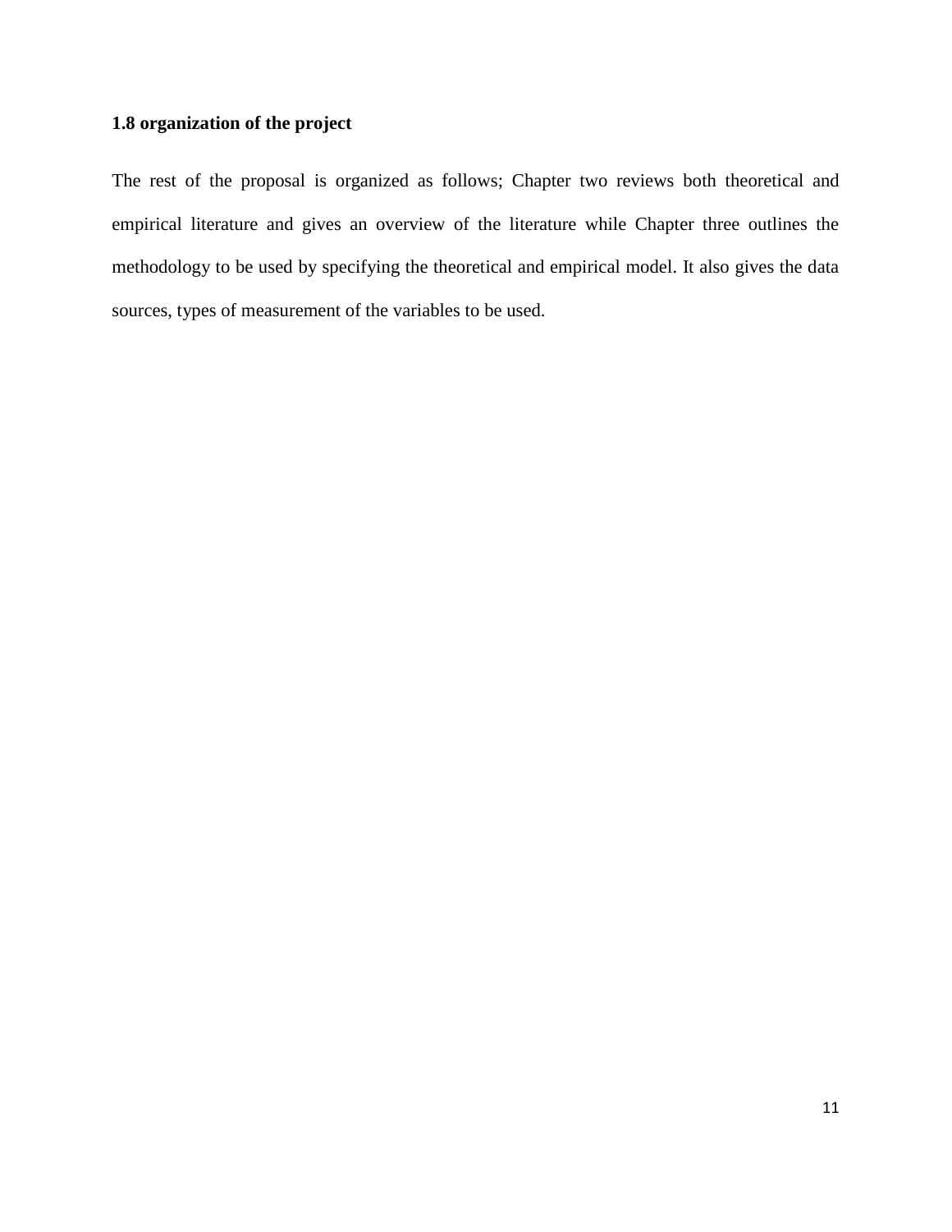### 1.8 organization of the project

The rest of the proposal is organized as follows; Chapter two reviews both theoretical and empirical literature and gives an overview of the literature while Chapter three outlines the methodology to be used by specifying the theoretical and empirical model. It also gives the data sources, types of measurement of the variables to be used.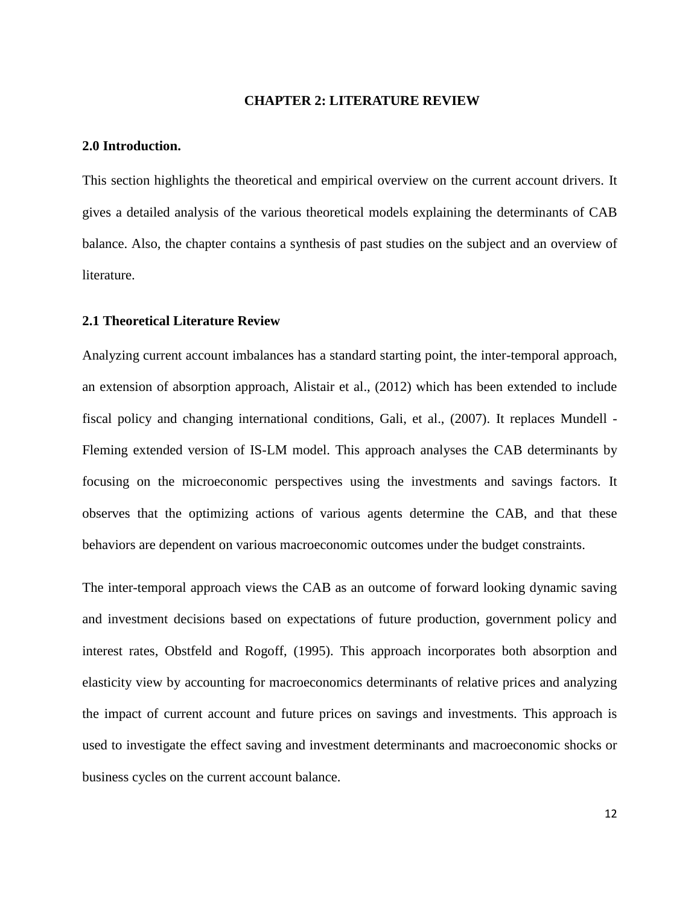# CHAPTER 2: LITERATURE REVIEW

## 2.0 Introduction.

This section highlights the theoretical and empirical overview on the current account drivers. It gives a detailed analysis of the various theoretical models explaining the determinants of CAB balance. Also, the chapter contains a synthesis of past studies on the subject and an overview of literature.

## 2.1 Theoretical Literature Review

Analyzing current account imbalances has a standard starting point, the inter-temporal approach, an extension of absorption approach, Alistair et al., (2012) which has been extended to include fiscal policy and changing international conditions, Gali, et al., (2007). It replaces Mundell - Fleming extended version of IS-LM model. This approach analyses the CAB determinants by focusing on the microeconomic perspectives using the investments and savings factors. It observes that the optimizing actions of various agents determine the CAB, and that these behaviors are dependent on various macroeconomic outcomes under the budget constraints.

The inter-temporal approach views the CAB as an outcome of forward looking dynamic saving and investment decisions based on expectations of future production, government policy and interest rates, Obstfeld and Rogoff, (1995). This approach incorporates both absorption and elasticity view by accounting for macroeconomics determinants of relative prices and analyzing the impact of current account and future prices on savings and investments. This approach is used to investigate the effect saving and investment determinants and macroeconomic shocks or business cycles on the current account balance.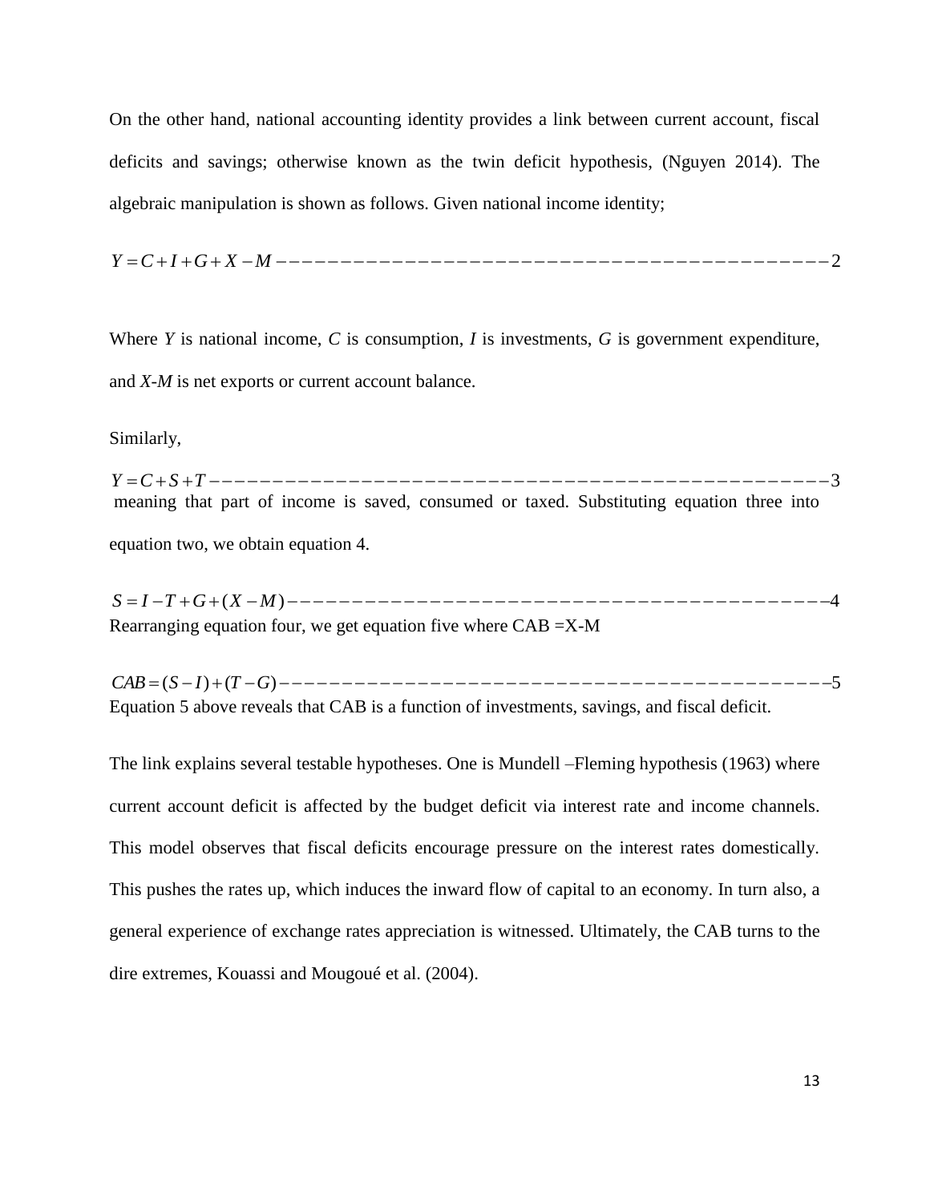On the other hand, national accounting identity provides a link between current account, fiscal deficits and savings; otherwise known as the twin deficit hypothesis, (Nguyen 2014). The algebraic manipulation is shown as follows. Given national income identity;

$$Y = C + I + G + X - M \quad \text{------------------------------------------} 2$$

Where *Y* is national income, *C* is consumption, *I* is investments, *G* is government expenditure, and *X-M* is net exports or current account balance.

Similarly,

$$Y = C + S + T \quad \text{------------------------------------------------} 3$$

meaning that part of income is saved, consumed or taxed. Substituting equation three into equation two, we obtain equation 4.

$$S = I - T + G + (X - M) \quad \text{------------------------------------------} 4$$

Rearranging equation four, we get equation five where CAB =X-M

$$CAB = (S - I) + (T - G) \quad \text{--------------------------------------------} 5$$

Equation 5 above reveals that CAB is a function of investments, savings, and fiscal deficit.

The link explains several testable hypotheses. One is Mundell –Fleming hypothesis (1963) where current account deficit is affected by the budget deficit via interest rate and income channels. This model observes that fiscal deficits encourage pressure on the interest rates domestically. This pushes the rates up, which induces the inward flow of capital to an economy. In turn also, a general experience of exchange rates appreciation is witnessed. Ultimately, the CAB turns to the dire extremes, Kouassi and Mougoué et al. (2004).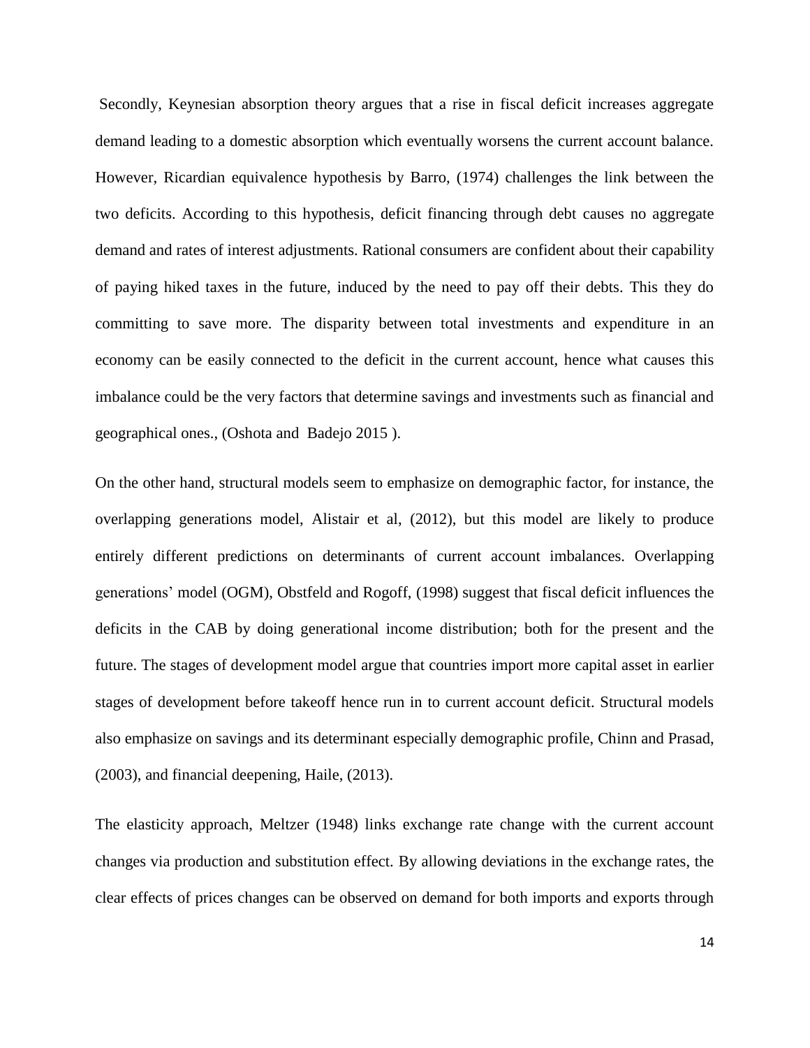Secondly, Keynesian absorption theory argues that a rise in fiscal deficit increases aggregate demand leading to a domestic absorption which eventually worsens the current account balance. However, Ricardian equivalence hypothesis by Barro, (1974) challenges the link between the two deficits. According to this hypothesis, deficit financing through debt causes no aggregate demand and rates of interest adjustments. Rational consumers are confident about their capability of paying hiked taxes in the future, induced by the need to pay off their debts. This they do committing to save more. The disparity between total investments and expenditure in an economy can be easily connected to the deficit in the current account, hence what causes this imbalance could be the very factors that determine savings and investments such as financial and geographical ones., (Oshota and Badejo 2015 ).

On the other hand, structural models seem to emphasize on demographic factor, for instance, the overlapping generations model, Alistair et al, (2012), but this model are likely to produce entirely different predictions on determinants of current account imbalances. Overlapping generations' model (OGM), Obstfeld and Rogoff, (1998) suggest that fiscal deficit influences the deficits in the CAB by doing generational income distribution; both for the present and the future. The stages of development model argue that countries import more capital asset in earlier stages of development before takeoff hence run in to current account deficit. Structural models also emphasize on savings and its determinant especially demographic profile, Chinn and Prasad, (2003), and financial deepening, Haile, (2013).

The elasticity approach, Meltzer (1948) links exchange rate change with the current account changes via production and substitution effect. By allowing deviations in the exchange rates, the clear effects of prices changes can be observed on demand for both imports and exports through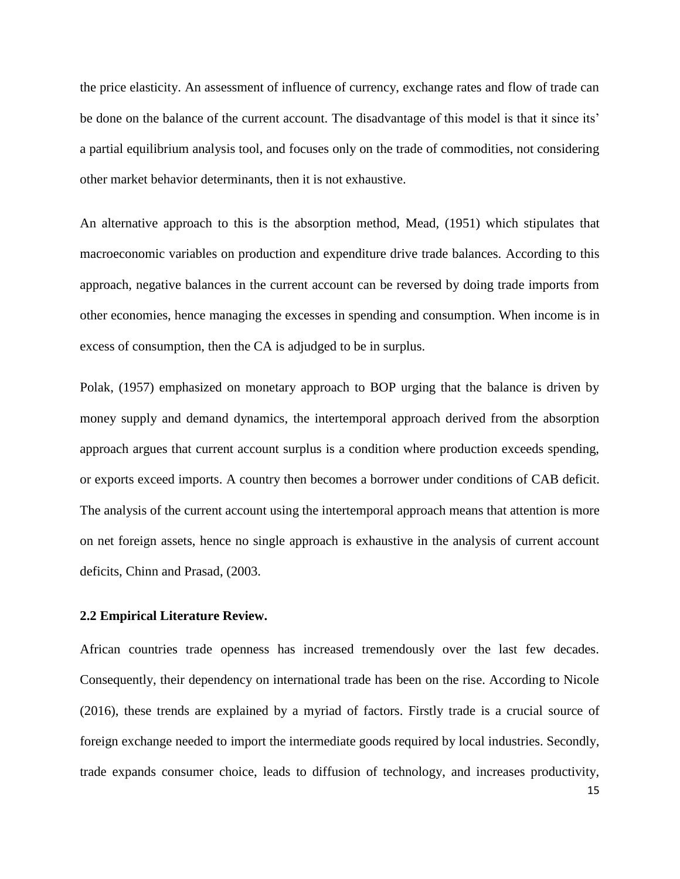the price elasticity. An assessment of influence of currency, exchange rates and flow of trade can be done on the balance of the current account. The disadvantage of this model is that it since its' a partial equilibrium analysis tool, and focuses only on the trade of commodities, not considering other market behavior determinants, then it is not exhaustive.

An alternative approach to this is the absorption method, Mead, (1951) which stipulates that macroeconomic variables on production and expenditure drive trade balances. According to this approach, negative balances in the current account can be reversed by doing trade imports from other economies, hence managing the excesses in spending and consumption. When income is in excess of consumption, then the CA is adjudged to be in surplus.

Polak, (1957) emphasized on monetary approach to BOP urging that the balance is driven by money supply and demand dynamics, the intertemporal approach derived from the absorption approach argues that current account surplus is a condition where production exceeds spending, or exports exceed imports. A country then becomes a borrower under conditions of CAB deficit. The analysis of the current account using the intertemporal approach means that attention is more on net foreign assets, hence no single approach is exhaustive in the analysis of current account deficits, Chinn and Prasad, (2003.

### 2.2 Empirical Literature Review.

African countries trade openness has increased tremendously over the last few decades. Consequently, their dependency on international trade has been on the rise. According to Nicole (2016), these trends are explained by a myriad of factors. Firstly trade is a crucial source of foreign exchange needed to import the intermediate goods required by local industries. Secondly, trade expands consumer choice, leads to diffusion of technology, and increases productivity,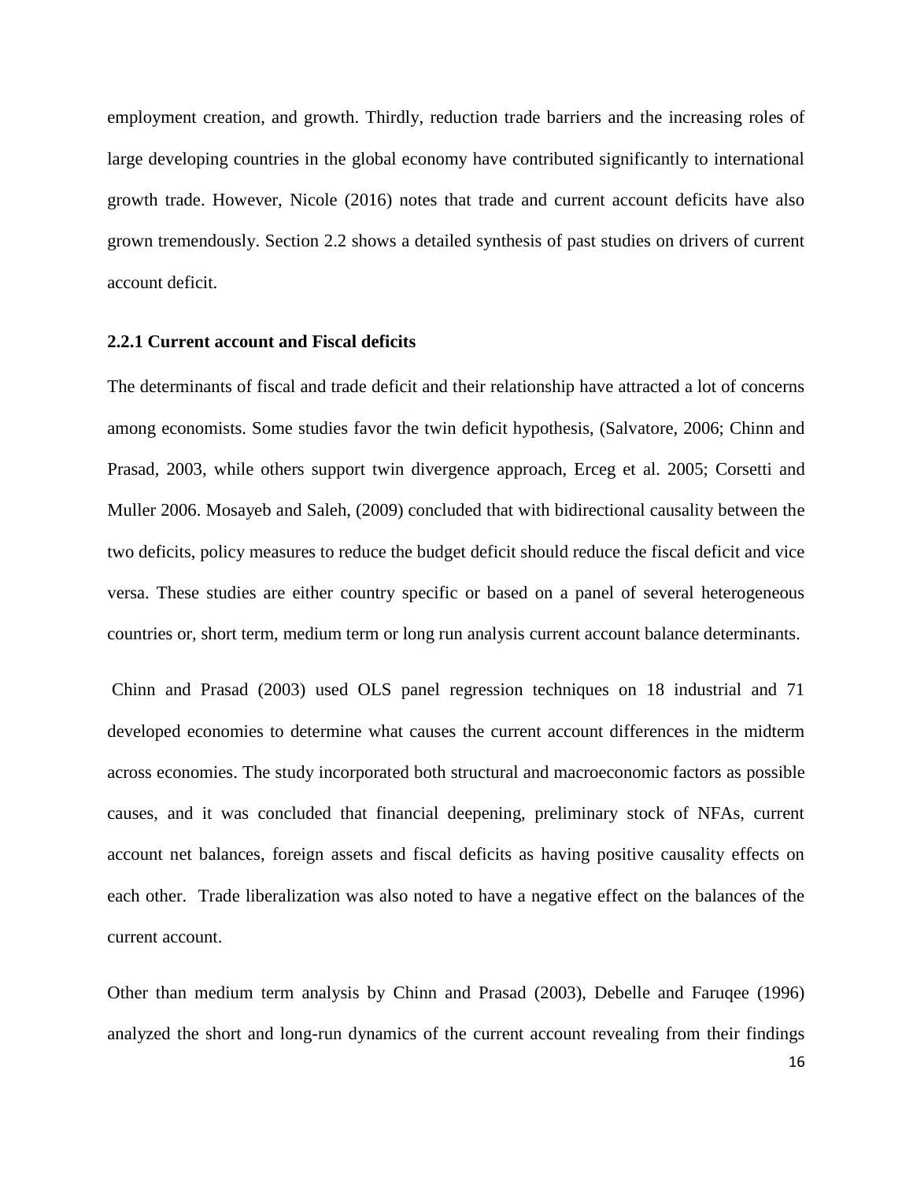employment creation, and growth. Thirdly, reduction trade barriers and the increasing roles of large developing countries in the global economy have contributed significantly to international growth trade. However, Nicole (2016) notes that trade and current account deficits have also grown tremendously. Section 2.2 shows a detailed synthesis of past studies on drivers of current account deficit.

### 2.2.1 Current account and Fiscal deficits

The determinants of fiscal and trade deficit and their relationship have attracted a lot of concerns among economists. Some studies favor the twin deficit hypothesis, (Salvatore, 2006; Chinn and Prasad, 2003, while others support twin divergence approach, Erceg et al. 2005; Corsetti and Muller 2006. Mosayeb and Saleh, (2009) concluded that with bidirectional causality between the two deficits, policy measures to reduce the budget deficit should reduce the fiscal deficit and vice versa. These studies are either country specific or based on a panel of several heterogeneous countries or, short term, medium term or long run analysis current account balance determinants.

Chinn and Prasad (2003) used OLS panel regression techniques on 18 industrial and 71 developed economies to determine what causes the current account differences in the midterm across economies. The study incorporated both structural and macroeconomic factors as possible causes, and it was concluded that financial deepening, preliminary stock of NFAs, current account net balances, foreign assets and fiscal deficits as having positive causality effects on each other. Trade liberalization was also noted to have a negative effect on the balances of the current account.

Other than medium term analysis by Chinn and Prasad (2003), Debelle and Faruqee (1996) analyzed the short and long-run dynamics of the current account revealing from their findings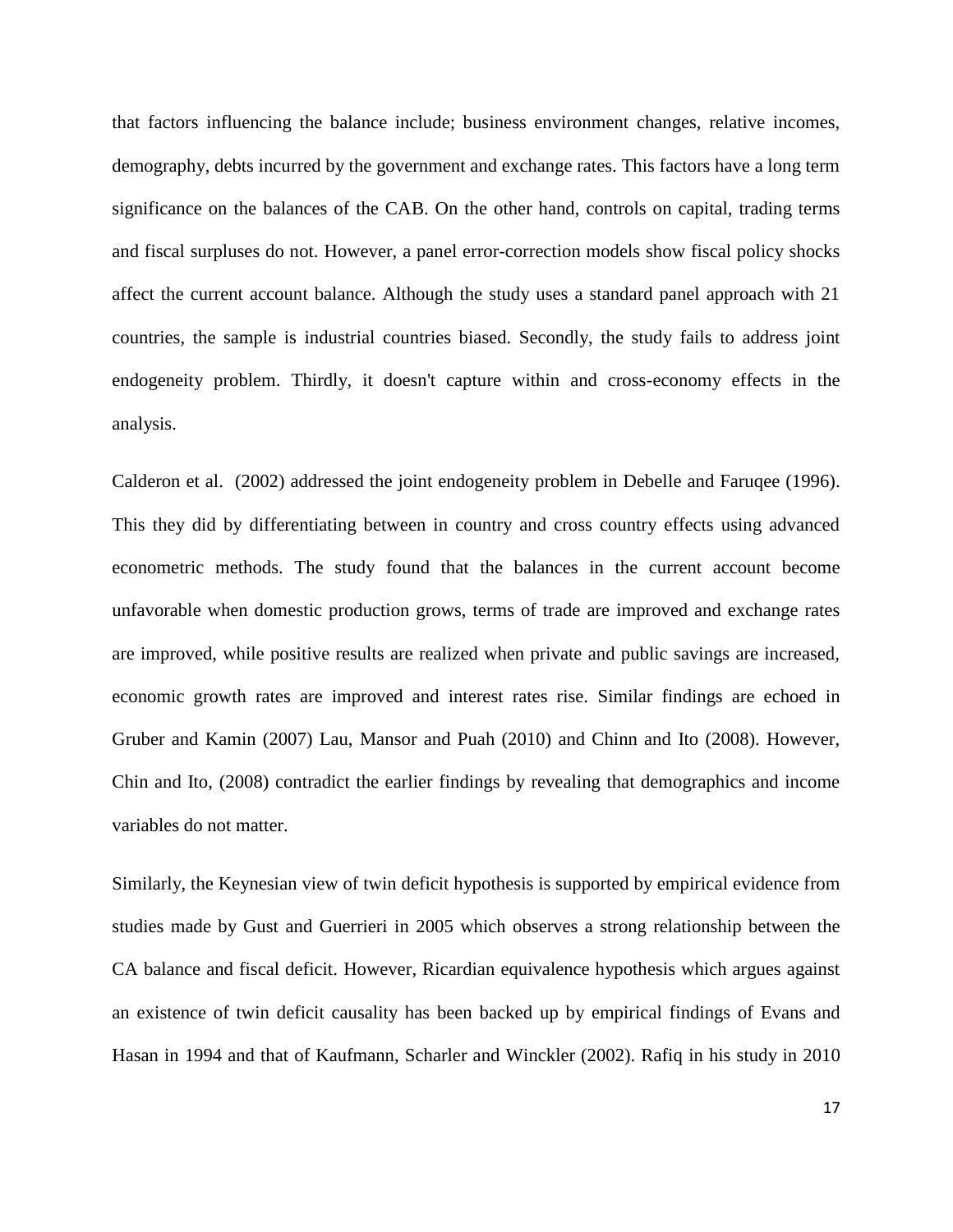that factors influencing the balance include; business environment changes, relative incomes, demography, debts incurred by the government and exchange rates. This factors have a long term significance on the balances of the CAB. On the other hand, controls on capital, trading terms and fiscal surpluses do not. However, a panel error-correction models show fiscal policy shocks affect the current account balance. Although the study uses a standard panel approach with 21 countries, the sample is industrial countries biased. Secondly, the study fails to address joint endogeneity problem. Thirdly, it doesn't capture within and cross-economy effects in the analysis.

Calderon et al. (2002) addressed the joint endogeneity problem in Debelle and Faruqee (1996). This they did by differentiating between in country and cross country effects using advanced econometric methods. The study found that the balances in the current account become unfavorable when domestic production grows, terms of trade are improved and exchange rates are improved, while positive results are realized when private and public savings are increased, economic growth rates are improved and interest rates rise. Similar findings are echoed in Gruber and Kamin (2007) Lau, Mansor and Puah (2010) and Chinn and Ito (2008). However, Chin and Ito, (2008) contradict the earlier findings by revealing that demographics and income variables do not matter.

Similarly, the Keynesian view of twin deficit hypothesis is supported by empirical evidence from studies made by Gust and Guerrieri in 2005 which observes a strong relationship between the CA balance and fiscal deficit. However, Ricardian equivalence hypothesis which argues against an existence of twin deficit causality has been backed up by empirical findings of Evans and Hasan in 1994 and that of Kaufmann, Scharler and Winckler (2002). Rafiq in his study in 2010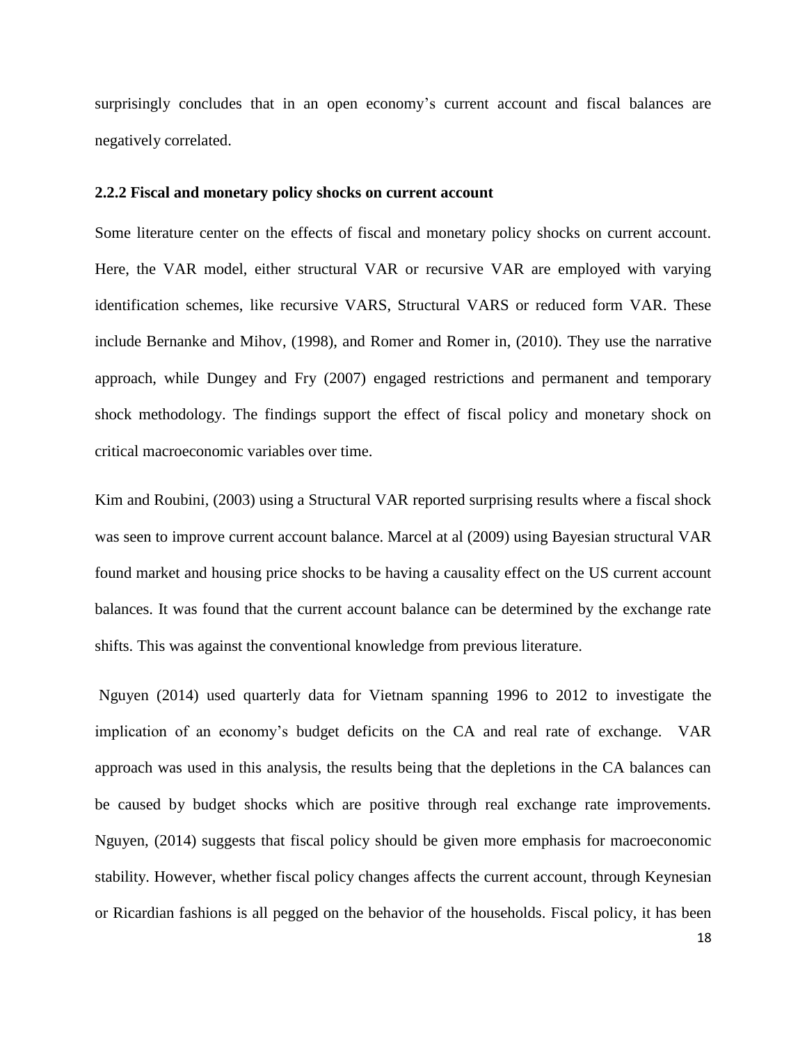surprisingly concludes that in an open economy's current account and fiscal balances are negatively correlated.

### 2.2.2 Fiscal and monetary policy shocks on current account

Some literature center on the effects of fiscal and monetary policy shocks on current account. Here, the VAR model, either structural VAR or recursive VAR are employed with varying identification schemes, like recursive VARS, Structural VARS or reduced form VAR. These include Bernanke and Mihov, (1998), and Romer and Romer in, (2010). They use the narrative approach, while Dungey and Fry (2007) engaged restrictions and permanent and temporary shock methodology. The findings support the effect of fiscal policy and monetary shock on critical macroeconomic variables over time.

Kim and Roubini, (2003) using a Structural VAR reported surprising results where a fiscal shock was seen to improve current account balance. Marcel at al (2009) using Bayesian structural VAR found market and housing price shocks to be having a causality effect on the US current account balances. It was found that the current account balance can be determined by the exchange rate shifts. This was against the conventional knowledge from previous literature.

Nguyen (2014) used quarterly data for Vietnam spanning 1996 to 2012 to investigate the implication of an economy's budget deficits on the CA and real rate of exchange. VAR approach was used in this analysis, the results being that the depletions in the CA balances can be caused by budget shocks which are positive through real exchange rate improvements. Nguyen, (2014) suggests that fiscal policy should be given more emphasis for macroeconomic stability. However, whether fiscal policy changes affects the current account, through Keynesian or Ricardian fashions is all pegged on the behavior of the households. Fiscal policy, it has been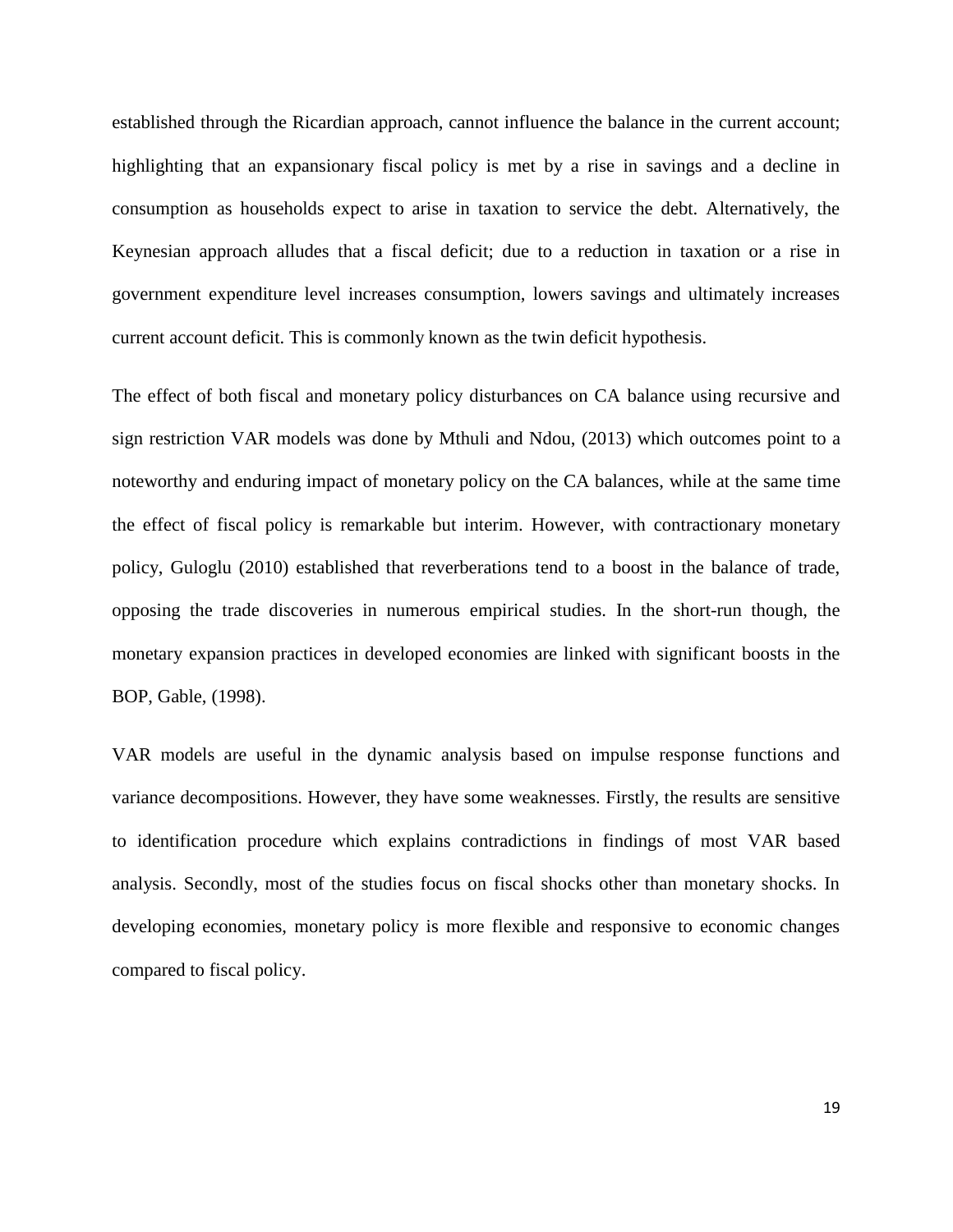established through the Ricardian approach, cannot influence the balance in the current account; highlighting that an expansionary fiscal policy is met by a rise in savings and a decline in consumption as households expect to arise in taxation to service the debt. Alternatively, the Keynesian approach alludes that a fiscal deficit; due to a reduction in taxation or a rise in government expenditure level increases consumption, lowers savings and ultimately increases current account deficit. This is commonly known as the twin deficit hypothesis.

The effect of both fiscal and monetary policy disturbances on CA balance using recursive and sign restriction VAR models was done by Mthuli and Ndou, (2013) which outcomes point to a noteworthy and enduring impact of monetary policy on the CA balances, while at the same time the effect of fiscal policy is remarkable but interim. However, with contractionary monetary policy, Guloglu (2010) established that reverberations tend to a boost in the balance of trade, opposing the trade discoveries in numerous empirical studies. In the short-run though, the monetary expansion practices in developed economies are linked with significant boosts in the BOP, Gable, (1998).

VAR models are useful in the dynamic analysis based on impulse response functions and variance decompositions. However, they have some weaknesses. Firstly, the results are sensitive to identification procedure which explains contradictions in findings of most VAR based analysis. Secondly, most of the studies focus on fiscal shocks other than monetary shocks. In developing economies, monetary policy is more flexible and responsive to economic changes compared to fiscal policy.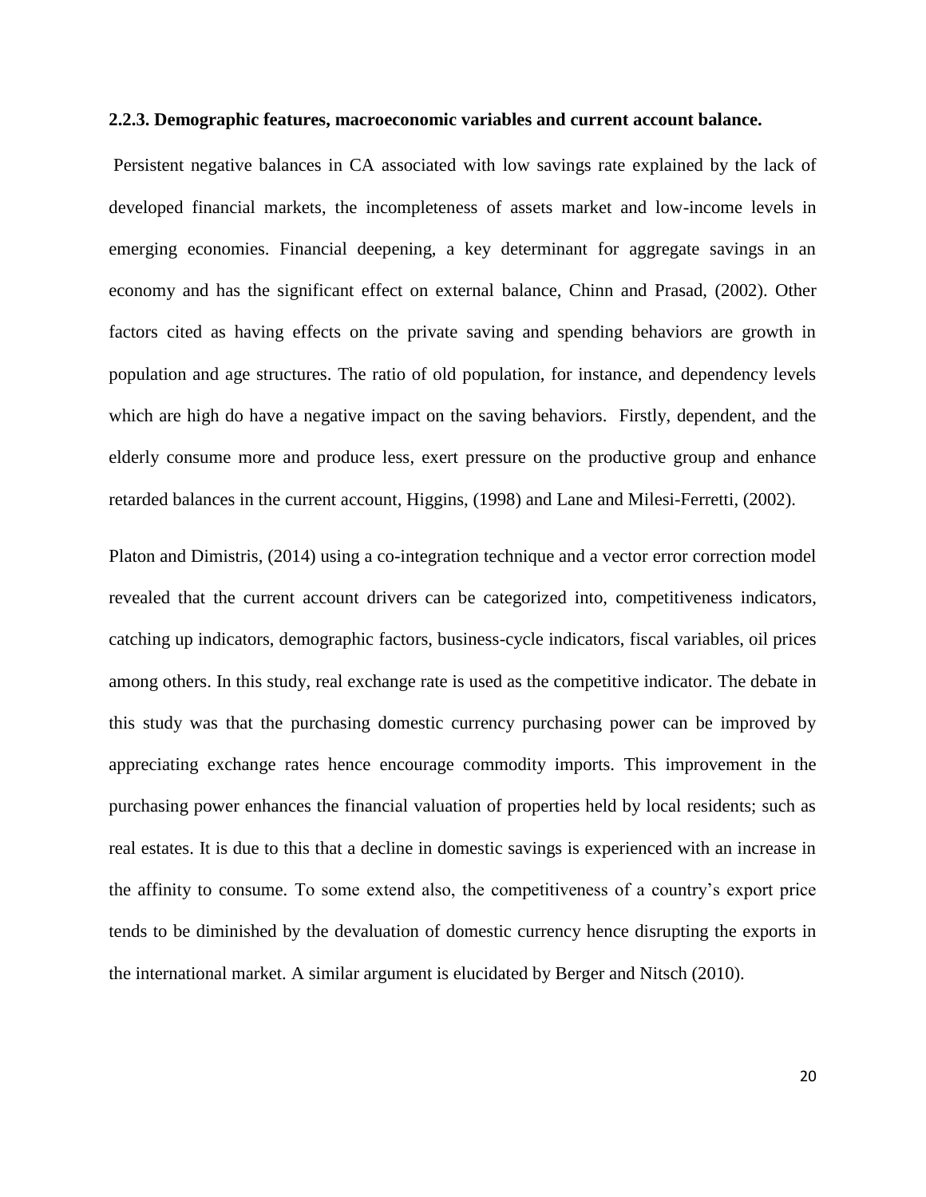**2.2.3. Demographic features, macroeconomic variables and current account balance.**

Persistent negative balances in CA associated with low savings rate explained by the lack of developed financial markets, the incompleteness of assets market and low-income levels in emerging economies. Financial deepening, a key determinant for aggregate savings in an economy and has the significant effect on external balance, Chinn and Prasad, (2002). Other factors cited as having effects on the private saving and spending behaviors are growth in population and age structures. The ratio of old population, for instance, and dependency levels which are high do have a negative impact on the saving behaviors. Firstly, dependent, and the elderly consume more and produce less, exert pressure on the productive group and enhance retarded balances in the current account, Higgins, (1998) and Lane and Milesi-Ferretti, (2002).

Platon and Dimistris, (2014) using a co-integration technique and a vector error correction model revealed that the current account drivers can be categorized into, competitiveness indicators, catching up indicators, demographic factors, business-cycle indicators, fiscal variables, oil prices among others. In this study, real exchange rate is used as the competitive indicator. The debate in this study was that the purchasing domestic currency purchasing power can be improved by appreciating exchange rates hence encourage commodity imports. This improvement in the purchasing power enhances the financial valuation of properties held by local residents; such as real estates. It is due to this that a decline in domestic savings is experienced with an increase in the affinity to consume. To some extend also, the competitiveness of a country's export price tends to be diminished by the devaluation of domestic currency hence disrupting the exports in the international market. A similar argument is elucidated by Berger and Nitsch (2010).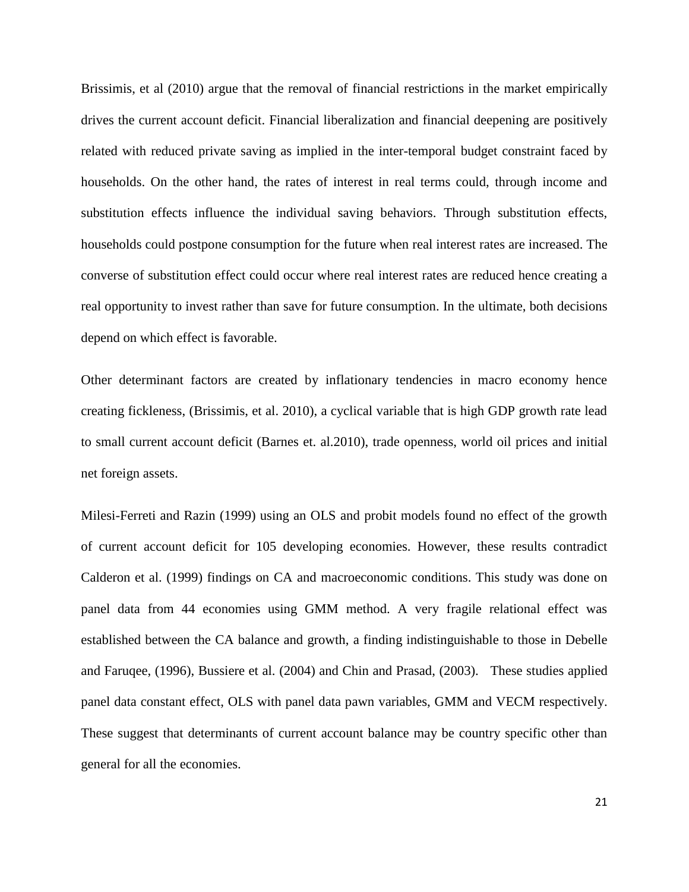Brissimis, et al (2010) argue that the removal of financial restrictions in the market empirically drives the current account deficit. Financial liberalization and financial deepening are positively related with reduced private saving as implied in the inter-temporal budget constraint faced by households. On the other hand, the rates of interest in real terms could, through income and substitution effects influence the individual saving behaviors. Through substitution effects, households could postpone consumption for the future when real interest rates are increased. The converse of substitution effect could occur where real interest rates are reduced hence creating a real opportunity to invest rather than save for future consumption. In the ultimate, both decisions depend on which effect is favorable.

Other determinant factors are created by inflationary tendencies in macro economy hence creating fickleness, (Brissimis, et al. 2010), a cyclical variable that is high GDP growth rate lead to small current account deficit (Barnes et. al.2010), trade openness, world oil prices and initial net foreign assets.

Milesi-Ferreti and Razin (1999) using an OLS and probit models found no effect of the growth of current account deficit for 105 developing economies. However, these results contradict Calderon et al. (1999) findings on CA and macroeconomic conditions. This study was done on panel data from 44 economies using GMM method. A very fragile relational effect was established between the CA balance and growth, a finding indistinguishable to those in Debelle and Faruqee, (1996), Bussiere et al. (2004) and Chin and Prasad, (2003). These studies applied panel data constant effect, OLS with panel data pawn variables, GMM and VECM respectively. These suggest that determinants of current account balance may be country specific other than general for all the economies.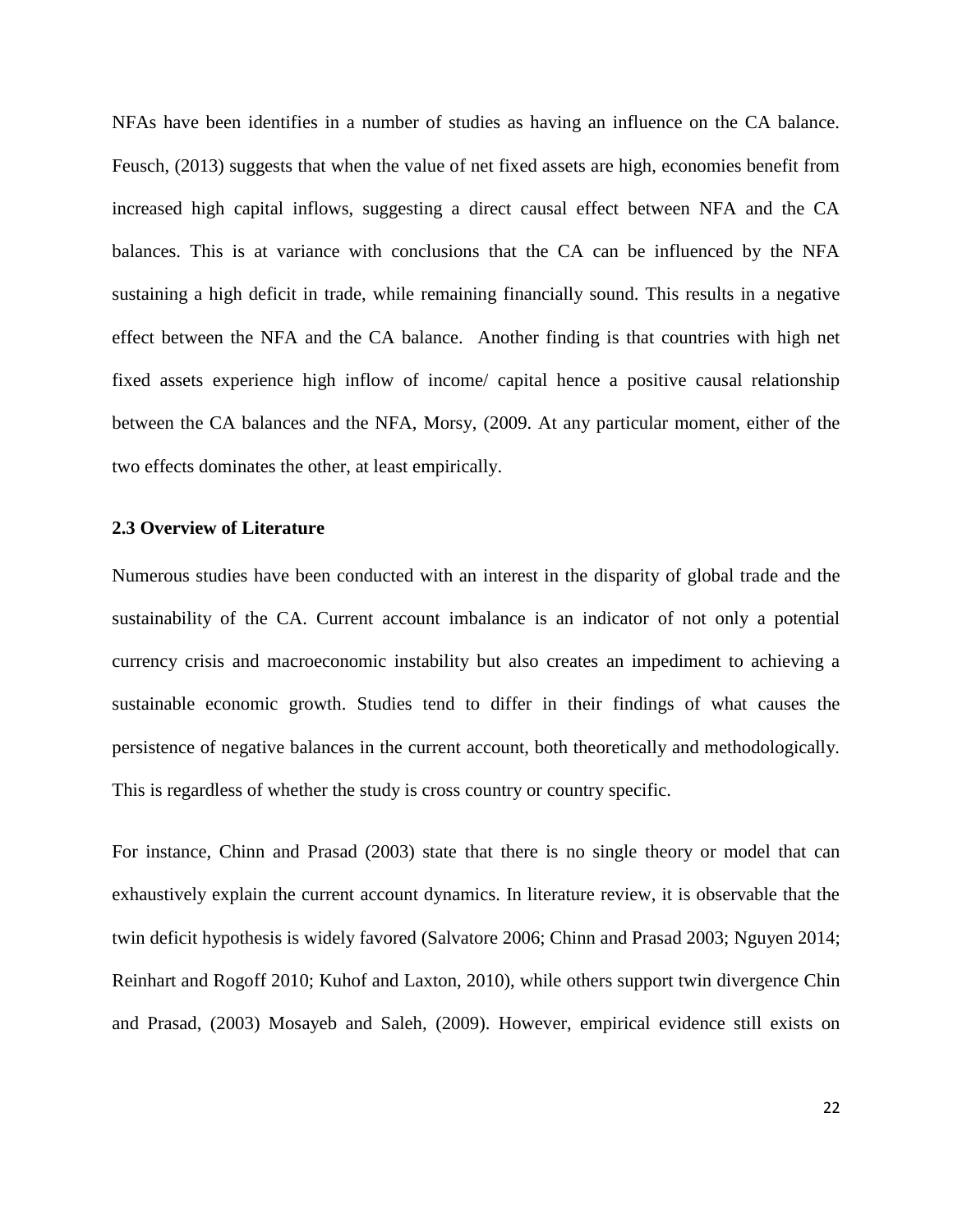NFAs have been identifies in a number of studies as having an influence on the CA balance. Feusch, (2013) suggests that when the value of net fixed assets are high, economies benefit from increased high capital inflows, suggesting a direct causal effect between NFA and the CA balances. This is at variance with conclusions that the CA can be influenced by the NFA sustaining a high deficit in trade, while remaining financially sound. This results in a negative effect between the NFA and the CA balance. Another finding is that countries with high net fixed assets experience high inflow of income/ capital hence a positive causal relationship between the CA balances and the NFA, Morsy, (2009. At any particular moment, either of the two effects dominates the other, at least empirically.

### 2.3 Overview of Literature

Numerous studies have been conducted with an interest in the disparity of global trade and the sustainability of the CA. Current account imbalance is an indicator of not only a potential currency crisis and macroeconomic instability but also creates an impediment to achieving a sustainable economic growth. Studies tend to differ in their findings of what causes the persistence of negative balances in the current account, both theoretically and methodologically. This is regardless of whether the study is cross country or country specific.

For instance, Chinn and Prasad (2003) state that there is no single theory or model that can exhaustively explain the current account dynamics. In literature review, it is observable that the twin deficit hypothesis is widely favored (Salvatore 2006; Chinn and Prasad 2003; Nguyen 2014; Reinhart and Rogoff 2010; Kuhof and Laxton, 2010), while others support twin divergence Chin and Prasad, (2003) Mosayeb and Saleh, (2009). However, empirical evidence still exists on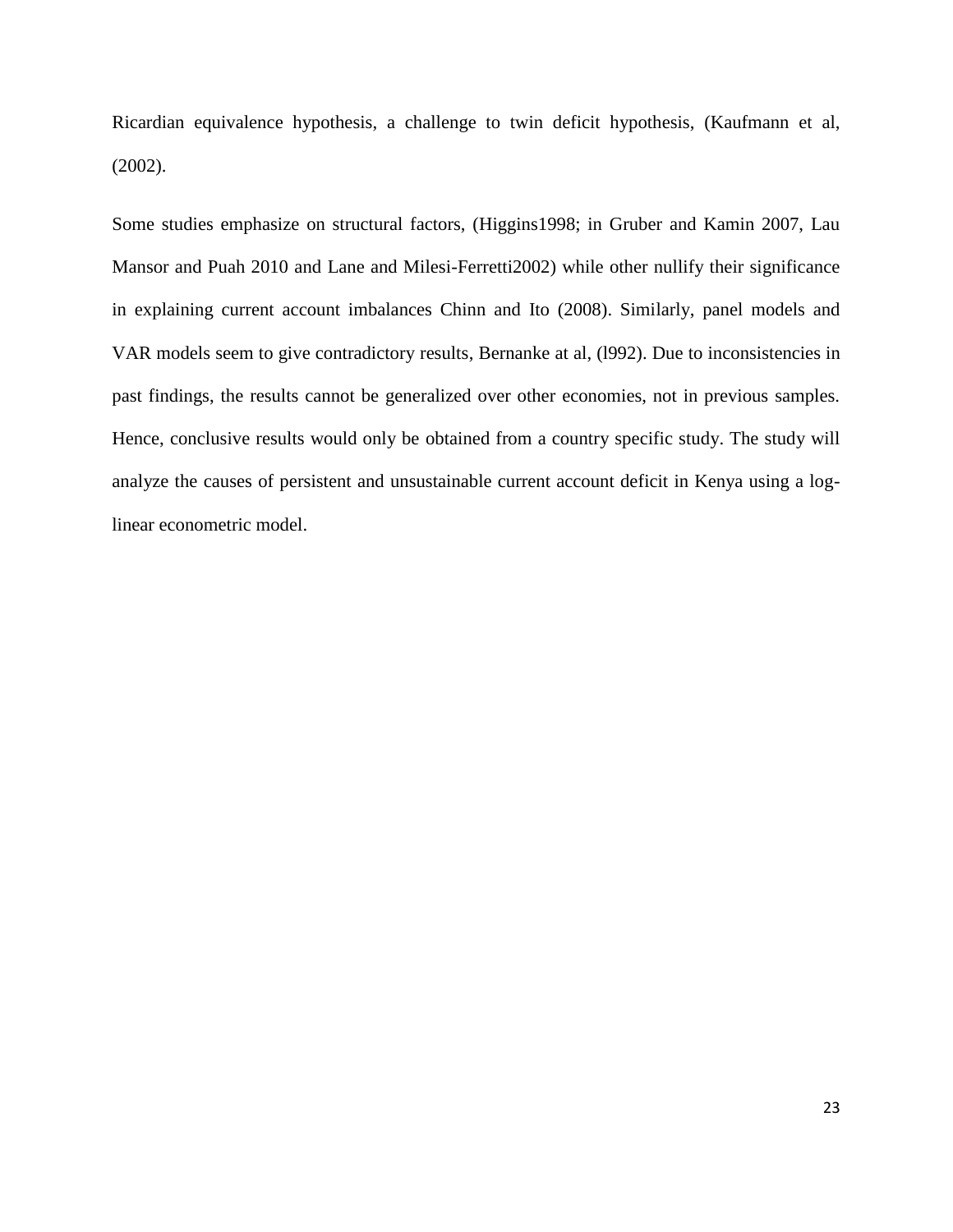Ricardian equivalence hypothesis, a challenge to twin deficit hypothesis, (Kaufmann et al, (2002).

Some studies emphasize on structural factors, (Higgins1998; in Gruber and Kamin 2007, Lau Mansor and Puah 2010 and Lane and Milesi-Ferretti2002) while other nullify their significance in explaining current account imbalances Chinn and Ito (2008). Similarly, panel models and VAR models seem to give contradictory results, Bernanke at al, (l992). Due to inconsistencies in past findings, the results cannot be generalized over other economies, not in previous samples. Hence, conclusive results would only be obtained from a country specific study. The study will analyze the causes of persistent and unsustainable current account deficit in Kenya using a log-linear econometric model.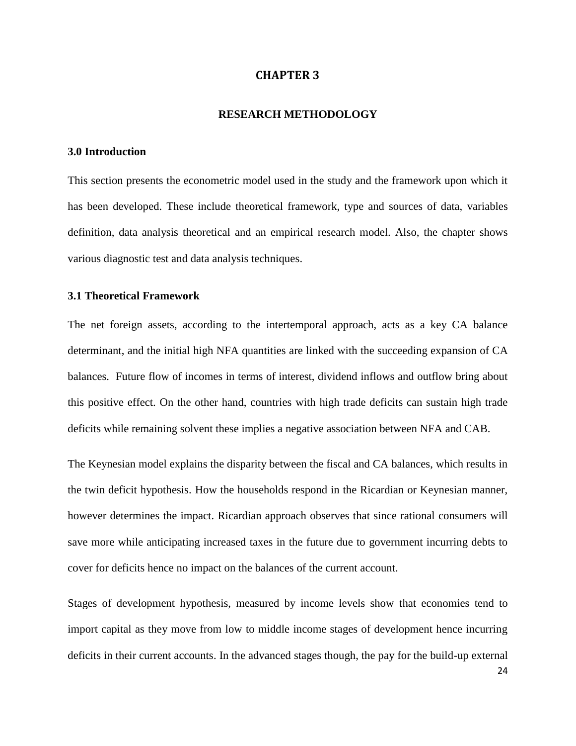# CHAPTER 3

## RESEARCH METHODOLOGY

### 3.0 Introduction

This section presents the econometric model used in the study and the framework upon which it has been developed. These include theoretical framework, type and sources of data, variables definition, data analysis theoretical and an empirical research model. Also, the chapter shows various diagnostic test and data analysis techniques.

### 3.1 Theoretical Framework

The net foreign assets, according to the intertemporal approach, acts as a key CA balance determinant, and the initial high NFA quantities are linked with the succeeding expansion of CA balances. Future flow of incomes in terms of interest, dividend inflows and outflow bring about this positive effect. On the other hand, countries with high trade deficits can sustain high trade deficits while remaining solvent these implies a negative association between NFA and CAB.

The Keynesian model explains the disparity between the fiscal and CA balances, which results in the twin deficit hypothesis. How the households respond in the Ricardian or Keynesian manner, however determines the impact. Ricardian approach observes that since rational consumers will save more while anticipating increased taxes in the future due to government incurring debts to cover for deficits hence no impact on the balances of the current account.

Stages of development hypothesis, measured by income levels show that economies tend to import capital as they move from low to middle income stages of development hence incurring deficits in their current accounts. In the advanced stages though, the pay for the build-up external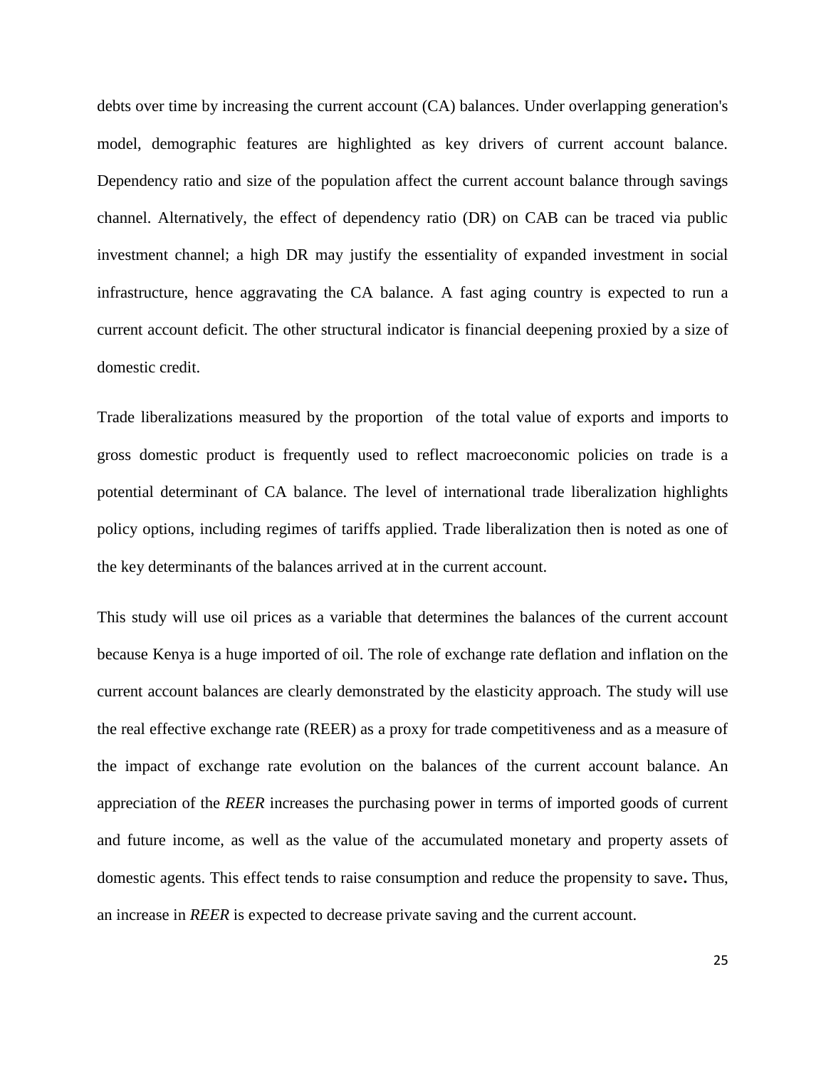debts over time by increasing the current account (CA) balances. Under overlapping generation's model, demographic features are highlighted as key drivers of current account balance. Dependency ratio and size of the population affect the current account balance through savings channel. Alternatively, the effect of dependency ratio (DR) on CAB can be traced via public investment channel; a high DR may justify the essentiality of expanded investment in social infrastructure, hence aggravating the CA balance. A fast aging country is expected to run a current account deficit. The other structural indicator is financial deepening proxied by a size of domestic credit.

Trade liberalizations measured by the proportion of the total value of exports and imports to gross domestic product is frequently used to reflect macroeconomic policies on trade is a potential determinant of CA balance. The level of international trade liberalization highlights policy options, including regimes of tariffs applied. Trade liberalization then is noted as one of the key determinants of the balances arrived at in the current account.

This study will use oil prices as a variable that determines the balances of the current account because Kenya is a huge imported of oil. The role of exchange rate deflation and inflation on the current account balances are clearly demonstrated by the elasticity approach. The study will use the real effective exchange rate (REER) as a proxy for trade competitiveness and as a measure of the impact of exchange rate evolution on the balances of the current account balance. An appreciation of the *REER* increases the purchasing power in terms of imported goods of current and future income, as well as the value of the accumulated monetary and property assets of domestic agents. This effect tends to raise consumption and reduce the propensity to save**.** Thus, an increase in *REER* is expected to decrease private saving and the current account.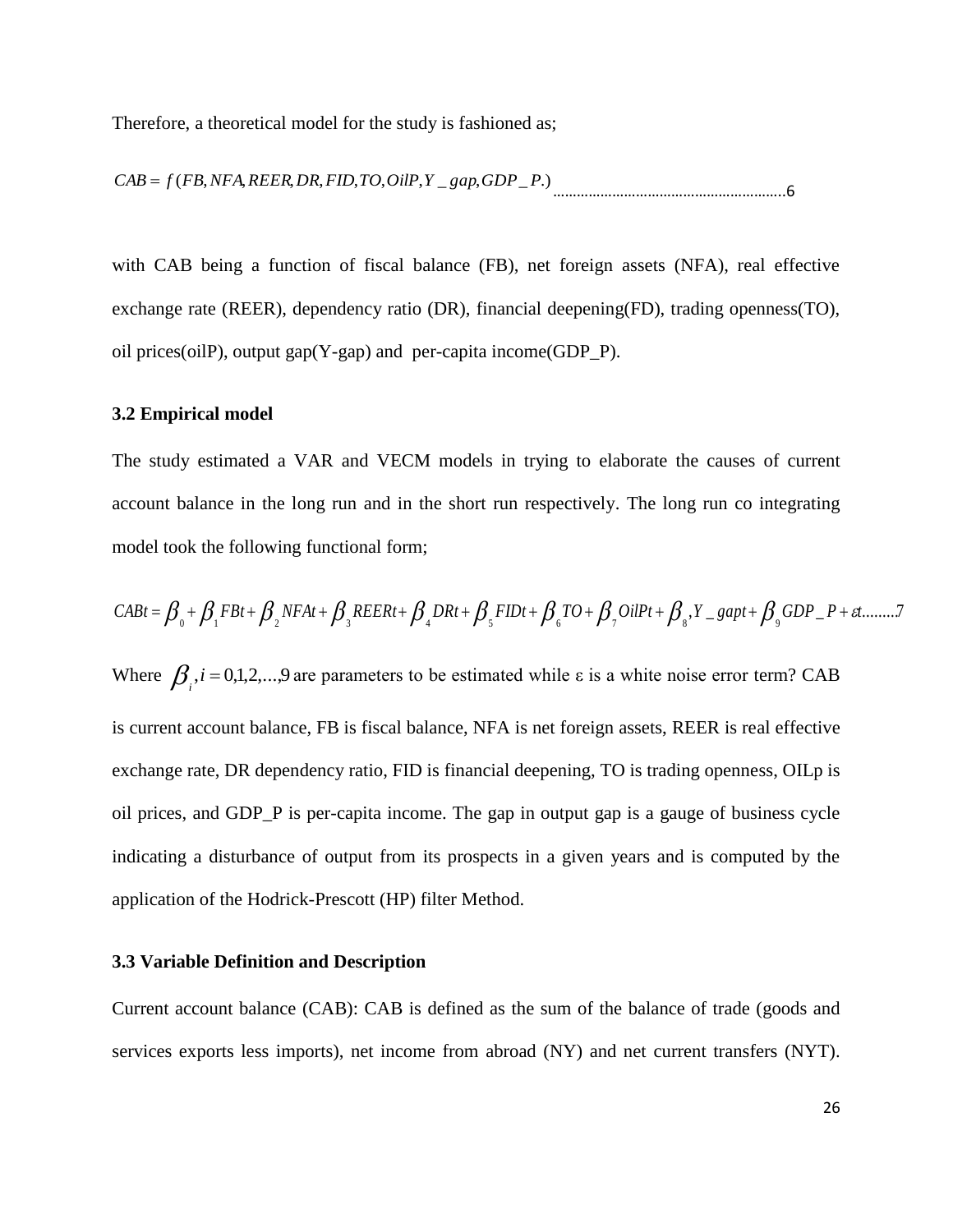Therefore, a theoretical model for the study is fashioned as;

$$CAB = f(FB, NFA, REER, DR, FID, TO, OilP, Y\_gap, GDP\_P.) \text{.........................................................6}$$

with CAB being a function of fiscal balance (FB), net foreign assets (NFA), real effective exchange rate (REER), dependency ratio (DR), financial deepening(FD), trading openness(TO), oil prices(oilP), output gap(Y-gap) and per-capita income(GDP_P).

### 3.2 Empirical model

The study estimated a VAR and VECM models in trying to elaborate the causes of current account balance in the long run and in the short run respectively. The long run co integrating model took the following functional form;

$$CABt = \beta_0 + \beta_1 FBt + \beta_2 NFAt + \beta_3 REERt + \beta_4 DRt + \beta_5 FIDt + \beta_6 TO + \beta_7 OilPt + \beta_8, Y\_gapt + \beta_9 GDP\_P + \varepsilon t ........7$$

Where $\beta_i, i = 0,1,2,...,9$ are parameters to be estimated while ε is a white noise error term? CAB is current account balance, FB is fiscal balance, NFA is net foreign assets, REER is real effective exchange rate, DR dependency ratio, FID is financial deepening, TO is trading openness, OILp is oil prices, and GDP_P is per-capita income. The gap in output gap is a gauge of business cycle indicating a disturbance of output from its prospects in a given years and is computed by the application of the Hodrick-Prescott (HP) filter Method.

### 3.3 Variable Definition and Description

Current account balance (CAB): CAB is defined as the sum of the balance of trade (goods and services exports less imports), net income from abroad (NY) and net current transfers (NYT).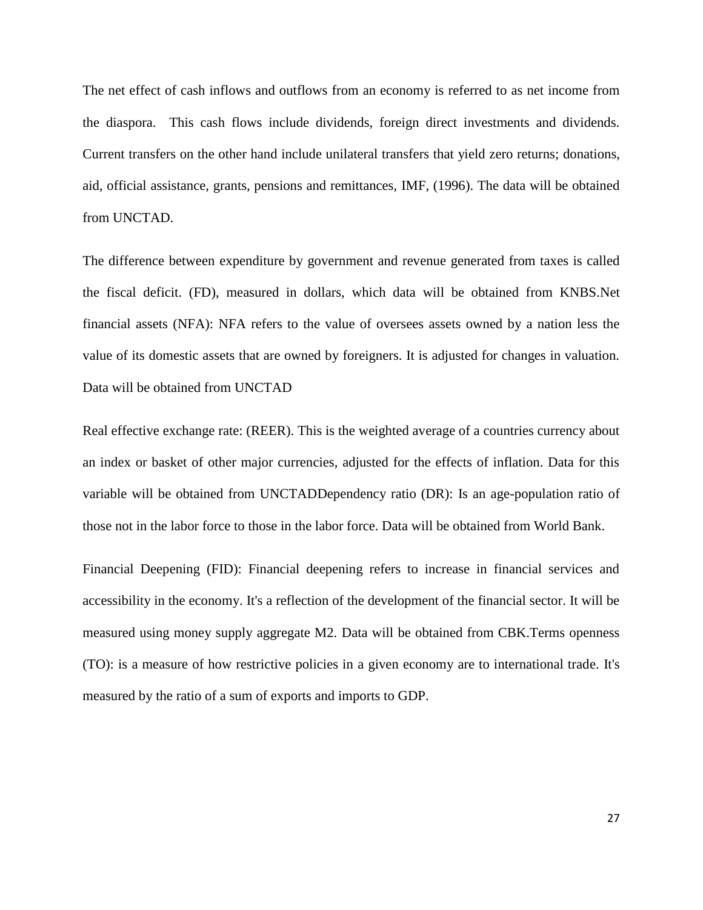The net effect of cash inflows and outflows from an economy is referred to as net income from the diaspora. This cash flows include dividends, foreign direct investments and dividends. Current transfers on the other hand include unilateral transfers that yield zero returns; donations, aid, official assistance, grants, pensions and remittances, IMF, (1996). The data will be obtained from UNCTAD.

The difference between expenditure by government and revenue generated from taxes is called the fiscal deficit. (FD), measured in dollars, which data will be obtained from KNBS.Net financial assets (NFA): NFA refers to the value of oversees assets owned by a nation less the value of its domestic assets that are owned by foreigners. It is adjusted for changes in valuation. Data will be obtained from UNCTAD

Real effective exchange rate: (REER). This is the weighted average of a countries currency about an index or basket of other major currencies, adjusted for the effects of inflation. Data for this variable will be obtained from UNCTADDependency ratio (DR): Is an age-population ratio of those not in the labor force to those in the labor force. Data will be obtained from World Bank.

Financial Deepening (FID): Financial deepening refers to increase in financial services and accessibility in the economy. It's a reflection of the development of the financial sector. It will be measured using money supply aggregate M2. Data will be obtained from CBK.Terms openness (TO): is a measure of how restrictive policies in a given economy are to international trade. It's measured by the ratio of a sum of exports and imports to GDP.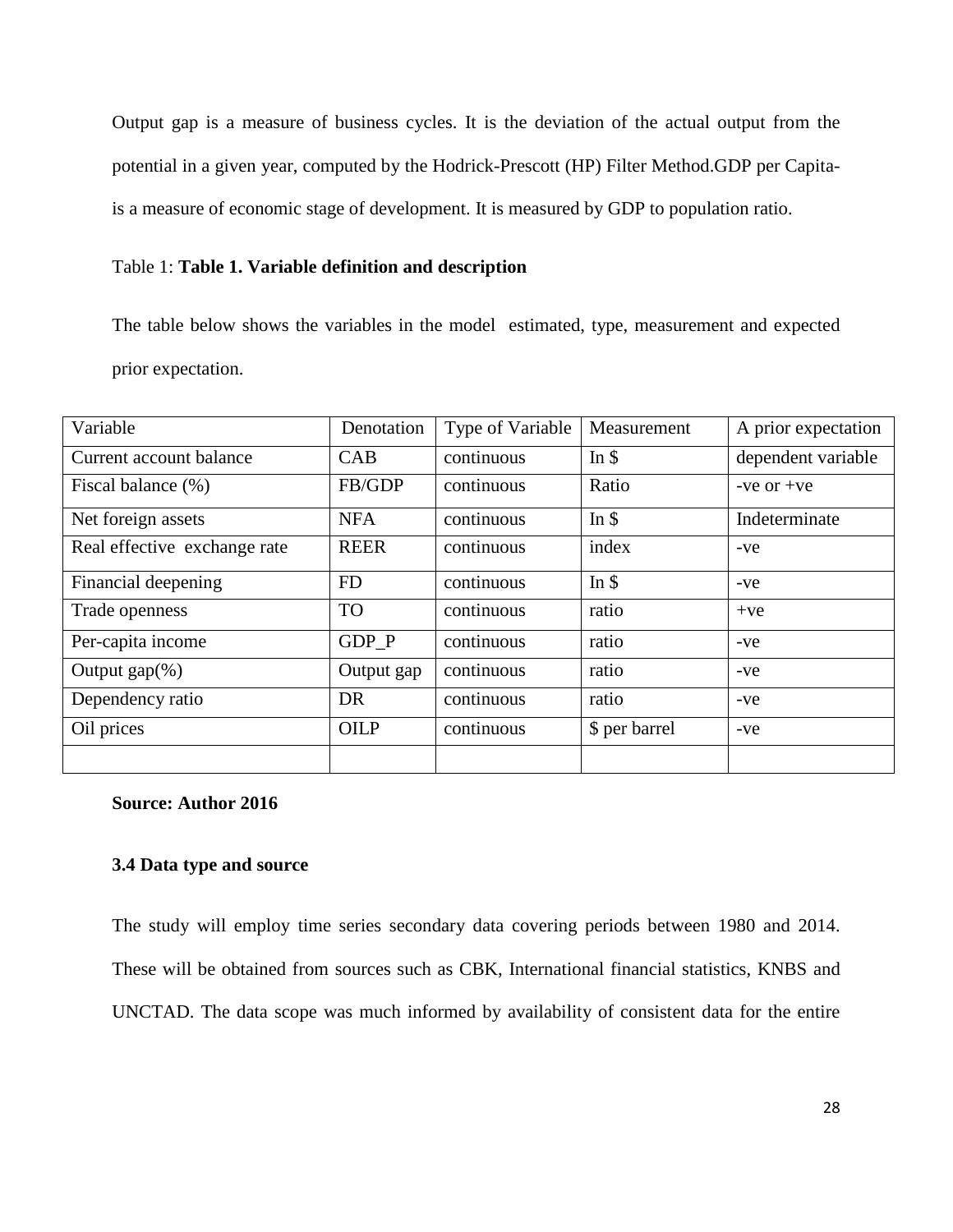Output gap is a measure of business cycles. It is the deviation of the actual output from the potential in a given year, computed by the Hodrick-Prescott (HP) Filter Method.GDP per Capita- is a measure of economic stage of development. It is measured by GDP to population ratio.

Table 1: **Table 1. Variable definition and description**

The table below shows the variables in the model estimated, type, measurement and expected prior expectation.

| Variable | Denotation | Type of Variable | Measurement | A prior expectation |
|---|---|---|---|---|
| Current account balance | CAB | continuous | In $ | dependent variable |
| Fiscal balance (%) | FB/GDP | continuous | Ratio | -ve or +ve |
| Net foreign assets | NFA | continuous | In $ | Indeterminate |
| Real effective exchange rate | REER | continuous | index | -ve |
| Financial deepening | FD | continuous | In $ | -ve |
| Trade openness | TO | continuous | ratio | +ve |
| Per-capita income | GDP_P | continuous | ratio | -ve |
| Output gap(%) | Output gap | continuous | ratio | -ve |
| Dependency ratio | DR | continuous | ratio | -ve |
| Oil prices | OILP | continuous | $ per barrel | -ve |
| | | | | |

**Source: Author 2016**

### 3.4 Data type and source

The study will employ time series secondary data covering periods between 1980 and 2014. These will be obtained from sources such as CBK, International financial statistics, KNBS and UNCTAD. The data scope was much informed by availability of consistent data for the entire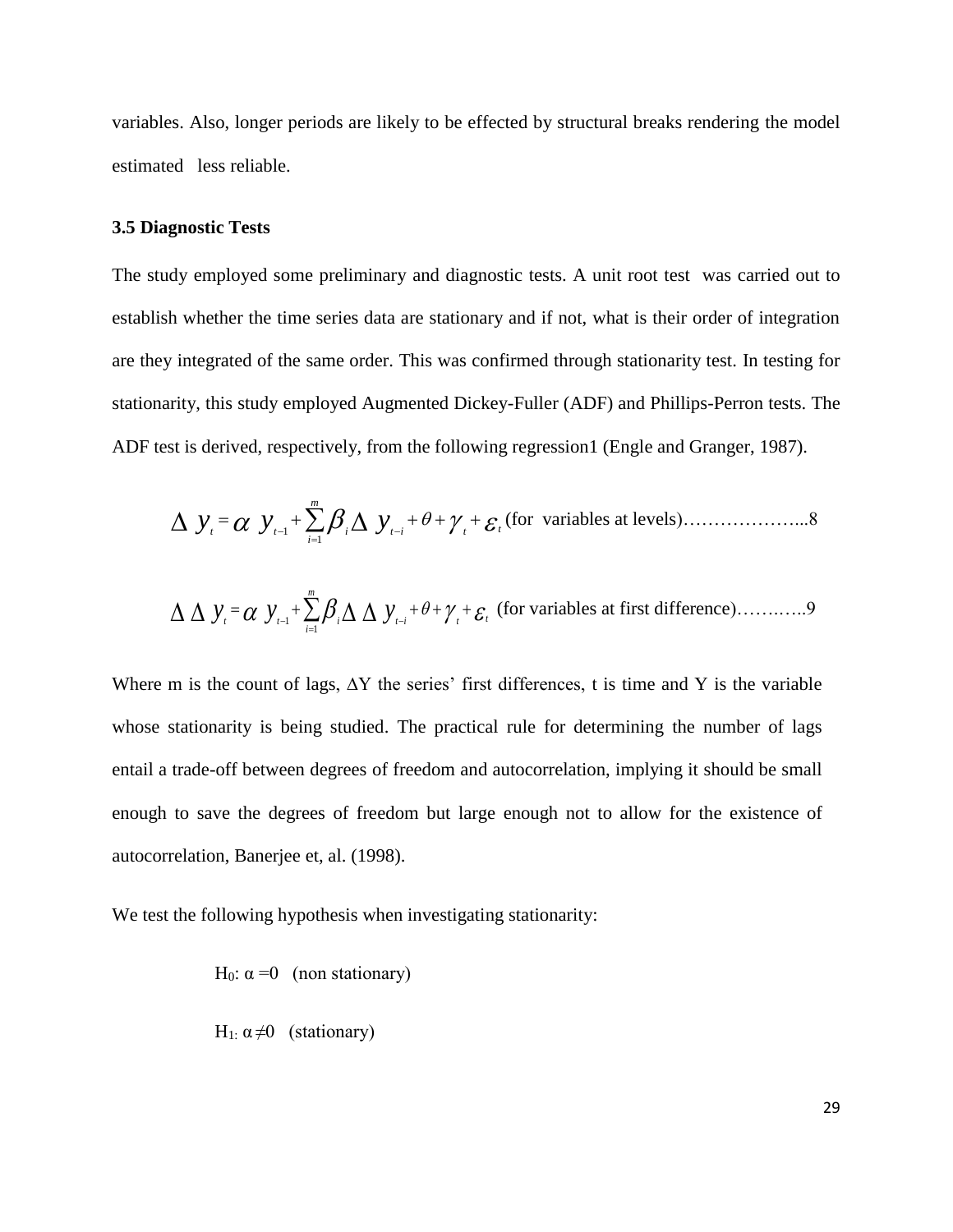variables. Also, longer periods are likely to be effected by structural breaks rendering the model estimated less reliable.

### 3.5 Diagnostic Tests

The study employed some preliminary and diagnostic tests. A unit root test was carried out to establish whether the time series data are stationary and if not, what is their order of integration are they integrated of the same order. This was confirmed through stationarity test. In testing for stationarity, this study employed Augmented Dickey-Fuller (ADF) and Phillips-Perron tests. The ADF test is derived, respectively, from the following regression1 (Engle and Granger, 1987).

$$\Delta y_t = \alpha y_{t-1} + \sum_{i=1}^{m} \beta_i \Delta y_{t-i} + \theta + \gamma_t + \varepsilon_t \text{ (for variables at levels)……………….8}$$

$$\Delta \Delta y_t = \alpha y_{t-1} + \sum_{i=1}^{m} \beta_i \Delta \Delta y_{t-i} + \theta + \gamma_t + \varepsilon_t \text{ (for variables at first difference)……..…..9}$$

Where m is the count of lags, $\Delta Y$ the series' first differences, t is time and Y is the variable whose stationarity is being studied. The practical rule for determining the number of lags entail a trade-off between degrees of freedom and autocorrelation, implying it should be small enough to save the degrees of freedom but large enough not to allow for the existence of autocorrelation, Banerjee et, al. (1998).

We test the following hypothesis when investigating stationarity:

$H_0$: $\alpha = 0$ (non stationary)

$H_1$: $\alpha \neq 0$ (stationary)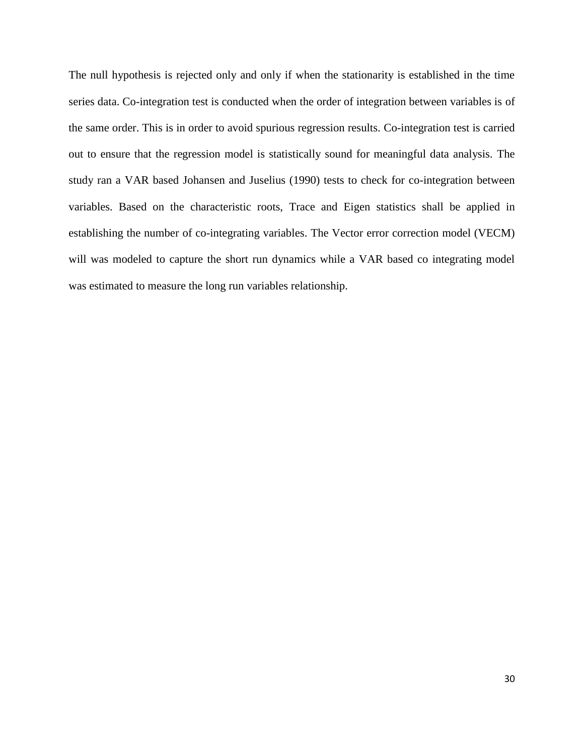The null hypothesis is rejected only and only if when the stationarity is established in the time series data. Co-integration test is conducted when the order of integration between variables is of the same order. This is in order to avoid spurious regression results. Co-integration test is carried out to ensure that the regression model is statistically sound for meaningful data analysis. The study ran a VAR based Johansen and Juselius (1990) tests to check for co-integration between variables. Based on the characteristic roots, Trace and Eigen statistics shall be applied in establishing the number of co-integrating variables. The Vector error correction model (VECM) will was modeled to capture the short run dynamics while a VAR based co integrating model was estimated to measure the long run variables relationship.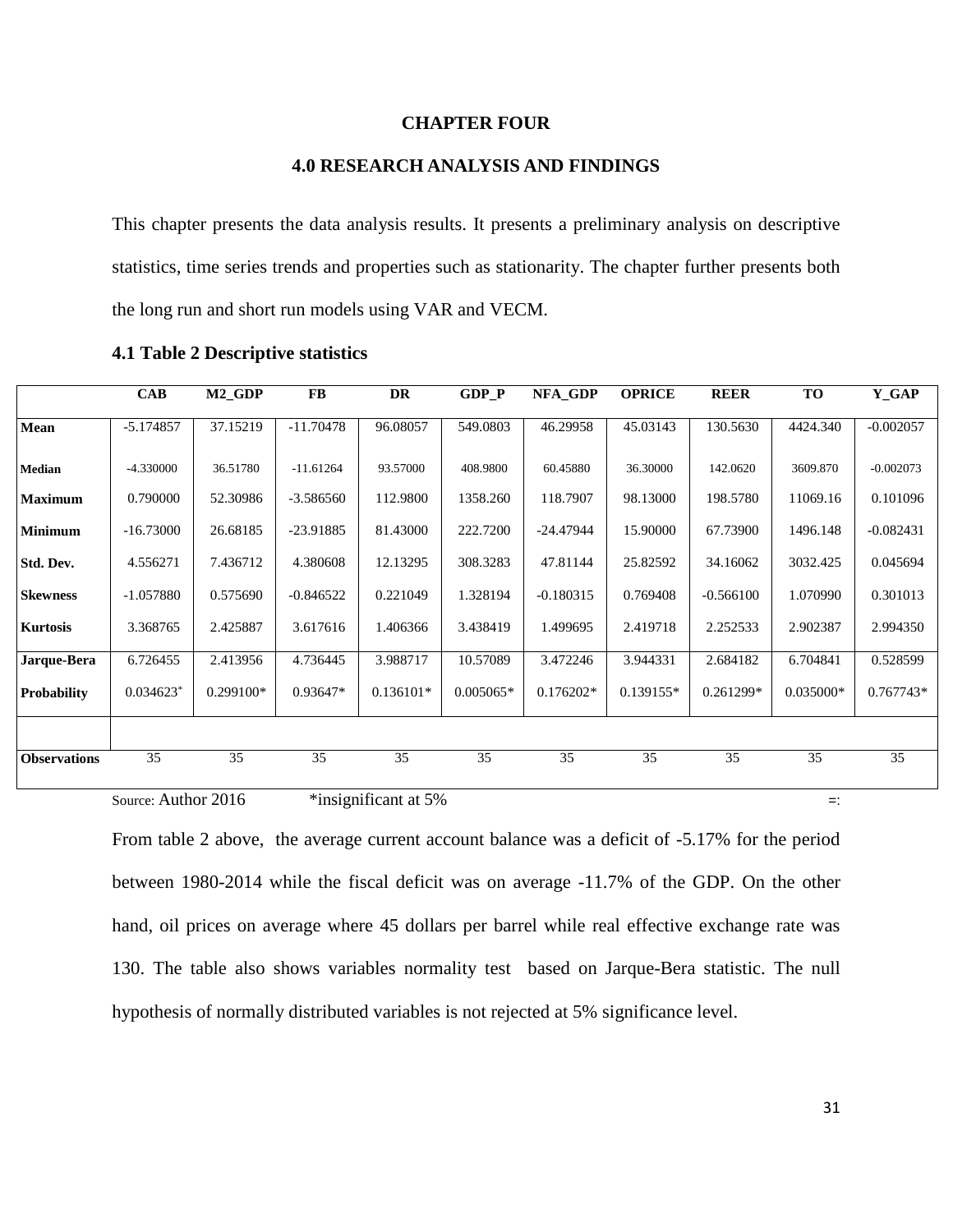# CHAPTER FOUR

## 4.0 RESEARCH ANALYSIS AND FINDINGS

This chapter presents the data analysis results. It presents a preliminary analysis on descriptive statistics, time series trends and properties such as stationarity. The chapter further presents both the long run and short run models using VAR and VECM.

### 4.1 Table 2 Descriptive statistics

| | CAB | M2_GDP | FB | DR | GDP_P | NFA_GDP | OPRICE | REER | TO | Y_GAP |
|---|---|---|---|---|---|---|---|---|---|---|
| **Mean** | -5.174857 | 37.15219 | -11.70478 | 96.08057 | 549.0803 | 46.29958 | 45.03143 | 130.5630 | 4424.340 | -0.002057 |
| **Median** | -4.330000 | 36.51780 | -11.61264 | 93.57000 | 408.9800 | 60.45880 | 36.30000 | 142.0620 | 3609.870 | -0.002073 |
| **Maximum** | 0.790000 | 52.30986 | -3.586560 | 112.9800 | 1358.260 | 118.7907 | 98.13000 | 198.5780 | 11069.16 | 0.101096 |
| **Minimum** | -16.73000 | 26.68185 | -23.91885 | 81.43000 | 222.7200 | -24.47944 | 15.90000 | 67.73900 | 1496.148 | -0.082431 |
| **Std. Dev.** | 4.556271 | 7.436712 | 4.380608 | 12.13295 | 308.3283 | 47.81144 | 25.82592 | 34.16062 | 3032.425 | 0.045694 |
| **Skewness** | -1.057880 | 0.575690 | -0.846522 | 0.221049 | 1.328194 | -0.180315 | 0.769408 | -0.566100 | 1.070990 | 0.301013 |
| **Kurtosis** | 3.368765 | 2.425887 | 3.617616 | 1.406366 | 3.438419 | 1.499695 | 2.419718 | 2.252533 | 2.902387 | 2.994350 |
| **Jarque-Bera** | 6.726455 | 2.413956 | 4.736445 | 3.988717 | 10.57089 | 3.472246 | 3.944331 | 2.684182 | 6.704841 | 0.528599 |
| **Probability** | 0.034623* | 0.299100* | 0.93647* | 0.136101* | 0.005065* | 0.176202* | 0.139155* | 0.261299* | 0.035000* | 0.767743* |
| | | | | | | | | | | |
| **Observations** | 35 | 35 | 35 | 35 | 35 | 35 | 35 | 35 | 35 | 35 |

Source: Author 2016 *insignificant at 5% =:

From table 2 above, the average current account balance was a deficit of -5.17% for the period between 1980-2014 while the fiscal deficit was on average -11.7% of the GDP. On the other hand, oil prices on average where 45 dollars per barrel while real effective exchange rate was 130. The table also shows variables normality test based on Jarque-Bera statistic. The null hypothesis of normally distributed variables is not rejected at 5% significance level.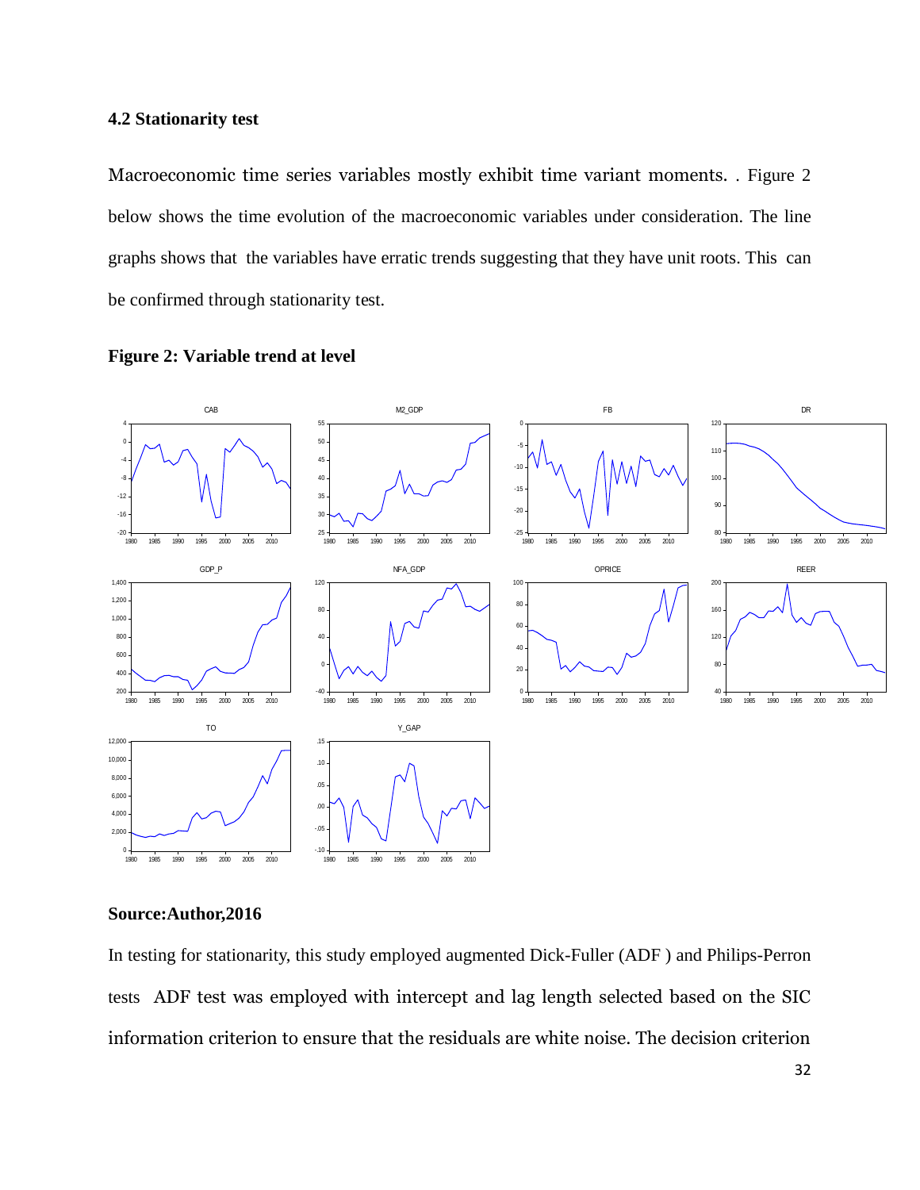### 4.2 Stationarity test

Macroeconomic time series variables mostly exhibit time variant moments. . Figure 2 below shows the time evolution of the macroeconomic variables under consideration. The line graphs shows that the variables have erratic trends suggesting that they have unit roots. This can be confirmed through stationarity test.

**Figure 2: Variable trend at level**

**Source:Author,2016**

In testing for stationarity, this study employed augmented Dick-Fuller (ADF ) and Philips-Perron tests ADF test was employed with intercept and lag length selected based on the SIC information criterion to ensure that the residuals are white noise. The decision criterion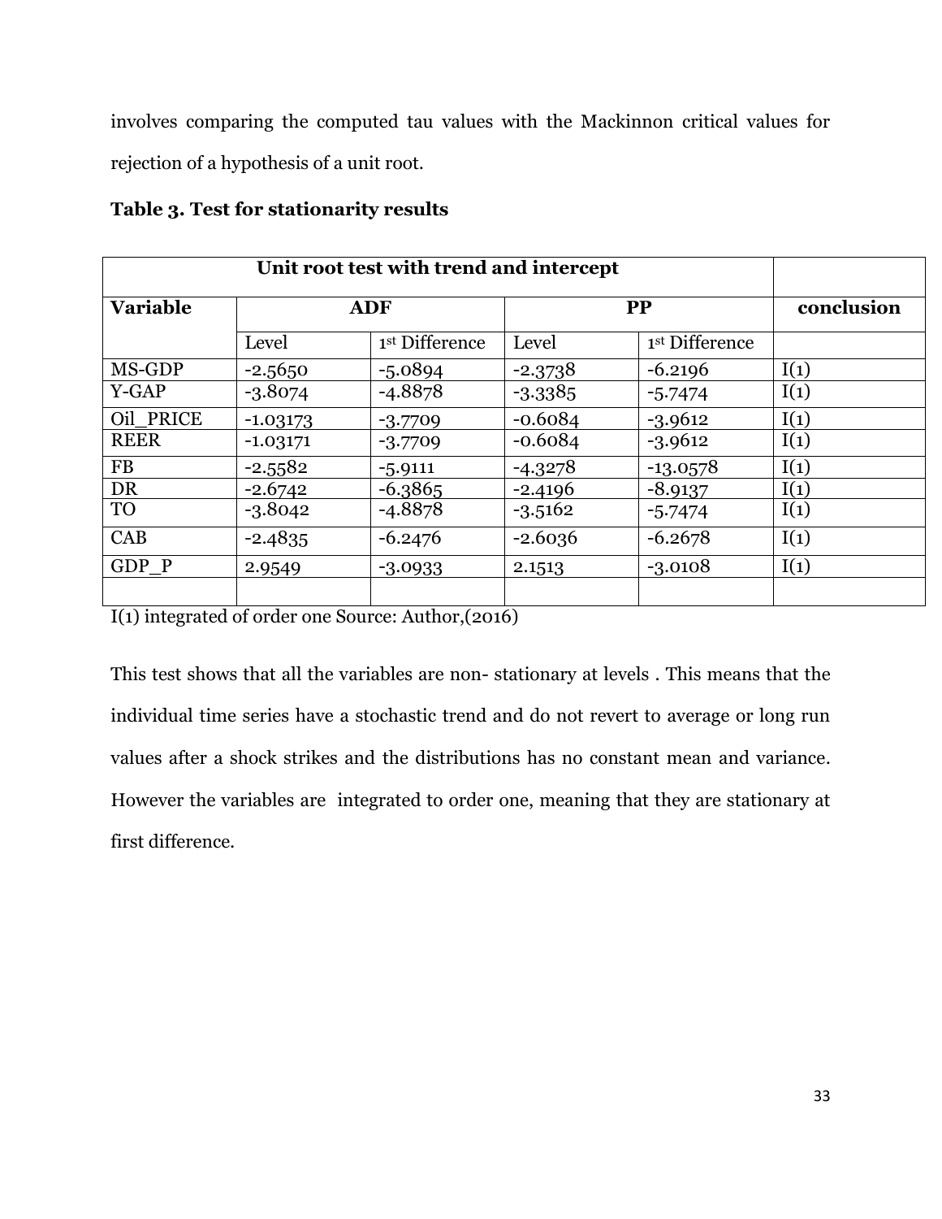involves comparing the computed tau values with the Mackinnon critical values for rejection of a hypothesis of a unit root.

**Table 3. Test for stationarity results**

| Unit root test with trend and intercept | | | | | |
|---|---|---|---|---|---|
| **Variable** | **ADF** | | **PP** | | **conclusion** |
| | Level | 1st Difference | Level | 1st Difference | |
| MS-GDP | -2.5650 | -5.0894 | -2.3738 | -6.2196 | I(1) |
| Y-GAP | -3.8074 | -4.8878 | -3.3385 | -5.7474 | I(1) |
| Oil_PRICE | -1.03173 | -3.7709 | -0.6084 | -3.9612 | I(1) |
| REER | -1.03171 | -3.7709 | -0.6084 | -3.9612 | I(1) |
| FB | -2.5582 | -5.9111 | -4.3278 | -13.0578 | I(1) |
| DR | -2.6742 | -6.3865 | -2.4196 | -8.9137 | I(1) |
| TO | -3.8042 | -4.8878 | -3.5162 | -5.7474 | I(1) |
| CAB | -2.4835 | -6.2476 | -2.6036 | -6.2678 | I(1) |
| GDP_P | 2.9549 | -3.0933 | 2.1513 | -3.0108 | I(1) |
| | | | | | |

I(1) integrated of order one Source: Author,(2016)

This test shows that all the variables are non- stationary at levels . This means that the individual time series have a stochastic trend and do not revert to average or long run values after a shock strikes and the distributions has no constant mean and variance. However the variables are integrated to order one, meaning that they are stationary at first difference.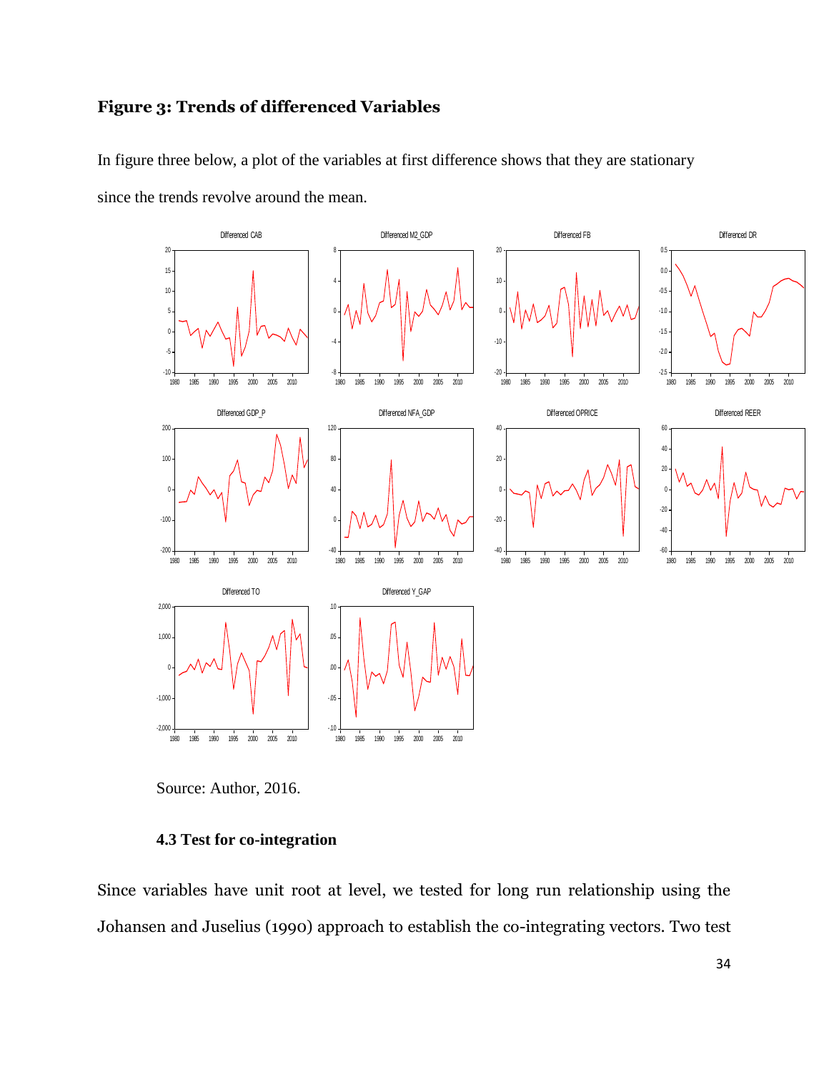## Figure 3: Trends of differenced Variables

In figure three below, a plot of the variables at first difference shows that they are stationary since the trends revolve around the mean.

Source: Author, 2016.

### 4.3 Test for co-integration

Since variables have unit root at level, we tested for long run relationship using the Johansen and Juselius (1990) approach to establish the co-integrating vectors. Two test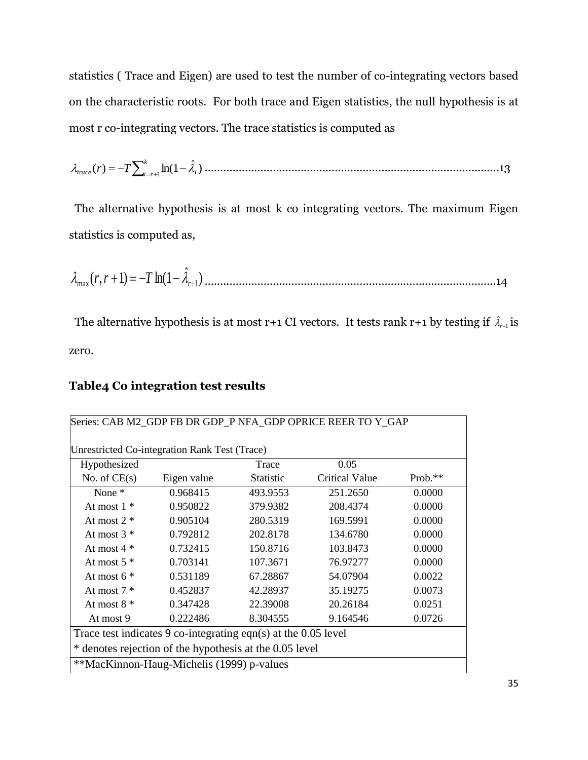statistics ( Trace and Eigen) are used to test the number of co-integrating vectors based on the characteristic roots. For both trace and Eigen statistics, the null hypothesis is at most r co-integrating vectors. The trace statistics is computed as

$$\lambda_{trace}(r) = -T\sum_{i=r+1}^{k}\ln(1-\hat{\lambda}_i) \quad \text{.......................................................................................13}$$

The alternative hypothesis is at most k co integrating vectors. The maximum Eigen statistics is computed as,

$$\lambda_{\max}(r, r+1) = -T\ln(1-\hat{\lambda}_{r+1}) \quad \text{.......................................................................................14}$$

The alternative hypothesis is at most r+1 CI vectors. It tests rank r+1 by testing if $\hat{\lambda}_{r+1}$ is zero.

### Table4 Co integration test results

| Series: CAB M2_GDP FB DR GDP_P NFA_GDP OPRICE REER TO Y_GAP | | | | |
|---|---|---|---|---|
| Unrestricted Co-integration Rank Test (Trace) | | | | |
| Hypothesized No. of CE(s) | Eigen value | Trace Statistic | 0.05 Critical Value | Prob.** |
| None * | 0.968415 | 493.9553 | 251.2650 | 0.0000 |
| At most 1 * | 0.950822 | 379.9382 | 208.4374 | 0.0000 |
| At most 2 * | 0.905104 | 280.5319 | 169.5991 | 0.0000 |
| At most 3 * | 0.792812 | 202.8178 | 134.6780 | 0.0000 |
| At most 4 * | 0.732415 | 150.8716 | 103.8473 | 0.0000 |
| At most 5 * | 0.703141 | 107.3671 | 76.97277 | 0.0000 |
| At most 6 * | 0.531189 | 67.28867 | 54.07904 | 0.0022 |
| At most 7 * | 0.452837 | 42.28937 | 35.19275 | 0.0073 |
| At most 8 * | 0.347428 | 22.39008 | 20.26184 | 0.0251 |
| At most 9 | 0.222486 | 8.304555 | 9.164546 | 0.0726 |
| Trace test indicates 9 co-integrating eqn(s) at the 0.05 level | | | | |
| * denotes rejection of the hypothesis at the 0.05 level | | | | |
| **MacKinnon-Haug-Michelis (1999) p-values | | | | |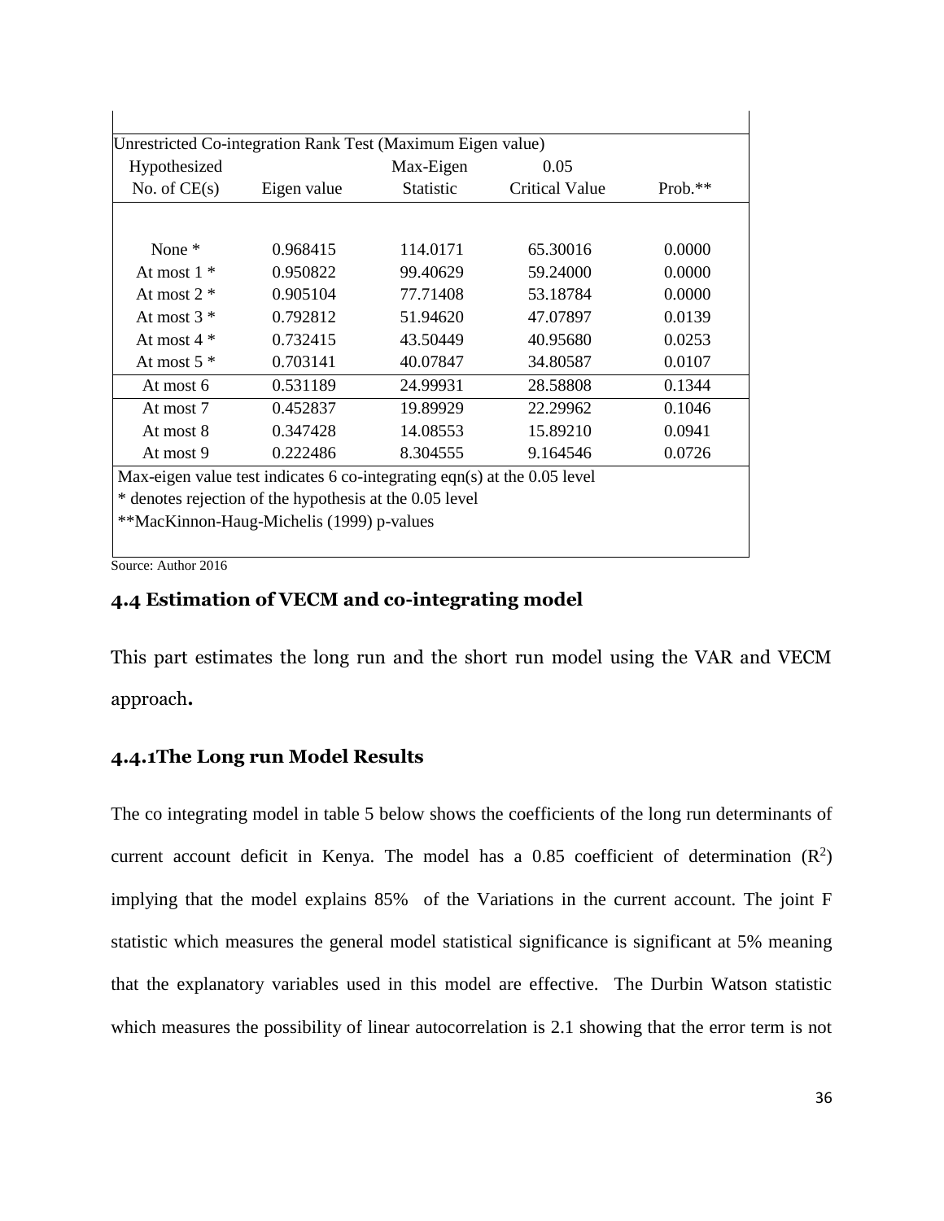| Unrestricted Co-integration Rank Test (Maximum Eigen value) | | | | |
|---|---|---|---|---|
| Hypothesized No. of CE(s) | Eigen value | Max-Eigen Statistic | 0.05 Critical Value | Prob.** |
| None * | 0.968415 | 114.0171 | 65.30016 | 0.0000 |
| At most 1 * | 0.950822 | 99.40629 | 59.24000 | 0.0000 |
| At most 2 * | 0.905104 | 77.71408 | 53.18784 | 0.0000 |
| At most 3 * | 0.792812 | 51.94620 | 47.07897 | 0.0139 |
| At most 4 * | 0.732415 | 43.50449 | 40.95680 | 0.0253 |
| At most 5 * | 0.703141 | 40.07847 | 34.80587 | 0.0107 |
| At most 6 | 0.531189 | 24.99931 | 28.58808 | 0.1344 |
| At most 7 | 0.452837 | 19.89929 | 22.29962 | 0.1046 |
| At most 8 | 0.347428 | 14.08553 | 15.89210 | 0.0941 |
| At most 9 | 0.222486 | 8.304555 | 9.164546 | 0.0726 |

Max-eigen value test indicates 6 co-integrating eqn(s) at the 0.05 level
* denotes rejection of the hypothesis at the 0.05 level
**MacKinnon-Haug-Michelis (1999) p-values

Source: Author 2016

### 4.4 Estimation of VECM and co-integrating model

This part estimates the long run and the short run model using the VAR and VECM approach**.**

#### 4.4.1The Long run Model Results

The co integrating model in table 5 below shows the coefficients of the long run determinants of current account deficit in Kenya. The model has a 0.85 coefficient of determination ($R^2$) implying that the model explains 85% of the Variations in the current account. The joint F statistic which measures the general model statistical significance is significant at 5% meaning that the explanatory variables used in this model are effective. The Durbin Watson statistic which measures the possibility of linear autocorrelation is 2.1 showing that the error term is not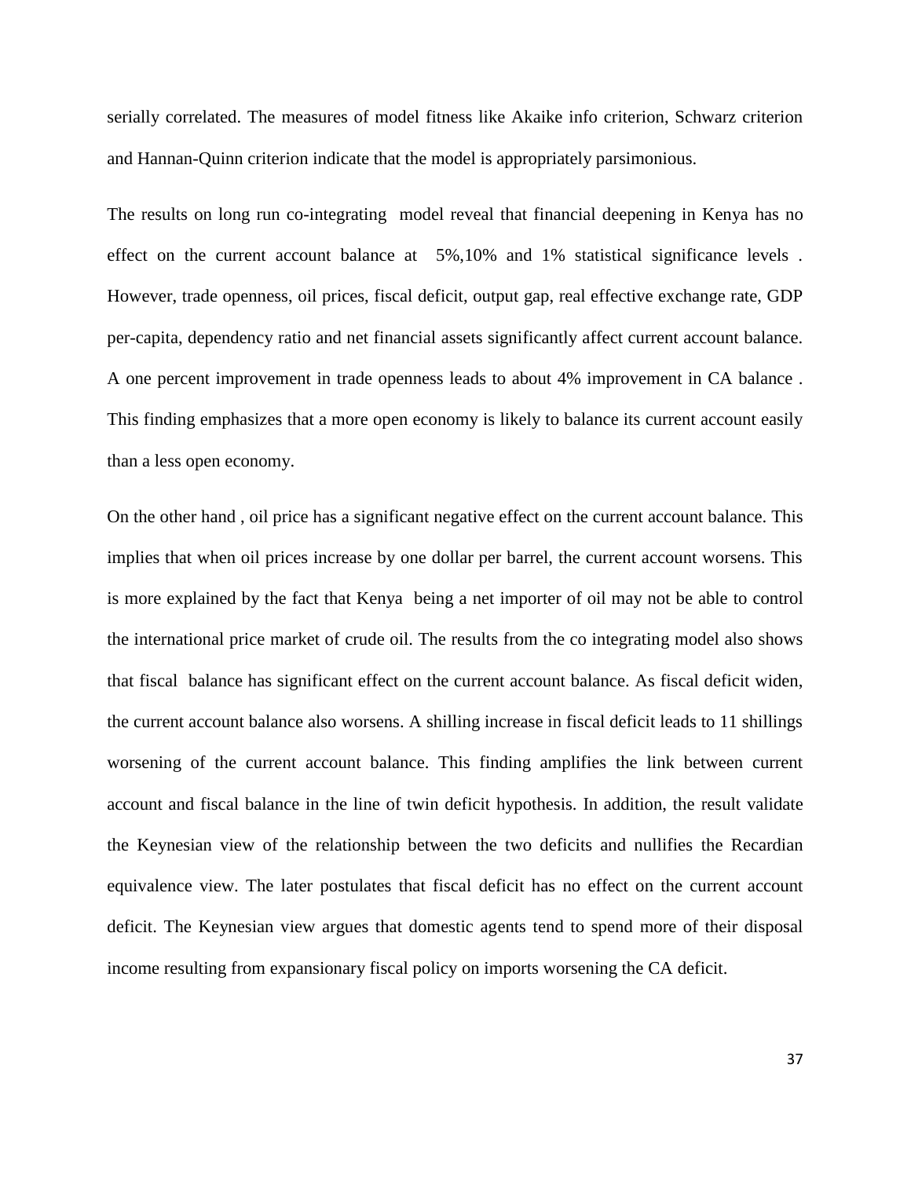serially correlated. The measures of model fitness like Akaike info criterion, Schwarz criterion and Hannan-Quinn criterion indicate that the model is appropriately parsimonious.

The results on long run co-integrating model reveal that financial deepening in Kenya has no effect on the current account balance at 5%,10% and 1% statistical significance levels . However, trade openness, oil prices, fiscal deficit, output gap, real effective exchange rate, GDP per-capita, dependency ratio and net financial assets significantly affect current account balance. A one percent improvement in trade openness leads to about 4% improvement in CA balance . This finding emphasizes that a more open economy is likely to balance its current account easily than a less open economy.

On the other hand , oil price has a significant negative effect on the current account balance. This implies that when oil prices increase by one dollar per barrel, the current account worsens. This is more explained by the fact that Kenya being a net importer of oil may not be able to control the international price market of crude oil. The results from the co integrating model also shows that fiscal balance has significant effect on the current account balance. As fiscal deficit widen, the current account balance also worsens. A shilling increase in fiscal deficit leads to 11 shillings worsening of the current account balance. This finding amplifies the link between current account and fiscal balance in the line of twin deficit hypothesis. In addition, the result validate the Keynesian view of the relationship between the two deficits and nullifies the Recardian equivalence view. The later postulates that fiscal deficit has no effect on the current account deficit. The Keynesian view argues that domestic agents tend to spend more of their disposal income resulting from expansionary fiscal policy on imports worsening the CA deficit.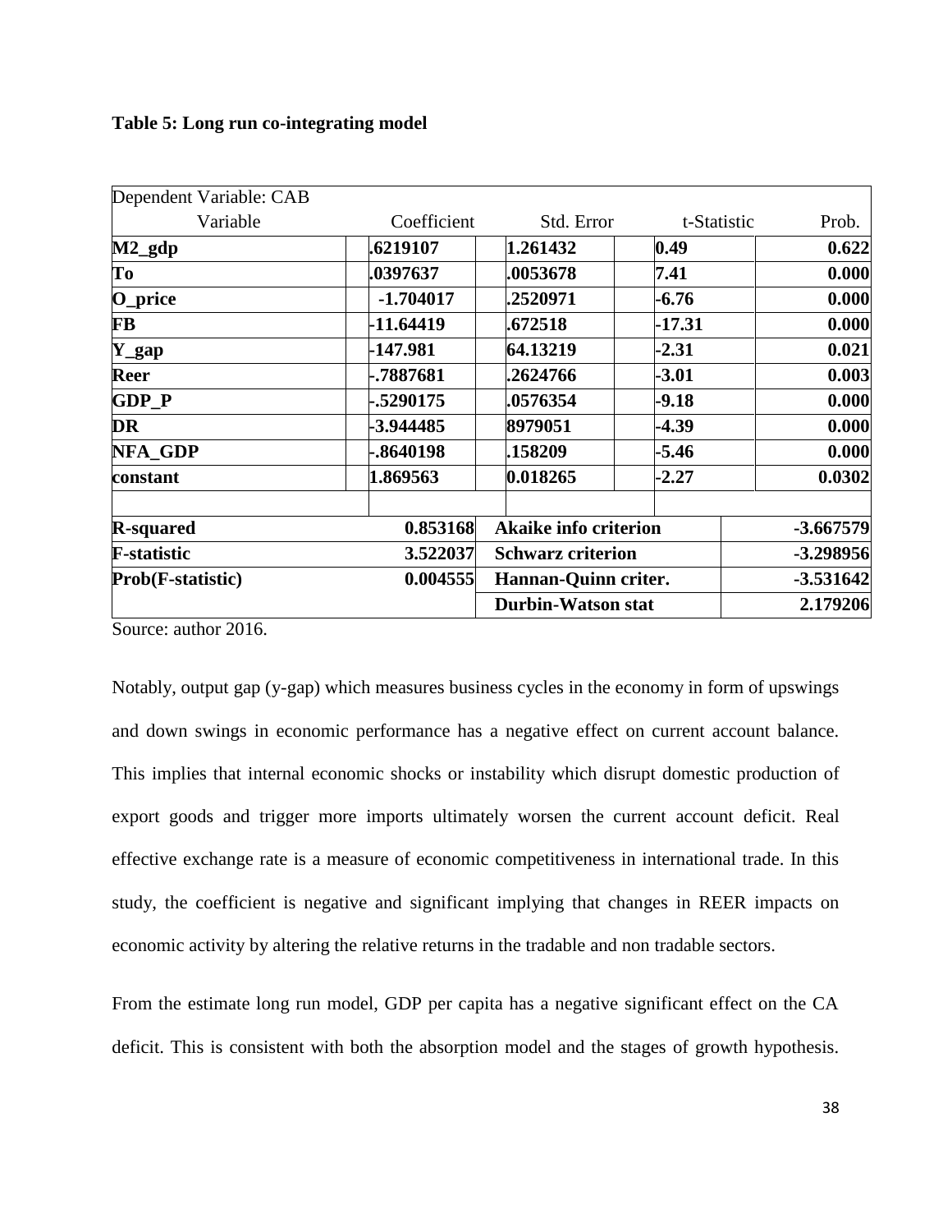**Table 5: Long run co-integrating model**

| Dependent Variable: CAB | | | | |
|---|---|---|---|---|
| Variable | Coefficient | Std. Error | t-Statistic | Prob. |
| **M2_gdp** | **.6219107** | **1.261432** | **0.49** | **0.622** |
| **To** | **.0397637** | **.0053678** | **7.41** | **0.000** |
| **O_price** | **-1.704017** | **.2520971** | **-6.76** | **0.000** |
| **FB** | **-11.64419** | **.672518** | **-17.31** | **0.000** |
| **Y_gap** | **-147.981** | **64.13219** | **-2.31** | **0.021** |
| **Reer** | **-.7887681** | **.2624766** | **-3.01** | **0.003** |
| **GDP_P** | **-.5290175** | **.0576354** | **-9.18** | **0.000** |
| **DR** | **-3.944485** | **8979051** | **-4.39** | **0.000** |
| **NFA_GDP** | **-.8640198** | **.158209** | **-5.46** | **0.000** |
| **constant** | **1.869563** | **0.018265** | **-2.27** | **0.0302** |
| | | | | |
| **R-squared** | **0.853168** | **Akaike info criterion** | | **-3.667579** |
| **F-statistic** | **3.522037** | **Schwarz criterion** | | **-3.298956** |
| **Prob(F-statistic)** | **0.004555** | **Hannan-Quinn criter.** | | **-3.531642** |
| | | **Durbin-Watson stat** | | **2.179206** |

Source: author 2016.

Notably, output gap (y-gap) which measures business cycles in the economy in form of upswings and down swings in economic performance has a negative effect on current account balance. This implies that internal economic shocks or instability which disrupt domestic production of export goods and trigger more imports ultimately worsen the current account deficit. Real effective exchange rate is a measure of economic competitiveness in international trade. In this study, the coefficient is negative and significant implying that changes in REER impacts on economic activity by altering the relative returns in the tradable and non tradable sectors.

From the estimate long run model, GDP per capita has a negative significant effect on the CA deficit. This is consistent with both the absorption model and the stages of growth hypothesis.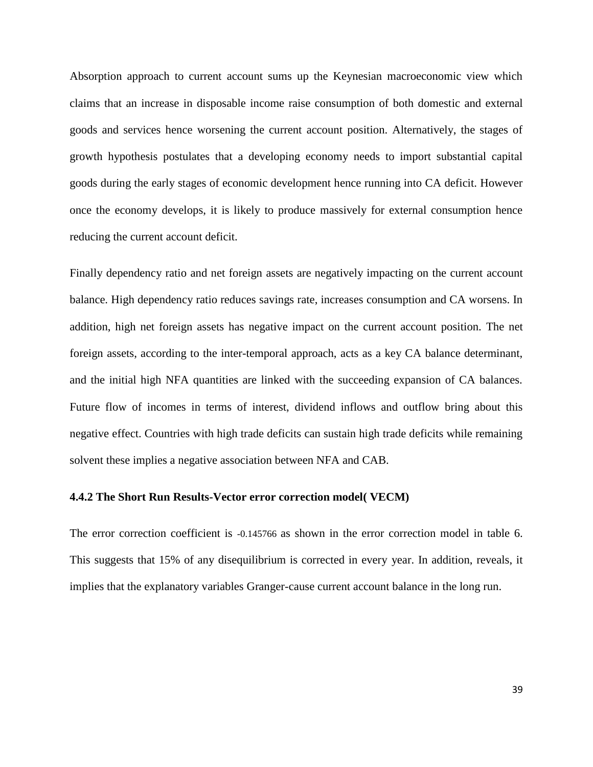Absorption approach to current account sums up the Keynesian macroeconomic view which claims that an increase in disposable income raise consumption of both domestic and external goods and services hence worsening the current account position. Alternatively, the stages of growth hypothesis postulates that a developing economy needs to import substantial capital goods during the early stages of economic development hence running into CA deficit. However once the economy develops, it is likely to produce massively for external consumption hence reducing the current account deficit.

Finally dependency ratio and net foreign assets are negatively impacting on the current account balance. High dependency ratio reduces savings rate, increases consumption and CA worsens. In addition, high net foreign assets has negative impact on the current account position. The net foreign assets, according to the inter-temporal approach, acts as a key CA balance determinant, and the initial high NFA quantities are linked with the succeeding expansion of CA balances. Future flow of incomes in terms of interest, dividend inflows and outflow bring about this negative effect. Countries with high trade deficits can sustain high trade deficits while remaining solvent these implies a negative association between NFA and CAB.

#### 4.4.2 The Short Run Results-Vector error correction model( VECM)

The error correction coefficient is -0.145766 as shown in the error correction model in table 6. This suggests that 15% of any disequilibrium is corrected in every year. In addition, reveals, it implies that the explanatory variables Granger-cause current account balance in the long run.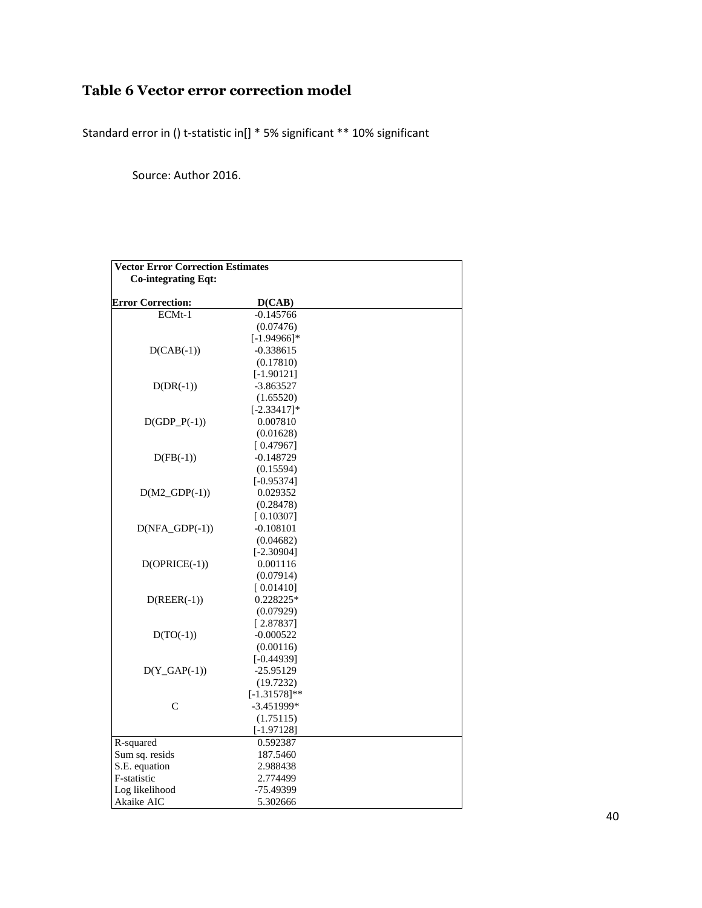## Table 6 Vector error correction model

Standard error in () t-statistic in[] * 5% significant ** 10% significant

Source: Author 2016.

| Vector Error Correction Estimates | |
|---|---|
| Co-integrating Eqt: | |
| **Error Correction:** | **D(CAB)** |
| ECMt-1 | -0.145766 |
| | (0.07476) |
| | [-1.94966]* |
| D(CAB(-1)) | -0.338615 |
| | (0.17810) |
| | [-1.90121] |
| D(DR(-1)) | -3.863527 |
| | (1.65520) |
| | [-2.33417]* |
| D(GDP_P(-1)) | 0.007810 |
| | (0.01628) |
| | [ 0.47967] |
| D(FB(-1)) | -0.148729 |
| | (0.15594) |
| | [-0.95374] |
| D(M2_GDP(-1)) | 0.029352 |
| | (0.28478) |
| | [ 0.10307] |
| D(NFA_GDP(-1)) | -0.108101 |
| | (0.04682) |
| | [-2.30904] |
| D(OPRICE(-1)) | 0.001116 |
| | (0.07914) |
| | [ 0.01410] |
| D(REER(-1)) | 0.228225* |
| | (0.07929) |
| | [ 2.87837] |
| D(TO(-1)) | -0.000522 |
| | (0.00116) |
| | [-0.44939] |
| D(Y_GAP(-1)) | -25.95129 |
| | (19.7232) |
| | [-1.31578]** |
| C | -3.451999* |
| | (1.75115) |
| | [-1.97128] |
| R-squared | 0.592387 |
| Sum sq. resids | 187.5460 |
| S.E. equation | 2.988438 |
| F-statistic | 2.774499 |
| Log likelihood | -75.49399 |
| Akaike AIC | 5.302666 |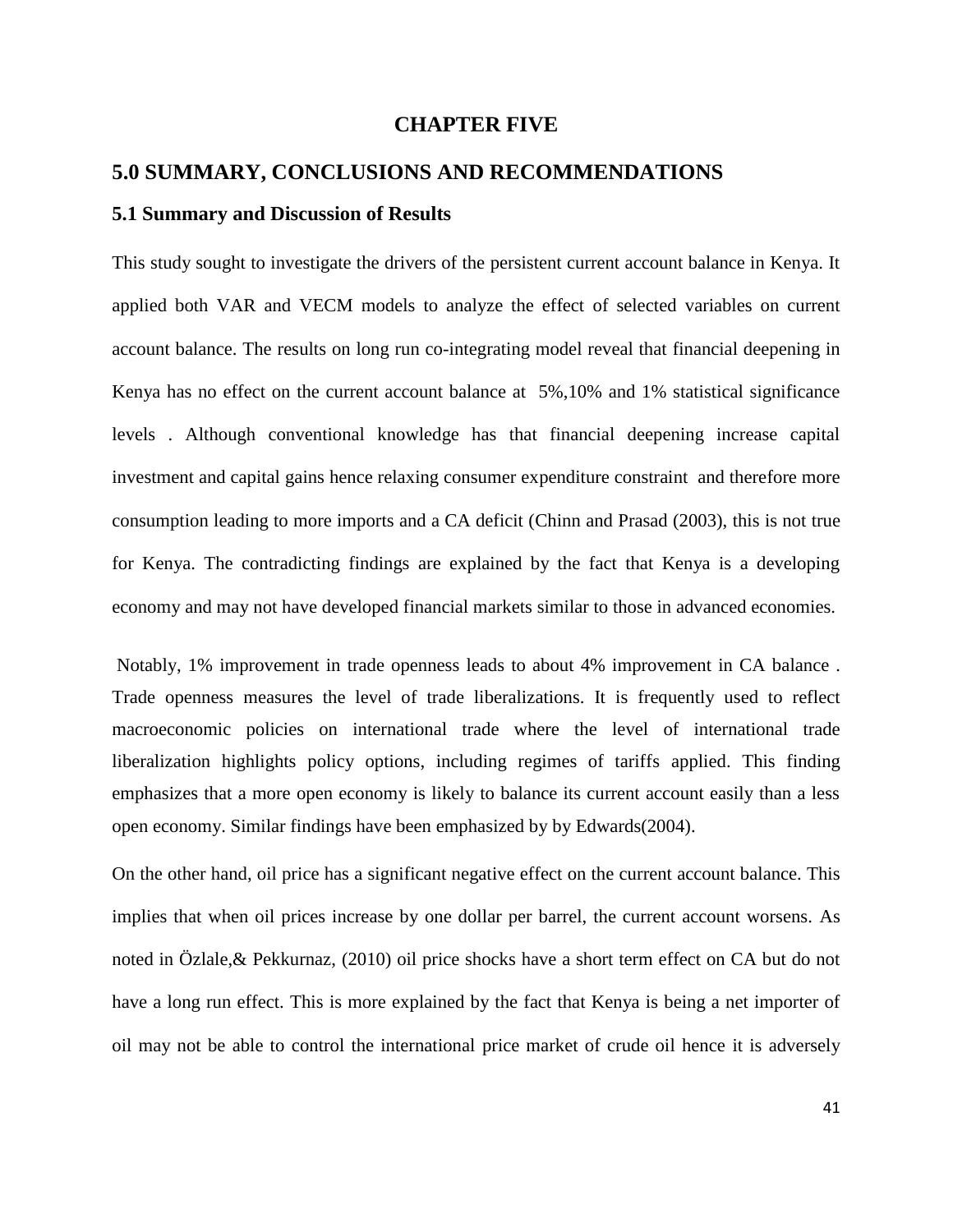## CHAPTER FIVE

# 5.0 SUMMARY, CONCLUSIONS AND RECOMMENDATIONS

### 5.1 Summary and Discussion of Results

This study sought to investigate the drivers of the persistent current account balance in Kenya. It applied both VAR and VECM models to analyze the effect of selected variables on current account balance. The results on long run co-integrating model reveal that financial deepening in Kenya has no effect on the current account balance at 5%,10% and 1% statistical significance levels . Although conventional knowledge has that financial deepening increase capital investment and capital gains hence relaxing consumer expenditure constraint and therefore more consumption leading to more imports and a CA deficit (Chinn and Prasad (2003), this is not true for Kenya. The contradicting findings are explained by the fact that Kenya is a developing economy and may not have developed financial markets similar to those in advanced economies.

Notably, 1% improvement in trade openness leads to about 4% improvement in CA balance . Trade openness measures the level of trade liberalizations. It is frequently used to reflect macroeconomic policies on international trade where the level of international trade liberalization highlights policy options, including regimes of tariffs applied. This finding emphasizes that a more open economy is likely to balance its current account easily than a less open economy. Similar findings have been emphasized by by Edwards(2004).

On the other hand, oil price has a significant negative effect on the current account balance. This implies that when oil prices increase by one dollar per barrel, the current account worsens. As noted in Özlale,& Pekkurnaz, (2010) oil price shocks have a short term effect on CA but do not have a long run effect. This is more explained by the fact that Kenya is being a net importer of oil may not be able to control the international price market of crude oil hence it is adversely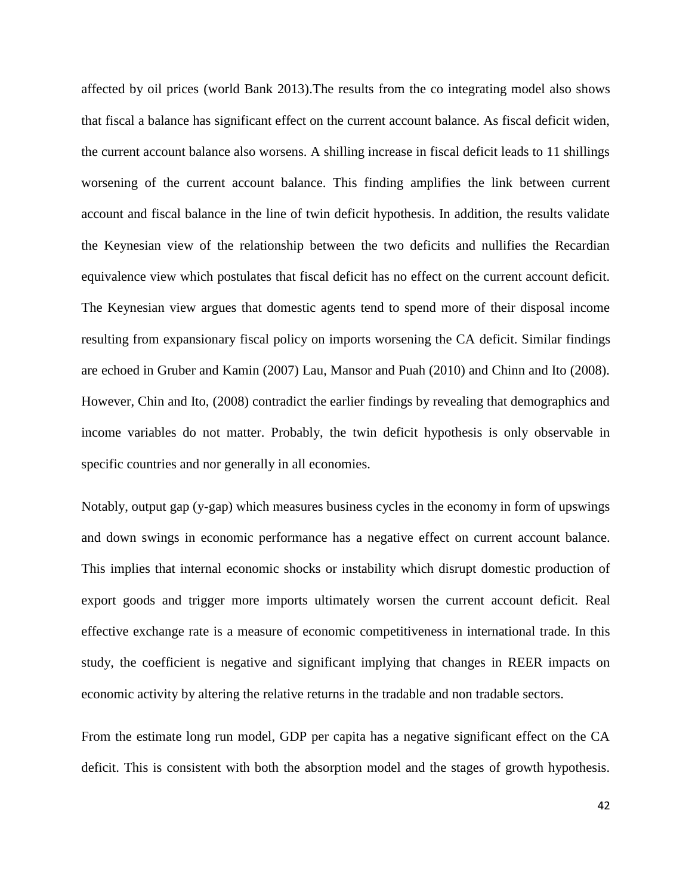affected by oil prices (world Bank 2013).The results from the co integrating model also shows that fiscal a balance has significant effect on the current account balance. As fiscal deficit widen, the current account balance also worsens. A shilling increase in fiscal deficit leads to 11 shillings worsening of the current account balance. This finding amplifies the link between current account and fiscal balance in the line of twin deficit hypothesis. In addition, the results validate the Keynesian view of the relationship between the two deficits and nullifies the Recardian equivalence view which postulates that fiscal deficit has no effect on the current account deficit. The Keynesian view argues that domestic agents tend to spend more of their disposal income resulting from expansionary fiscal policy on imports worsening the CA deficit. Similar findings are echoed in Gruber and Kamin (2007) Lau, Mansor and Puah (2010) and Chinn and Ito (2008). However, Chin and Ito, (2008) contradict the earlier findings by revealing that demographics and income variables do not matter. Probably, the twin deficit hypothesis is only observable in specific countries and nor generally in all economies.

Notably, output gap (y-gap) which measures business cycles in the economy in form of upswings and down swings in economic performance has a negative effect on current account balance. This implies that internal economic shocks or instability which disrupt domestic production of export goods and trigger more imports ultimately worsen the current account deficit. Real effective exchange rate is a measure of economic competitiveness in international trade. In this study, the coefficient is negative and significant implying that changes in REER impacts on economic activity by altering the relative returns in the tradable and non tradable sectors.

From the estimate long run model, GDP per capita has a negative significant effect on the CA deficit. This is consistent with both the absorption model and the stages of growth hypothesis.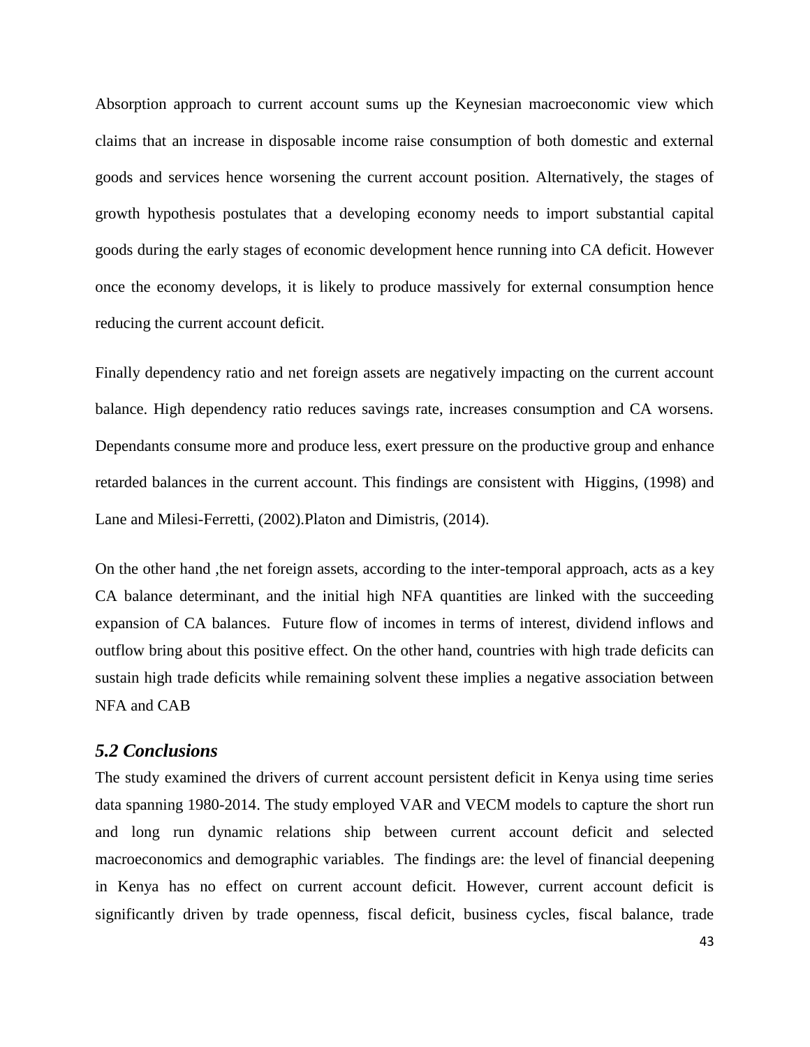Absorption approach to current account sums up the Keynesian macroeconomic view which claims that an increase in disposable income raise consumption of both domestic and external goods and services hence worsening the current account position. Alternatively, the stages of growth hypothesis postulates that a developing economy needs to import substantial capital goods during the early stages of economic development hence running into CA deficit. However once the economy develops, it is likely to produce massively for external consumption hence reducing the current account deficit.

Finally dependency ratio and net foreign assets are negatively impacting on the current account balance. High dependency ratio reduces savings rate, increases consumption and CA worsens. Dependants consume more and produce less, exert pressure on the productive group and enhance retarded balances in the current account. This findings are consistent with Higgins, (1998) and Lane and Milesi-Ferretti, (2002).Platon and Dimistris, (2014).

On the other hand ,the net foreign assets, according to the inter-temporal approach, acts as a key CA balance determinant, and the initial high NFA quantities are linked with the succeeding expansion of CA balances. Future flow of incomes in terms of interest, dividend inflows and outflow bring about this positive effect. On the other hand, countries with high trade deficits can sustain high trade deficits while remaining solvent these implies a negative association between NFA and CAB

## *5.2 Conclusions*

The study examined the drivers of current account persistent deficit in Kenya using time series data spanning 1980-2014. The study employed VAR and VECM models to capture the short run and long run dynamic relations ship between current account deficit and selected macroeconomics and demographic variables. The findings are: the level of financial deepening in Kenya has no effect on current account deficit. However, current account deficit is significantly driven by trade openness, fiscal deficit, business cycles, fiscal balance, trade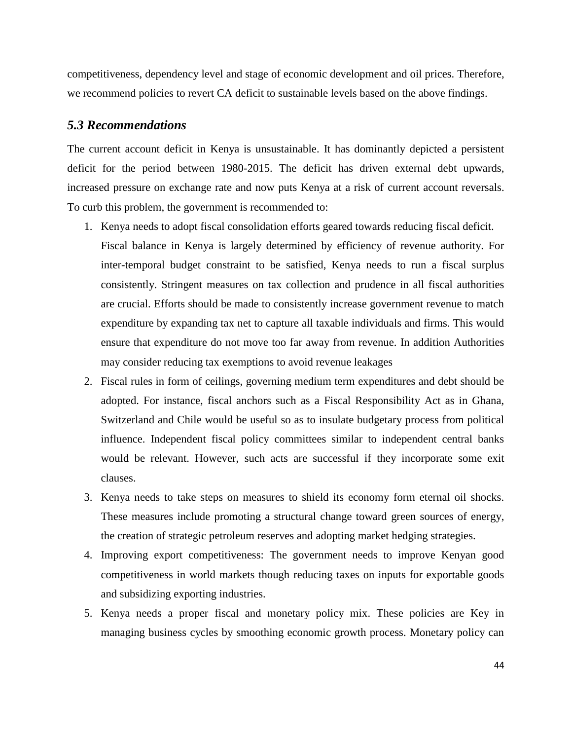competitiveness, dependency level and stage of economic development and oil prices. Therefore, we recommend policies to revert CA deficit to sustainable levels based on the above findings.

### *5.3 Recommendations*

The current account deficit in Kenya is unsustainable. It has dominantly depicted a persistent deficit for the period between 1980-2015. The deficit has driven external debt upwards, increased pressure on exchange rate and now puts Kenya at a risk of current account reversals. To curb this problem, the government is recommended to:

1. Kenya needs to adopt fiscal consolidation efforts geared towards reducing fiscal deficit. Fiscal balance in Kenya is largely determined by efficiency of revenue authority. For inter-temporal budget constraint to be satisfied, Kenya needs to run a fiscal surplus consistently. Stringent measures on tax collection and prudence in all fiscal authorities are crucial. Efforts should be made to consistently increase government revenue to match expenditure by expanding tax net to capture all taxable individuals and firms. This would ensure that expenditure do not move too far away from revenue. In addition Authorities may consider reducing tax exemptions to avoid revenue leakages
2. Fiscal rules in form of ceilings, governing medium term expenditures and debt should be adopted. For instance, fiscal anchors such as a Fiscal Responsibility Act as in Ghana, Switzerland and Chile would be useful so as to insulate budgetary process from political influence. Independent fiscal policy committees similar to independent central banks would be relevant. However, such acts are successful if they incorporate some exit clauses.
3. Kenya needs to take steps on measures to shield its economy form eternal oil shocks. These measures include promoting a structural change toward green sources of energy, the creation of strategic petroleum reserves and adopting market hedging strategies.
4. Improving export competitiveness: The government needs to improve Kenyan good competitiveness in world markets though reducing taxes on inputs for exportable goods and subsidizing exporting industries.
5. Kenya needs a proper fiscal and monetary policy mix. These policies are Key in managing business cycles by smoothing economic growth process. Monetary policy can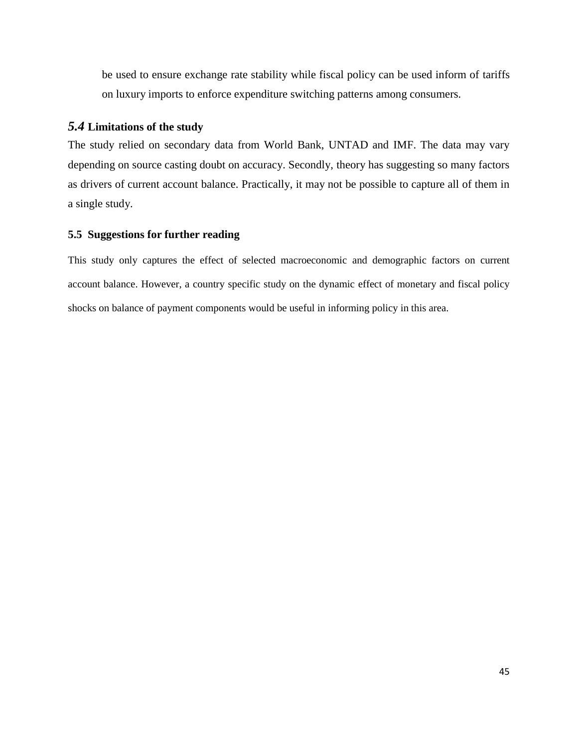be used to ensure exchange rate stability while fiscal policy can be used inform of tariffs on luxury imports to enforce expenditure switching patterns among consumers.

## *5.4* Limitations of the study

The study relied on secondary data from World Bank, UNTAD and IMF. The data may vary depending on source casting doubt on accuracy. Secondly, theory has suggesting so many factors as drivers of current account balance. Practically, it may not be possible to capture all of them in a single study.

## 5.5 Suggestions for further reading

This study only captures the effect of selected macroeconomic and demographic factors on current account balance. However, a country specific study on the dynamic effect of monetary and fiscal policy shocks on balance of payment components would be useful in informing policy in this area.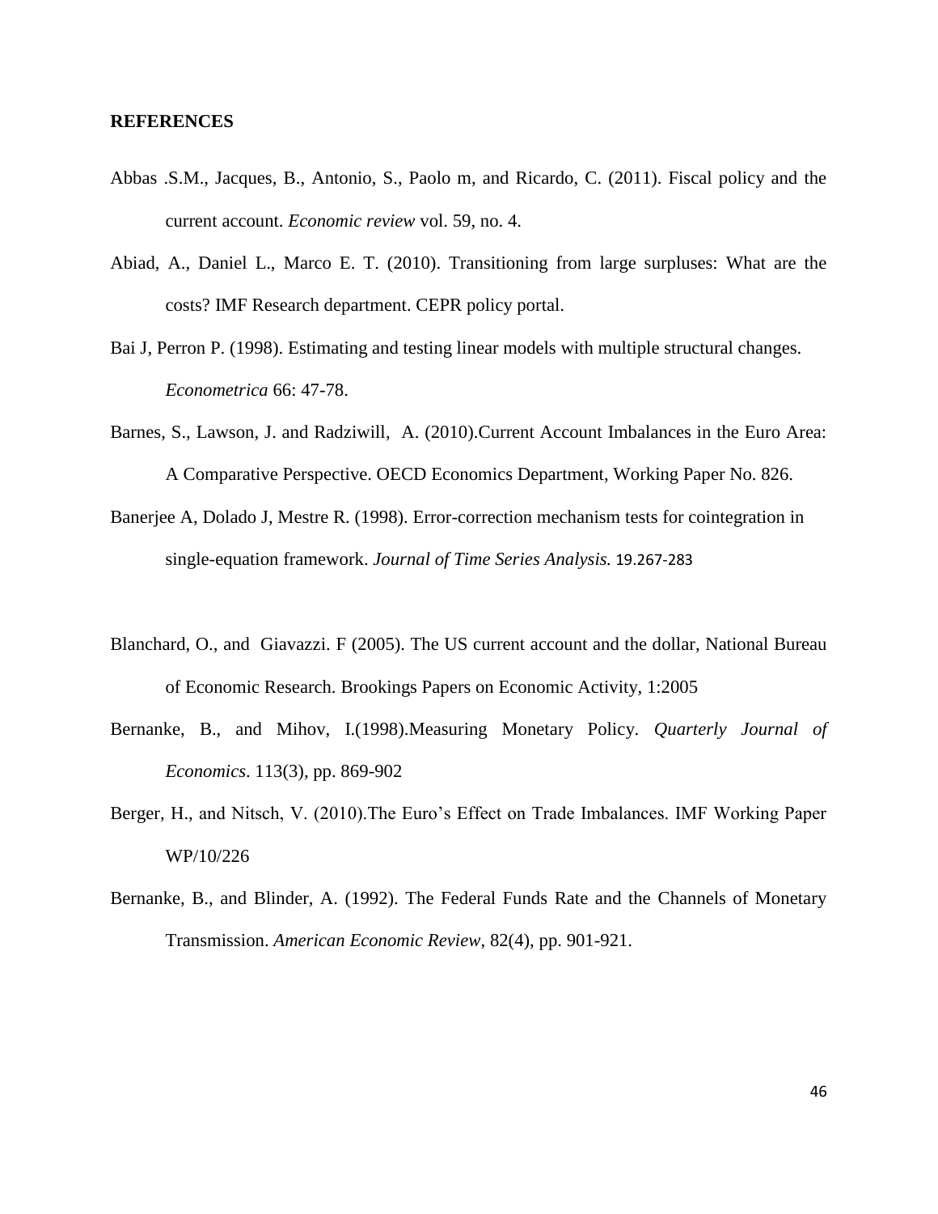**REFERENCES**

Abbas .S.M., Jacques, B., Antonio, S., Paolo m, and Ricardo, C. (2011). Fiscal policy and the current account. *Economic review* vol. 59, no. 4.

Abiad, A., Daniel L., Marco E. T. (2010). Transitioning from large surpluses: What are the costs? IMF Research department. CEPR policy portal.

Bai J, Perron P. (1998). Estimating and testing linear models with multiple structural changes. *Econometrica* 66: 47-78.

Barnes, S., Lawson, J. and Radziwill, A. (2010).Current Account Imbalances in the Euro Area: A Comparative Perspective. OECD Economics Department, Working Paper No. 826.

Banerjee A, Dolado J, Mestre R. (1998). Error-correction mechanism tests for cointegration in single-equation framework. *Journal of Time Series Analysis.* 19.267-283

Blanchard, O., and Giavazzi. F (2005). The US current account and the dollar, National Bureau of Economic Research. Brookings Papers on Economic Activity, 1:2005

Bernanke, B., and Mihov, I.(1998).Measuring Monetary Policy. *Quarterly Journal of Economics*. 113(3), pp. 869-902

Berger, H., and Nitsch, V. (2010).The Euro's Effect on Trade Imbalances. IMF Working Paper WP/10/226

Bernanke, B., and Blinder, A. (1992). The Federal Funds Rate and the Channels of Monetary Transmission. *American Economic Review*, 82(4), pp. 901-921.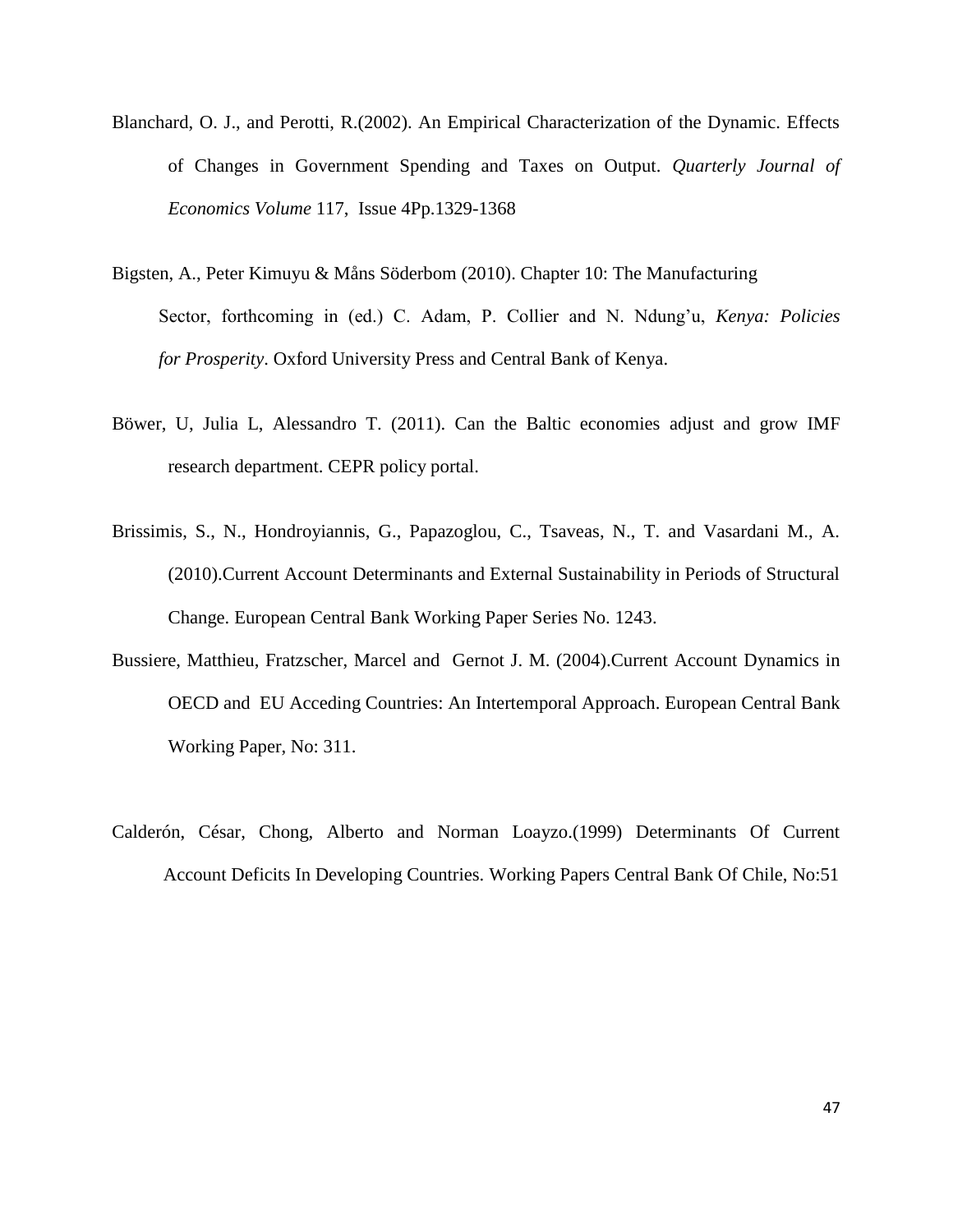Blanchard, O. J., and Perotti, R.(2002). An Empirical Characterization of the Dynamic. Effects of Changes in Government Spending and Taxes on Output. *Quarterly Journal of Economics Volume* 117, Issue 4Pp.1329-1368

Bigsten, A., Peter Kimuyu & Måns Söderbom (2010). Chapter 10: The Manufacturing Sector, forthcoming in (ed.) C. Adam, P. Collier and N. Ndung'u, *Kenya: Policies for Prosperity*. Oxford University Press and Central Bank of Kenya.

Böwer, U, Julia L, Alessandro T. (2011). Can the Baltic economies adjust and grow IMF research department. CEPR policy portal.

Brissimis, S., N., Hondroyiannis, G., Papazoglou, C., Tsaveas, N., T. and Vasardani M., A. (2010).Current Account Determinants and External Sustainability in Periods of Structural Change. European Central Bank Working Paper Series No. 1243.

Bussiere, Matthieu, Fratzscher, Marcel and Gernot J. M. (2004).Current Account Dynamics in OECD and EU Acceding Countries: An Intertemporal Approach. European Central Bank Working Paper, No: 311.

Calderón, César, Chong, Alberto and Norman Loayzo.(1999) Determinants Of Current Account Deficits In Developing Countries. Working Papers Central Bank Of Chile, No:51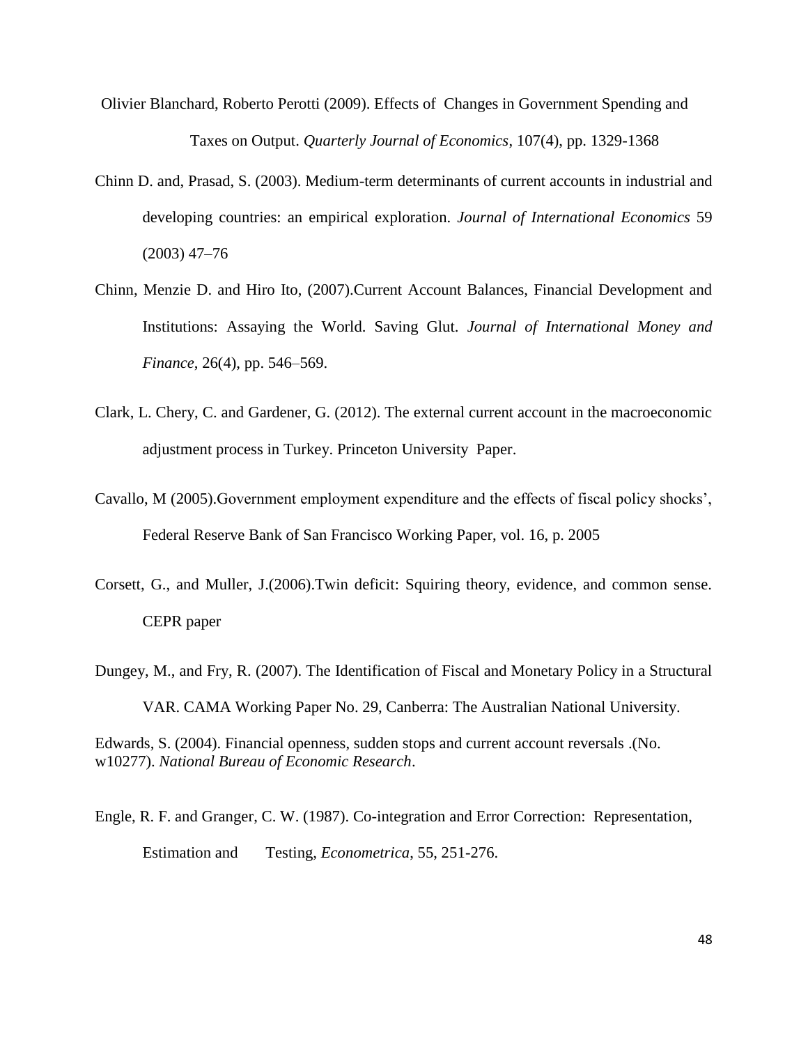Olivier Blanchard, Roberto Perotti (2009). Effects of Changes in Government Spending and Taxes on Output. *Quarterly Journal of Economics*, 107(4), pp. 1329-1368

Chinn D. and, Prasad, S. (2003). Medium-term determinants of current accounts in industrial and developing countries: an empirical exploration. *Journal of International Economics* 59 (2003) 47–76

Chinn, Menzie D. and Hiro Ito, (2007).Current Account Balances, Financial Development and Institutions: Assaying the World. Saving Glut. *Journal of International Money and Finance*, 26(4), pp. 546–569.

Clark, L. Chery, C. and Gardener, G. (2012). The external current account in the macroeconomic adjustment process in Turkey. Princeton University Paper.

Cavallo, M (2005).Government employment expenditure and the effects of fiscal policy shocks', Federal Reserve Bank of San Francisco Working Paper, vol. 16, p. 2005

Corsett, G., and Muller, J.(2006).Twin deficit: Squiring theory, evidence, and common sense. CEPR paper

Dungey, M., and Fry, R. (2007). The Identification of Fiscal and Monetary Policy in a Structural VAR. CAMA Working Paper No. 29, Canberra: The Australian National University.

Edwards, S. (2004). Financial openness, sudden stops and current account reversals .(No. w10277). *National Bureau of Economic Research*.

Engle, R. F. and Granger, C. W. (1987). Co-integration and Error Correction: Representation, Estimation and Testing, *Econometrica*, 55, 251-276.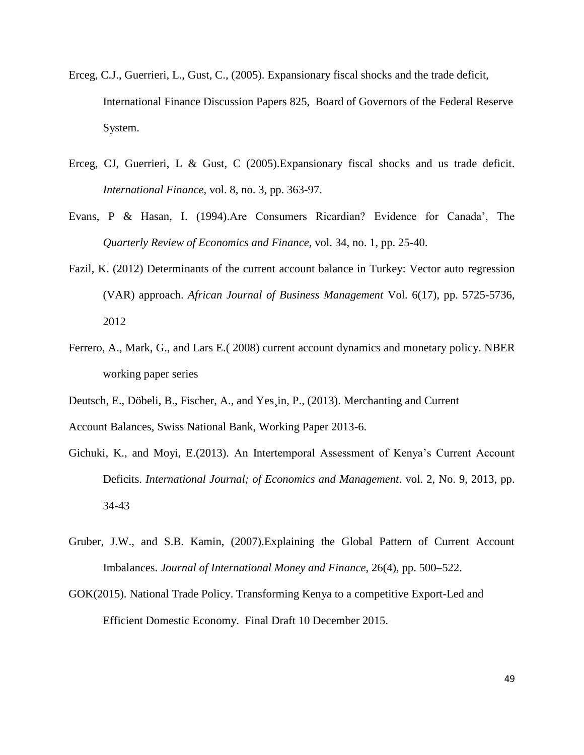Erceg, C.J., Guerrieri, L., Gust, C., (2005). Expansionary fiscal shocks and the trade deficit, International Finance Discussion Papers 825, Board of Governors of the Federal Reserve System.

Erceg, CJ, Guerrieri, L & Gust, C (2005).Expansionary fiscal shocks and us trade deficit. *International Finance*, vol. 8, no. 3, pp. 363-97.

Evans, P & Hasan, I. (1994).Are Consumers Ricardian? Evidence for Canada', The *Quarterly Review of Economics and Finance*, vol. 34, no. 1, pp. 25-40.

Fazil, K. (2012) Determinants of the current account balance in Turkey: Vector auto regression (VAR) approach. *African Journal of Business Management* Vol. 6(17), pp. 5725-5736, 2012

Ferrero, A., Mark, G., and Lars E.( 2008) current account dynamics and monetary policy. NBER working paper series

Deutsch, E., Döbeli, B., Fischer, A., and Yes¸in, P., (2013). Merchanting and Current Account Balances, Swiss National Bank, Working Paper 2013-6.

Gichuki, K., and Moyi, E.(2013). An Intertemporal Assessment of Kenya's Current Account Deficits. *International Journal; of Economics and Management*. vol. 2, No. 9, 2013, pp. 34-43

Gruber, J.W., and S.B. Kamin, (2007).Explaining the Global Pattern of Current Account Imbalances. *Journal of International Money and Finance*, 26(4), pp. 500–522.

GOK(2015). National Trade Policy. Transforming Kenya to a competitive Export-Led and Efficient Domestic Economy. Final Draft 10 December 2015.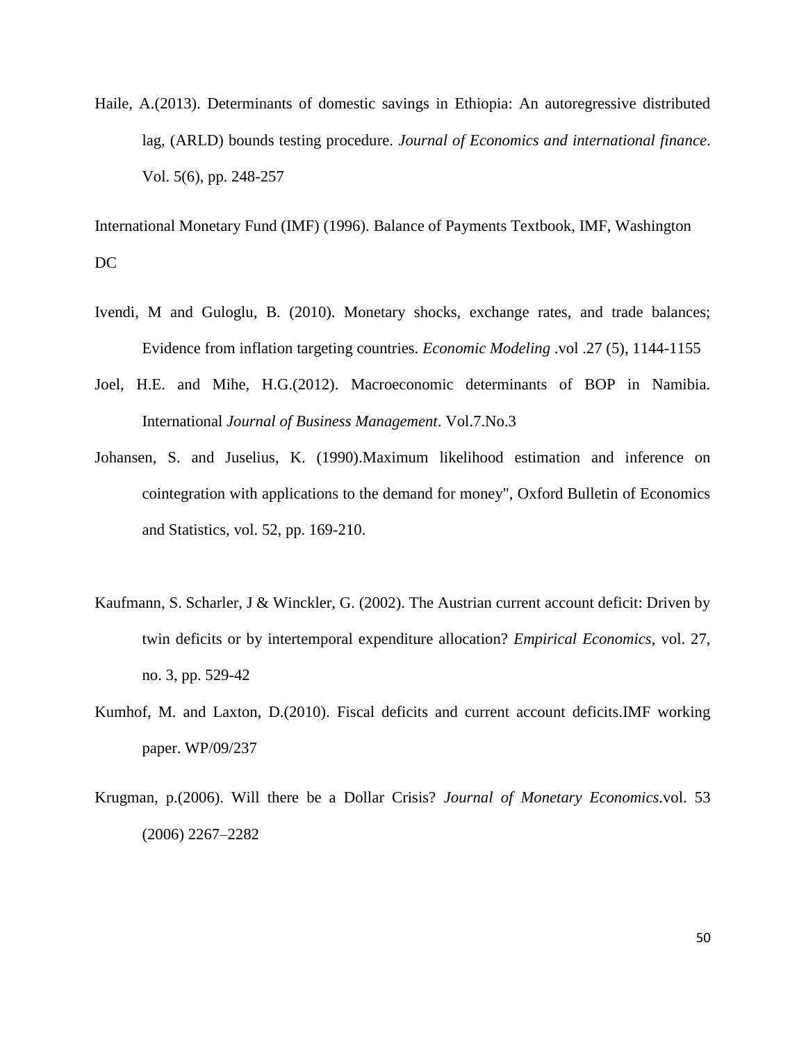Haile, A.(2013). Determinants of domestic savings in Ethiopia: An autoregressive distributed lag, (ARLD) bounds testing procedure. *Journal of Economics and international finance*. Vol. 5(6), pp. 248-257

International Monetary Fund (IMF) (1996). Balance of Payments Textbook, IMF, Washington DC

Ivendi, M and Guloglu, B. (2010). Monetary shocks, exchange rates, and trade balances; Evidence from inflation targeting countries. *Economic Modeling* .vol .27 (5), 1144-1155

Joel, H.E. and Mihe, H.G.(2012). Macroeconomic determinants of BOP in Namibia. International *Journal of Business Management*. Vol.7.No.3

Johansen, S. and Juselius, K. (1990).Maximum likelihood estimation and inference on cointegration with applications to the demand for money", Oxford Bulletin of Economics and Statistics, vol. 52, pp. 169-210.

Kaufmann, S. Scharler, J & Winckler, G. (2002). The Austrian current account deficit: Driven by twin deficits or by intertemporal expenditure allocation? *Empirical Economics*, vol. 27, no. 3, pp. 529-42

Kumhof, M. and Laxton, D.(2010). Fiscal deficits and current account deficits.IMF working paper. WP/09/237

Krugman, p.(2006). Will there be a Dollar Crisis? *Journal of Monetary Economics*.vol. 53 (2006) 2267–2282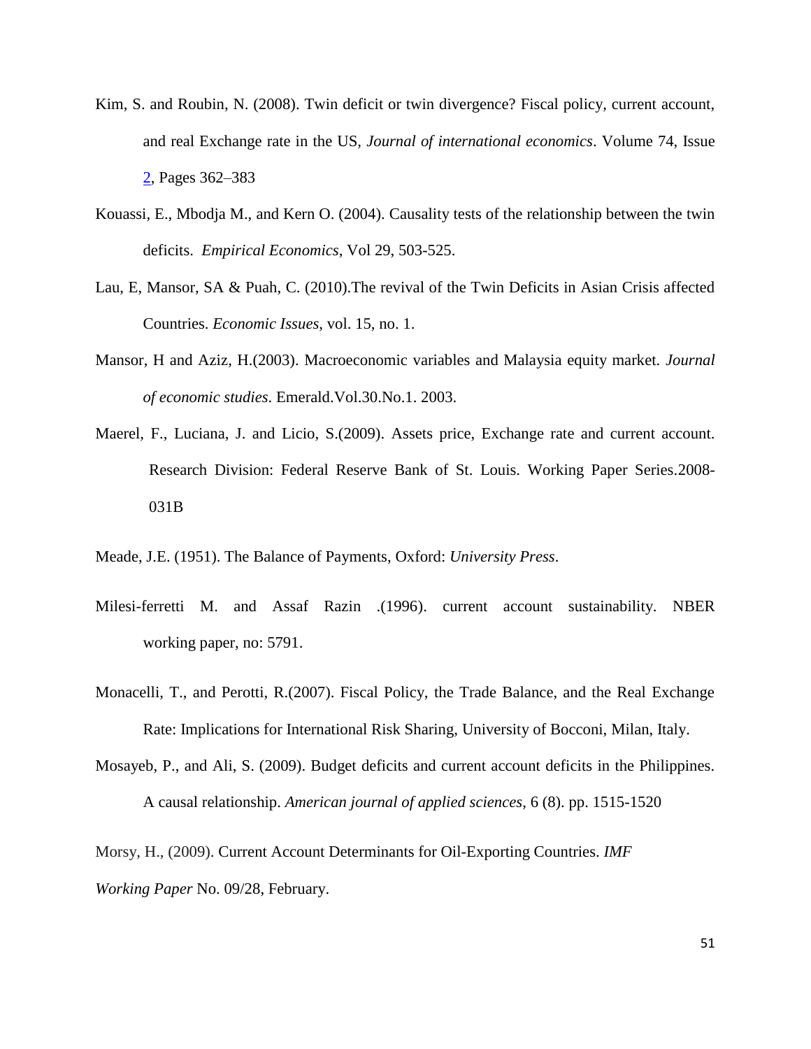Kim, S. and Roubin, N. (2008). Twin deficit or twin divergence? Fiscal policy, current account, and real Exchange rate in the US, *Journal of international economics*. Volume 74, Issue 2, Pages 362–383

Kouassi, E., Mbodja M., and Kern O. (2004). Causality tests of the relationship between the twin deficits. *Empirical Economics*, Vol 29, 503-525.

Lau, E, Mansor, SA & Puah, C. (2010).The revival of the Twin Deficits in Asian Crisis affected Countries. *Economic Issues*, vol. 15, no. 1.

Mansor, H and Aziz, H.(2003). Macroeconomic variables and Malaysia equity market. *Journal of economic studies*. Emerald.Vol.30.No.1. 2003.

Maerel, F., Luciana, J. and Licio, S.(2009). Assets price, Exchange rate and current account. Research Division: Federal Reserve Bank of St. Louis. Working Paper Series.2008-031B

Meade, J.E. (1951). The Balance of Payments, Oxford: *University Press*.

Milesi-ferretti M. and Assaf Razin .(1996). current account sustainability. NBER working paper, no: 5791.

Monacelli, T., and Perotti, R.(2007). Fiscal Policy, the Trade Balance, and the Real Exchange Rate: Implications for International Risk Sharing, University of Bocconi, Milan, Italy.

Mosayeb, P., and Ali, S. (2009). Budget deficits and current account deficits in the Philippines. A causal relationship. *American journal of applied sciences*, 6 (8). pp. 1515-1520

Morsy, H., (2009). Current Account Determinants for Oil-Exporting Countries. *IMF Working Paper* No. 09/28, February.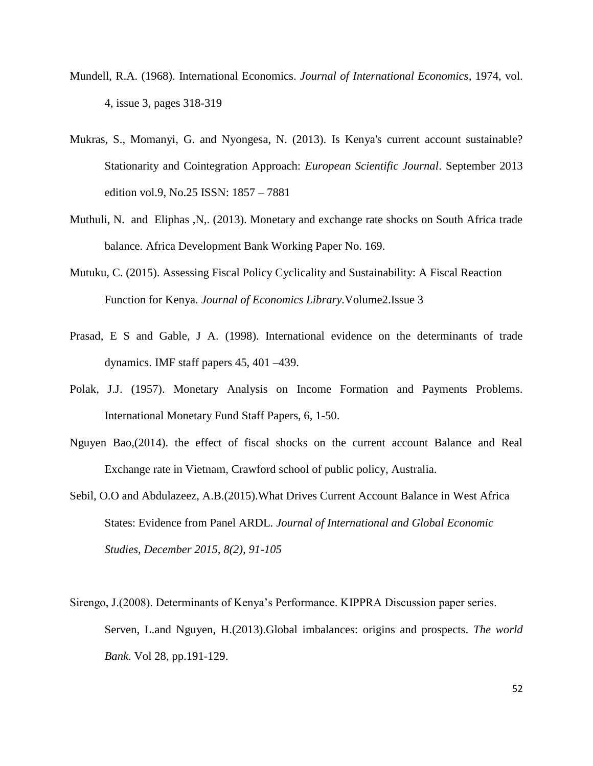Mundell, R.A. (1968). International Economics. *Journal of International Economics,* 1974, vol. 4, issue 3, pages 318-319

Mukras, S., Momanyi, G. and Nyongesa, N. (2013). Is Kenya's current account sustainable? Stationarity and Cointegration Approach: *European Scientific Journal*. September 2013 edition vol.9, No.25 ISSN: 1857 – 7881

Muthuli, N. and Eliphas ,N,. (2013). Monetary and exchange rate shocks on South Africa trade balance. Africa Development Bank Working Paper No. 169.

Mutuku, C. (2015). Assessing Fiscal Policy Cyclicality and Sustainability: A Fiscal Reaction Function for Kenya. *Journal of Economics Library.*Volume2.Issue 3

Prasad, E S and Gable, J A. (1998). International evidence on the determinants of trade dynamics. IMF staff papers 45, 401 –439.

Polak, J.J. (1957). Monetary Analysis on Income Formation and Payments Problems. International Monetary Fund Staff Papers, 6, 1-50.

Nguyen Bao,(2014). the effect of fiscal shocks on the current account Balance and Real Exchange rate in Vietnam, Crawford school of public policy, Australia.

Sebil, O.O and Abdulazeez, A.B.(2015).What Drives Current Account Balance in West Africa States: Evidence from Panel ARDL. *Journal of International and Global Economic Studies, December 2015, 8(2), 91-105*

Sirengo, J.(2008). Determinants of Kenya's Performance. KIPPRA Discussion paper series.
Serven, L.and Nguyen, H.(2013).Global imbalances: origins and prospects. *The world Bank*. Vol 28, pp.191-129.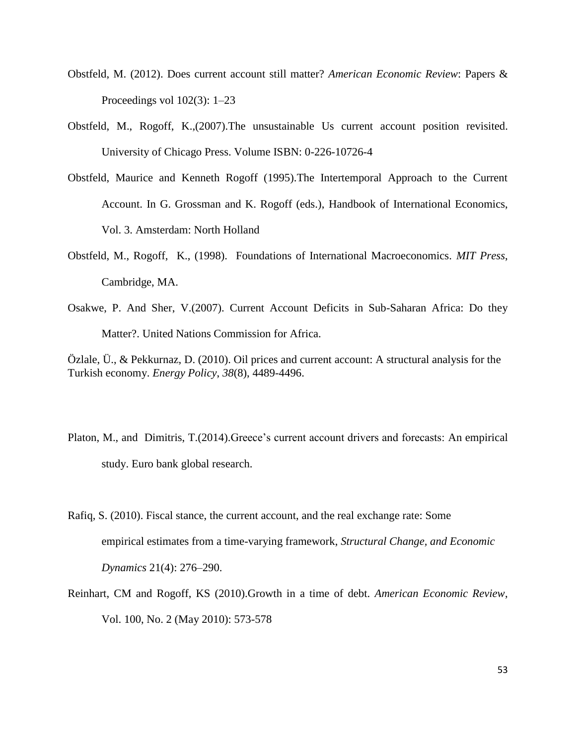Obstfeld, M. (2012). Does current account still matter? *American Economic Review*: Papers & Proceedings vol 102(3): 1–23

Obstfeld, M., Rogoff, K.,(2007).The unsustainable Us current account position revisited. University of Chicago Press. Volume ISBN: 0-226-10726-4

Obstfeld, Maurice and Kenneth Rogoff (1995).The Intertemporal Approach to the Current Account. In G. Grossman and K. Rogoff (eds.), Handbook of International Economics, Vol. 3. Amsterdam: North Holland

Obstfeld, M., Rogoff, K., (1998). Foundations of International Macroeconomics. *MIT Press*, Cambridge, MA.

Osakwe, P. And Sher, V.(2007). Current Account Deficits in Sub-Saharan Africa: Do they Matter?. United Nations Commission for Africa.

Özlale, Ü., & Pekkurnaz, D. (2010). Oil prices and current account: A structural analysis for the Turkish economy. *Energy Policy*, *38*(8), 4489-4496.

Platon, M., and Dimitris, T.(2014).Greece's current account drivers and forecasts: An empirical study. Euro bank global research.

Rafiq, S. (2010). Fiscal stance, the current account, and the real exchange rate: Some empirical estimates from a time-varying framework, *Structural Change, and Economic Dynamics* 21(4): 276–290.

Reinhart, CM and Rogoff, KS (2010).Growth in a time of debt. *American Economic Review*, Vol. 100, No. 2 (May 2010): 573-578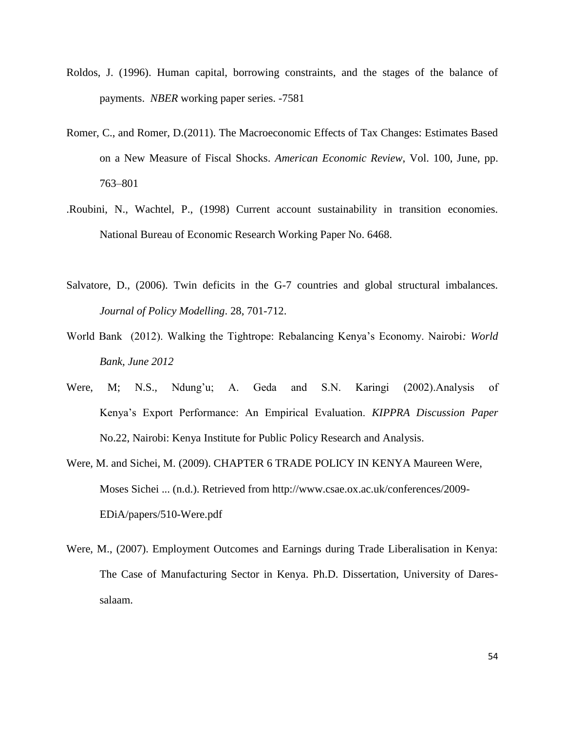Roldos, J. (1996). Human capital, borrowing constraints, and the stages of the balance of payments. *NBER* working paper series. -7581

Romer, C., and Romer, D.(2011). The Macroeconomic Effects of Tax Changes: Estimates Based on a New Measure of Fiscal Shocks. *American Economic Review*, Vol. 100, June, pp. 763–801

.Roubini, N., Wachtel, P., (1998) Current account sustainability in transition economies. National Bureau of Economic Research Working Paper No. 6468.

Salvatore, D., (2006). Twin deficits in the G-7 countries and global structural imbalances. *Journal of Policy Modelling*. 28, 701-712.

World Bank (2012). Walking the Tightrope: Rebalancing Kenya's Economy. Nairobi*: World Bank, June 2012*

Were, M; N.S., Ndung'u; A. Geda and S.N. Karingi (2002).Analysis of Kenya's Export Performance: An Empirical Evaluation. *KIPPRA Discussion Paper* No.22, Nairobi: Kenya Institute for Public Policy Research and Analysis.

Were, M. and Sichei, M. (2009). CHAPTER 6 TRADE POLICY IN KENYA Maureen Were, Moses Sichei ... (n.d.). Retrieved from http://www.csae.ox.ac.uk/conferences/2009-EDiA/papers/510-Were.pdf

Were, M., (2007). Employment Outcomes and Earnings during Trade Liberalisation in Kenya: The Case of Manufacturing Sector in Kenya. Ph.D. Dissertation, University of Dares-salaam.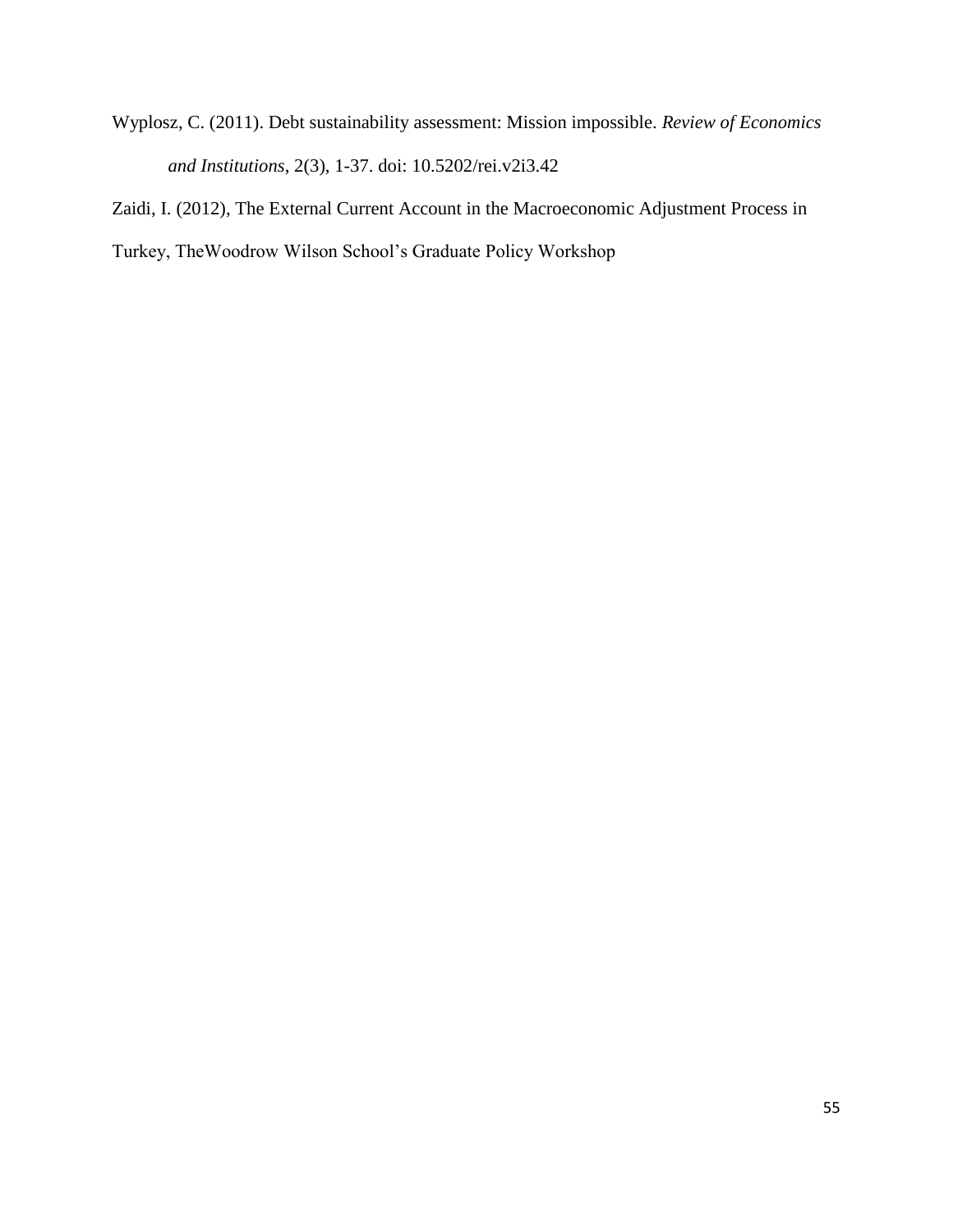Wyplosz, C. (2011). Debt sustainability assessment: Mission impossible. *Review of Economics and Institutions*, 2(3), 1-37. doi: 10.5202/rei.v2i3.42

Zaidi, I. (2012), The External Current Account in the Macroeconomic Adjustment Process in Turkey, TheWoodrow Wilson School's Graduate Policy Workshop